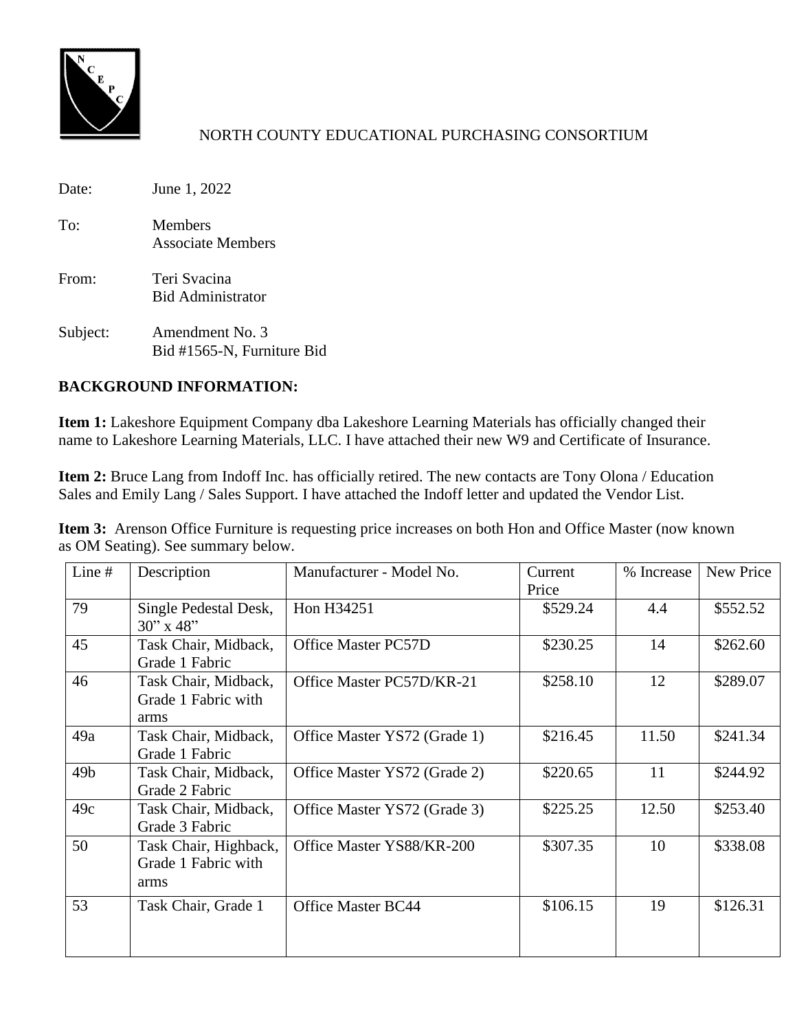# NORTH COUNTY EDUCATIONAL PURCHASING CONSORTIUM

Date: June 1, 2022

To: Members
Associate Members

From: Teri Svacina
Bid Administrator

Subject: Amendment No. 3
Bid #1565-N, Furniture Bid

## BACKGROUND INFORMATION:

**Item 1:** Lakeshore Equipment Company dba Lakeshore Learning Materials has officially changed their name to Lakeshore Learning Materials, LLC. I have attached their new W9 and Certificate of Insurance.

**Item 2:** Bruce Lang from Indoff Inc. has officially retired. The new contacts are Tony Olona / Education Sales and Emily Lang / Sales Support. I have attached the Indoff letter and updated the Vendor List.

**Item 3:** Arenson Office Furniture is requesting price increases on both Hon and Office Master (now known as OM Seating). See summary below.

| Line # | Description | Manufacturer - Model No. | Current Price | % Increase | New Price |
|---|---|---|---|---|---|
| 79 | Single Pedestal Desk, 30" x 48" | Hon H34251 | $529.24 | 4.4 | $552.52 |
| 45 | Task Chair, Midback, Grade 1 Fabric | Office Master PC57D | $230.25 | 14 | $262.60 |
| 46 | Task Chair, Midback, Grade 1 Fabric with arms | Office Master PC57D/KR-21 | $258.10 | 12 | $289.07 |
| 49a | Task Chair, Midback, Grade 1 Fabric | Office Master YS72 (Grade 1) | $216.45 | 11.50 | $241.34 |
| 49b | Task Chair, Midback, Grade 2 Fabric | Office Master YS72 (Grade 2) | $220.65 | 11 | $244.92 |
| 49c | Task Chair, Midback, Grade 3 Fabric | Office Master YS72 (Grade 3) | $225.25 | 12.50 | $253.40 |
| 50 | Task Chair, Highback, Grade 1 Fabric with arms | Office Master YS88/KR-200 | $307.35 | 10 | $338.08 |
| 53 | Task Chair, Grade 1 | Office Master BC44 | $106.15 | 19 | $126.31 |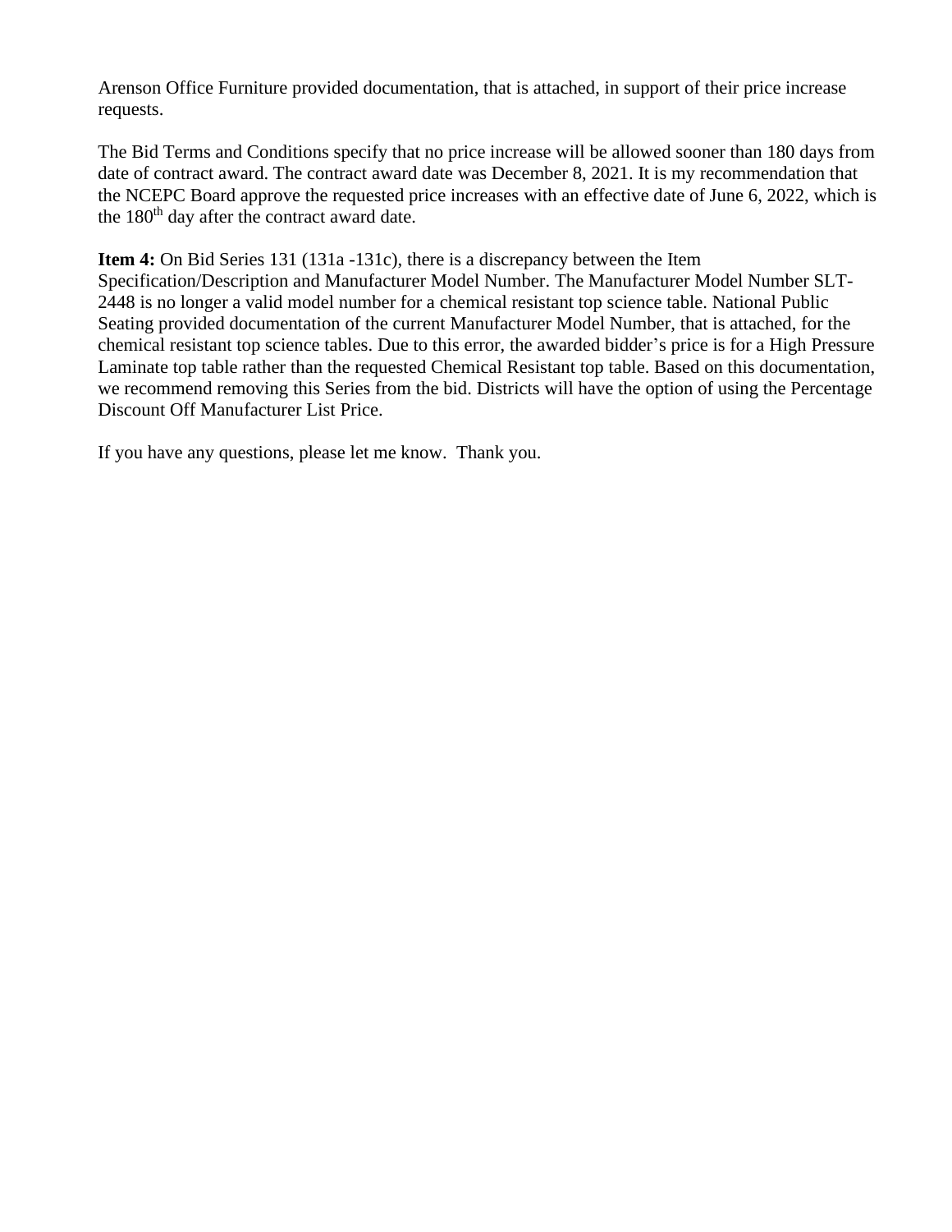Arenson Office Furniture provided documentation, that is attached, in support of their price increase requests.

The Bid Terms and Conditions specify that no price increase will be allowed sooner than 180 days from date of contract award. The contract award date was December 8, 2021. It is my recommendation that the NCEPC Board approve the requested price increases with an effective date of June 6, 2022, which is the 180th day after the contract award date.

**Item 4:** On Bid Series 131 (131a -131c), there is a discrepancy between the Item Specification/Description and Manufacturer Model Number. The Manufacturer Model Number SLT-2448 is no longer a valid model number for a chemical resistant top science table. National Public Seating provided documentation of the current Manufacturer Model Number, that is attached, for the chemical resistant top science tables. Due to this error, the awarded bidder's price is for a High Pressure Laminate top table rather than the requested Chemical Resistant top table. Based on this documentation, we recommend removing this Series from the bid. Districts will have the option of using the Percentage Discount Off Manufacturer List Price.

If you have any questions, please let me know. Thank you.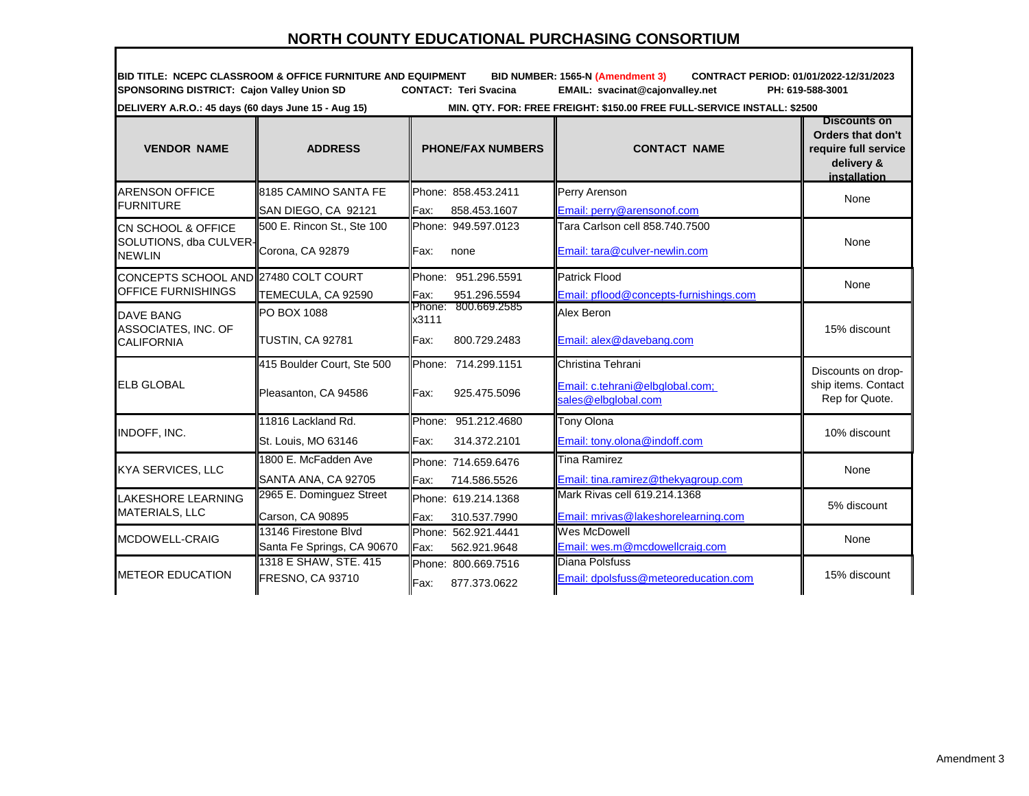# NORTH COUNTY EDUCATIONAL PURCHASING CONSORTIUM

**BID TITLE: NCEPC CLASSROOM & OFFICE FURNITURE AND EQUIPMENT** **BID NUMBER: 1565-N (Amendment 3)** **CONTRACT PERIOD: 01/01/2022-12/31/2023**

**SPONSORING DISTRICT: Cajon Valley Union SD** **CONTACT: Teri Svacina** **EMAIL: svacinat@cajonvalley.net** **PH: 619-588-3001**

**DELIVERY A.R.O.: 45 days (60 days June 15 - Aug 15)** **MIN. QTY. FOR: FREE FREIGHT: $150.00 FREE FULL-SERVICE INSTALL: $2500**

| VENDOR NAME | ADDRESS | PHONE/FAX NUMBERS | CONTACT NAME | Discounts on Orders that don't require full service delivery & installation |
|---|---|---|---|---|
| ARENSON OFFICE FURNITURE | 8185 CAMINO SANTA FE<br>SAN DIEGO, CA 92121 | Phone: 858.453.2411<br>Fax: 858.453.1607 | Perry Arenson<br>Email: perry@arensonof.com | None |
| CN SCHOOL & OFFICE SOLUTIONS, dba CULVER-NEWLIN | 500 E. Rincon St., Ste 100<br>Corona, CA 92879 | Phone: 949.597.0123<br>Fax: none | Tara Carlson cell 858.740.7500<br>Email: tara@culver-newlin.com | None |
| CONCEPTS SCHOOL AND OFFICE FURNISHINGS | 27480 COLT COURT<br>TEMECULA, CA 92590 | Phone: 951.296.5591<br>Fax: 951.296.5594 | Patrick Flood<br>Email: pflood@concepts-furnishings.com | None |
| DAVE BANG ASSOCIATES, INC. OF CALIFORNIA | PO BOX 1088<br>TUSTIN, CA 92781 | Phone: 800.669.2585 x3111<br>Fax: 800.729.2483 | Alex Beron<br>Email: alex@davebang.com | 15% discount |
| ELB GLOBAL | 415 Boulder Court, Ste 500<br>Pleasanton, CA 94586 | Phone: 714.299.1151<br>Fax: 925.475.5096 | Christina Tehrani<br>Email: c.tehrani@elbglobal.com; sales@elbglobal.com | Discounts on drop-ship items. Contact Rep for Quote. |
| INDOFF, INC. | 11816 Lackland Rd.<br>St. Louis, MO 63146 | Phone: 951.212.4680<br>Fax: 314.372.2101 | Tony Olona<br>Email: tony.olona@indoff.com | 10% discount |
| KYA SERVICES, LLC | 1800 E. McFadden Ave<br>SANTA ANA, CA 92705 | Phone: 714.659.6476<br>Fax: 714.586.5526 | Tina Ramirez<br>Email: tina.ramirez@thekyagroup.com | None |
| LAKESHORE LEARNING MATERIALS, LLC | 2965 E. Dominguez Street<br>Carson, CA 90895 | Phone: 619.214.1368<br>Fax: 310.537.7990 | Mark Rivas cell 619.214.1368<br>Email: mrivas@lakeshorelearning.com | 5% discount |
| MCDOWELL-CRAIG | 13146 Firestone Blvd<br>Santa Fe Springs, CA 90670 | Phone: 562.921.4441<br>Fax: 562.921.9648 | Wes McDowell<br>Email: wes.m@mcdowellcraig.com | None |
| METEOR EDUCATION | 1318 E SHAW, STE. 415<br>FRESNO, CA 93710 | Phone: 800.669.7516<br>Fax: 877.373.0622 | Diana Polsfuss<br>Email: dpolsfuss@meteoreducation.com | 15% discount |

Amendment 3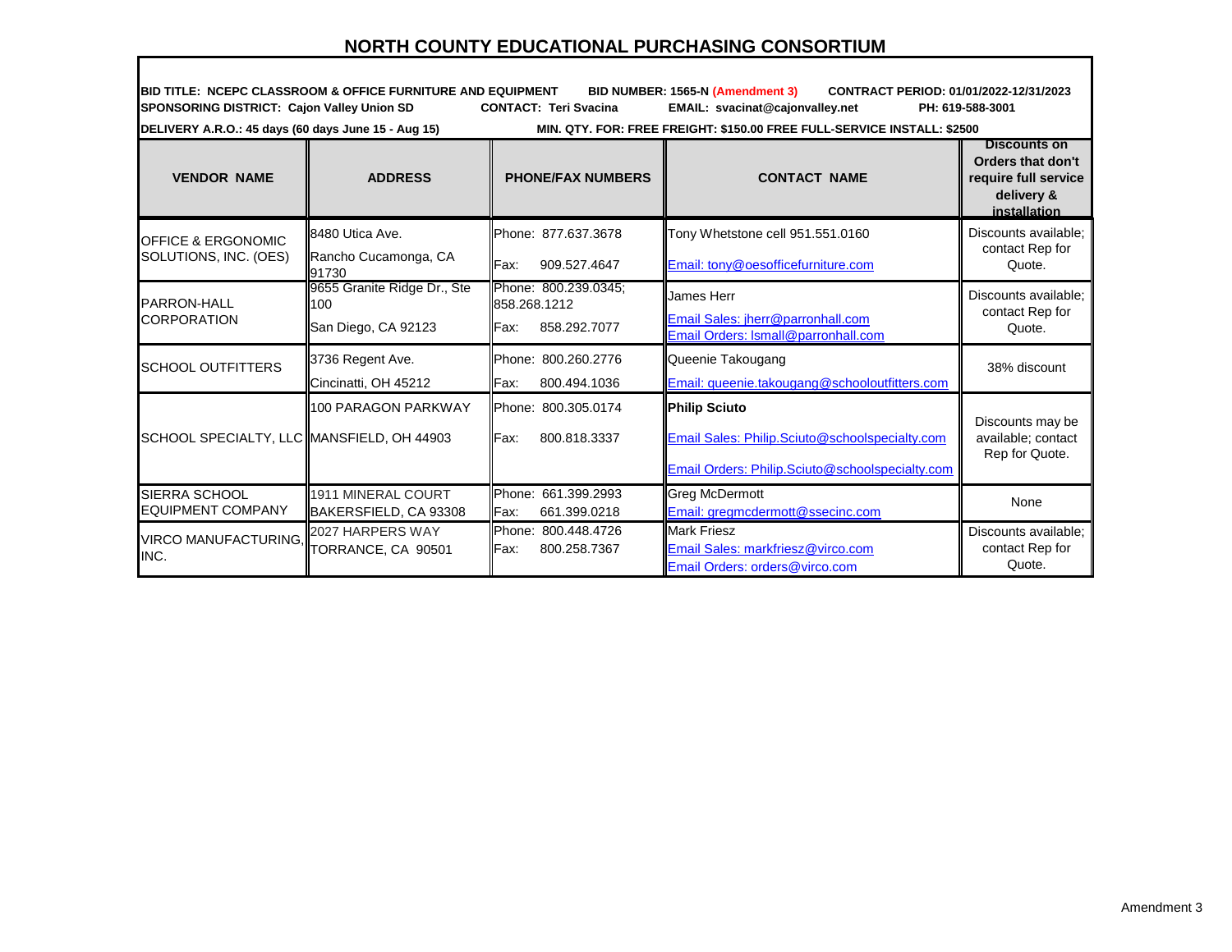# NORTH COUNTY EDUCATIONAL PURCHASING CONSORTIUM

**BID TITLE: NCEPC CLASSROOM & OFFICE FURNITURE AND EQUIPMENT** **BID NUMBER: 1565-N (Amendment 3)** **CONTRACT PERIOD: 01/01/2022-12/31/2023**
**SPONSORING DISTRICT: Cajon Valley Union SD** **CONTACT: Teri Svacina** **EMAIL: svacinat@cajonvalley.net** **PH: 619-588-3001**
**DELIVERY A.R.O.: 45 days (60 days June 15 - Aug 15)** **MIN. QTY. FOR: FREE FREIGHT: $150.00 FREE FULL-SERVICE INSTALL: $2500**

| VENDOR NAME | ADDRESS | PHONE/FAX NUMBERS | CONTACT NAME | Discounts on Orders that don't require full service delivery & installation |
|---|---|---|---|---|
| OFFICE & ERGONOMIC SOLUTIONS, INC. (OES) | 8480 Utica Ave.<br>Rancho Cucamonga, CA 91730 | Phone: 877.637.3678<br>Fax: 909.527.4647 | Tony Whetstone cell 951.551.0160<br>Email: tony@oesofficefurniture.com | Discounts available; contact Rep for Quote. |
| PARRON-HALL CORPORATION | 9655 Granite Ridge Dr., Ste 100<br>San Diego, CA 92123 | Phone: 800.239.0345; 858.268.1212<br>Fax: 858.292.7077 | James Herr<br>Email Sales: jherr@parronhall.com<br>Email Orders: lsmall@parronhall.com | Discounts available; contact Rep for Quote. |
| SCHOOL OUTFITTERS | 3736 Regent Ave.<br>Cincinatti, OH 45212 | Phone: 800.260.2776<br>Fax: 800.494.1036 | Queenie Takougang<br>Email: queenie.takougang@schooloutfitters.com | 38% discount |
| SCHOOL SPECIALTY, LLC | 100 PARAGON PARKWAY<br>MANSFIELD, OH 44903 | Phone: 800.305.0174<br>Fax: 800.818.3337 | **Philip Sciuto**<br>Email Sales: Philip.Sciuto@schoolspecialty.com<br>Email Orders: Philip.Sciuto@schoolspecialty.com | Discounts may be available; contact Rep for Quote. |
| SIERRA SCHOOL EQUIPMENT COMPANY | 1911 MINERAL COURT<br>BAKERSFIELD, CA 93308 | Phone: 661.399.2993<br>Fax: 661.399.0218 | Greg McDermott<br>Email: gregmcdermott@ssecinc.com | None |
| VIRCO MANUFACTURING, INC. | 2027 HARPERS WAY<br>TORRANCE, CA 90501 | Phone: 800.448.4726<br>Fax: 800.258.7367 | Mark Friesz<br>Email Sales: markfriesz@virco.com<br>Email Orders: orders@virco.com | Discounts available; contact Rep for Quote. |

Amendment 3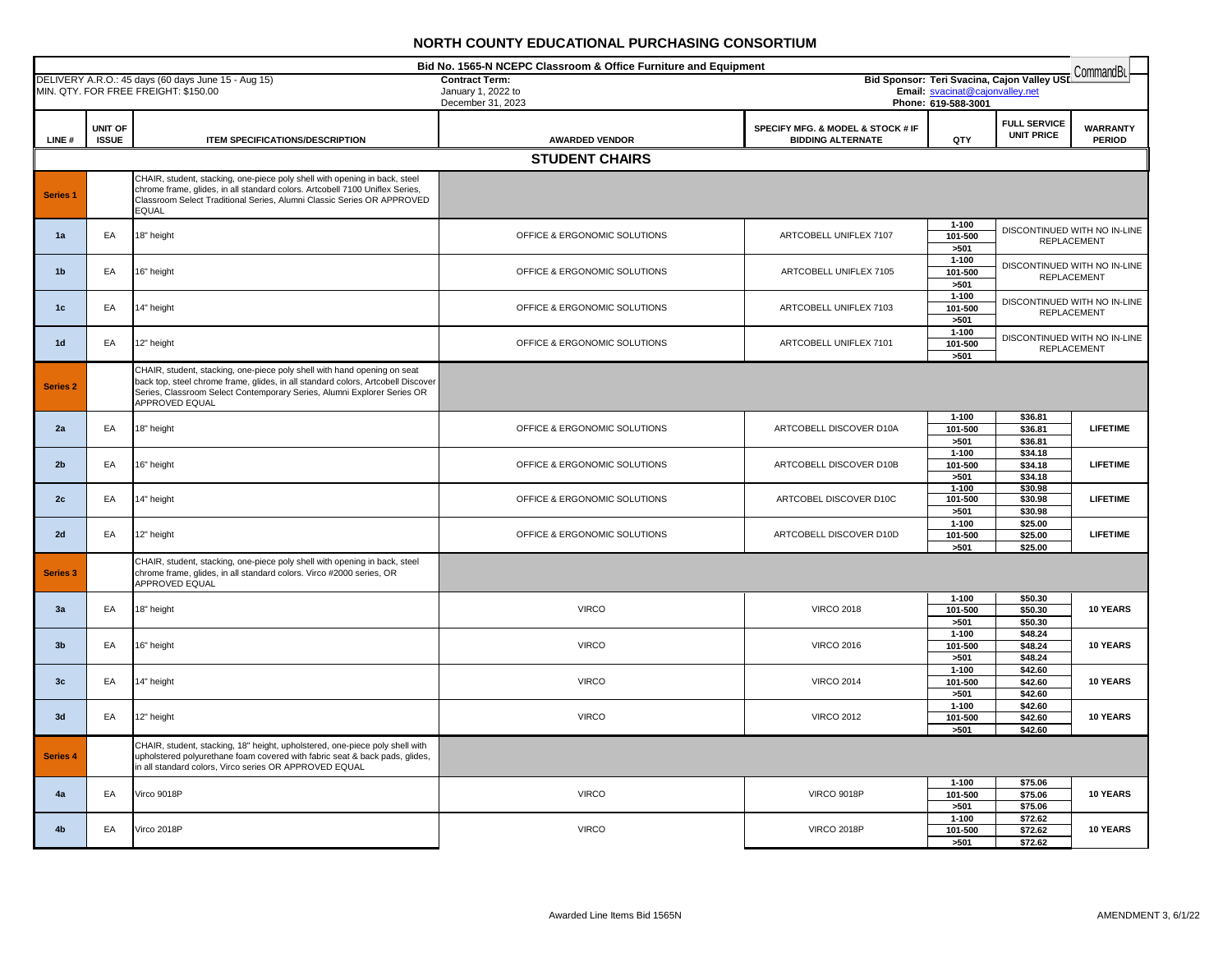# NORTH COUNTY EDUCATIONAL PURCHASING CONSORTIUM

**Bid No. 1565-N NCEPC Classroom & Office Furniture and Equipment**

DELIVERY A.R.O.: 45 days (60 days June 15 - Aug 15)
MIN. QTY. FOR FREE FREIGHT: $150.00

**Contract Term:**
January 1, 2022 to
December 31, 2023

**Bid Sponsor: Teri Svacina, Cajon Valley USD**
**Email:** svacinat@cajonvalley.net
**Phone:** 619-588-3001

CommandBu

| LINE # | UNIT OF ISSUE | ITEM SPECIFICATIONS/DESCRIPTION | AWARDED VENDOR | SPECIFY MFG. & MODEL & STOCK # IF BIDDING ALTERNATE | QTY | FULL SERVICE UNIT PRICE | WARRANTY PERIOD |
|---|---|---|---|---|---|---|---|
| **STUDENT CHAIRS** | | | | | | | |
| **Series 1** | | CHAIR, student, stacking, one-piece poly shell with opening in back, steel chrome frame, glides, in all standard colors. Artcobell 7100 Uniflex Series, Classroom Select Traditional Series, Alumni Classic Series OR APPROVED EQUAL | | | | | |
| 1a | EA | 18" height | OFFICE & ERGONOMIC SOLUTIONS | ARTCOBELL UNIFLEX 7107 | 1-100<br>101-500<br>>501 | DISCONTINUED WITH NO IN-LINE REPLACEMENT | |
| 1b | EA | 16" height | OFFICE & ERGONOMIC SOLUTIONS | ARTCOBELL UNIFLEX 7105 | 1-100<br>101-500<br>>501 | DISCONTINUED WITH NO IN-LINE REPLACEMENT | |
| 1c | EA | 14" height | OFFICE & ERGONOMIC SOLUTIONS | ARTCOBELL UNIFLEX 7103 | 1-100<br>101-500<br>>501 | DISCONTINUED WITH NO IN-LINE REPLACEMENT | |
| 1d | EA | 12" height | OFFICE & ERGONOMIC SOLUTIONS | ARTCOBELL UNIFLEX 7101 | 1-100<br>101-500<br>>501 | DISCONTINUED WITH NO IN-LINE REPLACEMENT | |
| **Series 2** | | CHAIR, student, stacking, one-piece poly shell with hand opening on seat back top, steel chrome frame, glides, in all standard colors, Artcobell Discover Series, Classroom Select Contemporary Series, Alumni Explorer Series OR APPROVED EQUAL | | | | | |
| 2a | EA | 18" height | OFFICE & ERGONOMIC SOLUTIONS | ARTCOBELL DISCOVER D10A | 1-100<br>101-500<br>>501 | $36.81<br>$36.81<br>$36.81 | LIFETIME |
| 2b | EA | 16" height | OFFICE & ERGONOMIC SOLUTIONS | ARTCOBELL DISCOVER D10B | 1-100<br>101-500<br>>501 | $34.18<br>$34.18<br>$34.18 | LIFETIME |
| 2c | EA | 14" height | OFFICE & ERGONOMIC SOLUTIONS | ARTCOBEL DISCOVER D10C | 1-100<br>101-500<br>>501 | $30.98<br>$30.98<br>$30.98 | LIFETIME |
| 2d | EA | 12" height | OFFICE & ERGONOMIC SOLUTIONS | ARTCOBELL DISCOVER D10D | 1-100<br>101-500<br>>501 | $25.00<br>$25.00<br>$25.00 | LIFETIME |
| **Series 3** | | CHAIR, student, stacking, one-piece poly shell with opening in back, steel chrome frame, glides, in all standard colors. Virco #2000 series, OR APPROVED EQUAL | | | | | |
| 3a | EA | 18" height | VIRCO | VIRCO 2018 | 1-100<br>101-500<br>>501 | $50.30<br>$50.30<br>$50.30 | 10 YEARS |
| 3b | EA | 16" height | VIRCO | VIRCO 2016 | 1-100<br>101-500<br>>501 | $48.24<br>$48.24<br>$48.24 | 10 YEARS |
| 3c | EA | 14" height | VIRCO | VIRCO 2014 | 1-100<br>101-500<br>>501 | $42.60<br>$42.60<br>$42.60 | 10 YEARS |
| 3d | EA | 12" height | VIRCO | VIRCO 2012 | 1-100<br>101-500<br>>501 | $42.60<br>$42.60<br>$42.60 | 10 YEARS |
| **Series 4** | | CHAIR, student, stacking, 18" height, upholstered, one-piece poly shell with upholstered polyurethane foam covered with fabric seat & back pads, glides, in all standard colors, Virco series OR APPROVED EQUAL | | | | | |
| 4a | EA | Virco 9018P | VIRCO | VIRCO 9018P | 1-100<br>101-500<br>>501 | $75.06<br>$75.06<br>$75.06 | 10 YEARS |
| 4b | EA | Virco 2018P | VIRCO | VIRCO 2018P | 1-100<br>101-500<br>>501 | $72.62<br>$72.62<br>$72.62 | 10 YEARS |

Awarded Line Items Bid 1565N

AMENDMENT 3, 6/1/22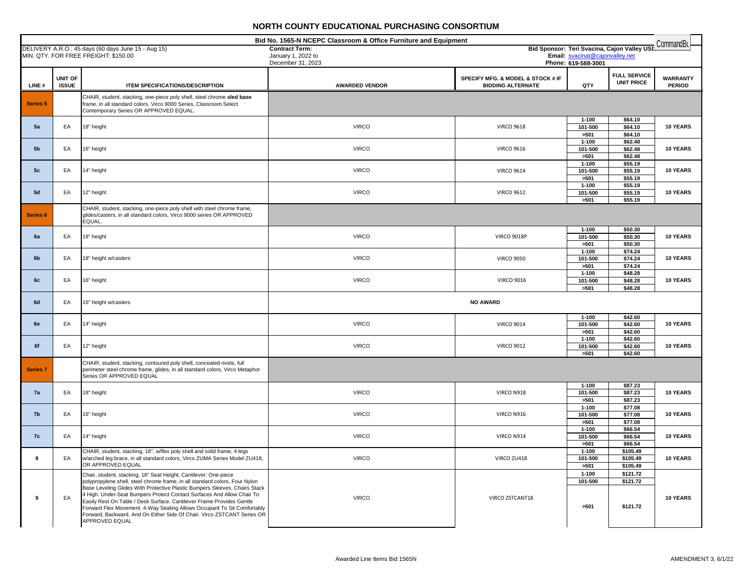# NORTH COUNTY EDUCATIONAL PURCHASING CONSORTIUM

**Bid No. 1565-N NCEPC Classroom & Office Furniture and Equipment**

DELIVERY A.R.O.: 45 days (60 days June 15 - Aug 15)
MIN. QTY. FOR FREE FREIGHT: $150.00

**Contract Term:**
January 1, 2022 to
December 31, 2023

**Bid Sponsor: Teri Svacina, Cajon Valley USD**
**Email:** svacinat@cajonvalley.net
**Phone: 619-588-3001**

| LINE # | UNIT OF ISSUE | ITEM SPECIFICATIONS/DESCRIPTION | AWARDED VENDOR | SPECIFY MFG. & MODEL & STOCK # IF BIDDING ALTERNATE | QTY | FULL SERVICE UNIT PRICE | WARRANTY PERIOD |
|---|---|---|---|---|---|---|---|
| **Series 5** | | CHAIR, student, stacking, one-piece poly shell, steel chrome **sled base** frame, in all standard colors. Virco 9000 Series, Classroom Select Contemporary Series OR APPROVED EQUAL. | | | | | |
| **5a** | EA | 18" height | VIRCO | VIRCO 9618 | 1-100 | $64.10 | 10 YEARS |
| | | | | | 101-500 | $64.10 | |
| | | | | | >501 | $64.10 | |
| **5b** | EA | 16" height | VIRCO | VIRCO 9616 | 1-100 | $62.48 | 10 YEARS |
| | | | | | 101-500 | $62.48 | |
| | | | | | >501 | $62.48 | |
| **5c** | EA | 14" height | VIRCO | VIRCO 9614 | 1-100 | $55.19 | 10 YEARS |
| | | | | | 101-500 | $55.19 | |
| | | | | | >501 | $55.19 | |
| **5d** | EA | 12" height | VIRCO | VIRCO 9612 | 1-100 | $55.19 | 10 YEARS |
| | | | | | 101-500 | $55.19 | |
| | | | | | >501 | $55.19 | |
| **Series 6** | | CHAIR, student, stacking, one-piece poly shell with steel chrome frame, glides/casters, in all standard colors, Virco 9000 series OR APPROVED EQUAL. | | | | | |
| **6a** | EA | 18" height | VIRCO | VIRCO 9018P | 1-100 | $50.30 | 10 YEARS |
| | | | | | 101-500 | $50.30 | |
| | | | | | >501 | $50.30 | |
| **6b** | EA | 18" height w/casters | VIRCO | VIRCO 9050 | 1-100 | $74.24 | 10 YEARS |
| | | | | | 101-500 | $74.24 | |
| | | | | | >501 | $74.24 | |
| **6c** | EA | 16" height | VIRCO | VIRCO 9016 | 1-100 | $48.28 | 10 YEARS |
| | | | | | 101-500 | $48.28 | |
| | | | | | >501 | $48.28 | |
| **6d** | EA | 16" height w/casters | **NO AWARD** | | | | |
| **6e** | EA | 14" height | VIRCO | VIRCO 9014 | 1-100 | $42.60 | 10 YEARS |
| | | | | | 101-500 | $42.60 | |
| | | | | | >501 | $42.60 | |
| **6f** | EA | 12" height | VIRCO | VIRCO 9012 | 1-100 | $42.60 | 10 YEARS |
| | | | | | 101-500 | $42.60 | |
| | | | | | >501 | $42.60 | |
| **Series 7** | | CHAIR, student, stacking, contoured poly shell, concealed rivets, full perimeter steel chrome frame, glides, in all standard colors, Virco Metaphor Series OR APPROVED EQUAL | | | | | |
| **7a** | EA | 18" height | VIRCO | VIRCO N918 | 1-100 | $87.23 | 10 YEARS |
| | | | | | 101-500 | $87.23 | |
| | | | | | >501 | $87.23 | |
| **7b** | EA | 16" height | VIRCO | VIRCO N916 | 1-100 | $77.08 | 10 YEARS |
| | | | | | 101-500 | $77.08 | |
| | | | | | >501 | $77.08 | |
| **7c** | EA | 14" height | VIRCO | VIRCO N914 | 1-100 | $66.54 | 10 YEARS |
| | | | | | 101-500 | $66.54 | |
| | | | | | >501 | $66.54 | |
| **8** | EA | CHAIR, student, stacking, 18", w/flex poly shell and solid frame, 4 legs w/arched leg brace, in all standard colors, Virco ZUMA Series Model ZU418, OR APPROVED EQUAL | VIRCO | VIRCO ZU418 | 1-100 | $105.49 | 10 YEARS |
| | | | | | 101-500 | $105.49 | |
| | | | | | >501 | $105.49 | |
| **9** | EA | Chair, student, stacking, 18" Seat Height, Cantilever: One-piece polypropylene shell, steel chrome frame, in all standard colors, Four Nylon Base Leveling Glides With Protective Plastic Bumpers Sleeves. Chairs Stack 4 High. Under-Seat Bumpers Protect Contact Surfaces And Allow Chair To Easily Rest On Table / Desk Surface. Cantilever Frame Provides Gentle Forward Flex Movement. 4-Way Seating Allows Occupant To Sit Comfortably Forward, Backward, And On Either Side Of Chair. Virco ZSTCANT Series OR APPROVED EQUAL | VIRCO | VIRCO ZSTCANT18 | 1-100 | $121.72 | 10 YEARS |
| | | | | | 101-500 | $121.72 | |
| | | | | | >501 | $121.72 | |

Awarded Line Items Bid 1565N

AMENDMENT 3, 6/1/22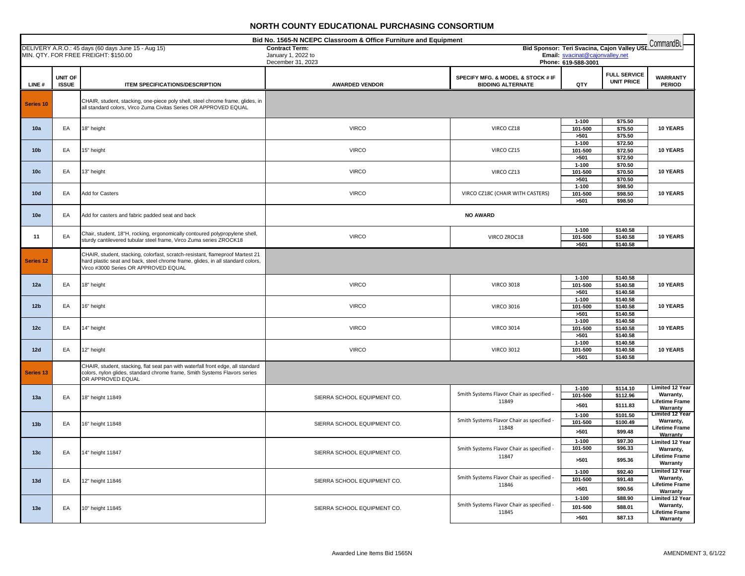# NORTH COUNTY EDUCATIONAL PURCHASING CONSORTIUM

**Bid No. 1565-N NCEPC Classroom & Office Furniture and Equipment**

DELIVERY A.R.O.: 45 days (60 days June 15 - Aug 15)
MIN. QTY. FOR FREE FREIGHT: $150.00

**Contract Term:**
January 1, 2022 to
December 31, 2023

**Bid Sponsor: Teri Svacina, Cajon Valley USD**
**Email:** svacinat@cajonvalley.net
**Phone:** 619-588-3001

CommandBu

| LINE # | UNIT OF ISSUE | ITEM SPECIFICATIONS/DESCRIPTION | AWARDED VENDOR | SPECIFY MFG. & MODEL & STOCK # IF BIDDING ALTERNATE | QTY | FULL SERVICE UNIT PRICE | WARRANTY PERIOD |
|---|---|---|---|---|---|---|---|
| **Series 10** | | CHAIR, student, stacking, one-piece poly shell, steel chrome frame, glides, in all standard colors, Virco Zuma Civitas Series OR APPROVED EQUAL | | | | | |
| **10a** | EA | 18" height | VIRCO | VIRCO CZ18 | 1-100 | $75.50 | 10 YEARS |
| | | | | | 101-500 | $75.50 | |
| | | | | | >501 | $75.50 | |
| **10b** | EA | 15" height | VIRCO | VIRCO CZ15 | 1-100 | $72.50 | 10 YEARS |
| | | | | | 101-500 | $72.50 | |
| | | | | | >501 | $72.50 | |
| **10c** | EA | 13" height | VIRCO | VIRCO CZ13 | 1-100 | $70.50 | 10 YEARS |
| | | | | | 101-500 | $70.50 | |
| | | | | | >501 | $70.50 | |
| **10d** | EA | Add for Casters | VIRCO | VIRCO CZ18C (CHAIR WITH CASTERS) | 1-100 | $98.50 | 10 YEARS |
| | | | | | 101-500 | $98.50 | |
| | | | | | >501 | $98.50 | |
| **10e** | EA | Add for casters and fabric padded seat and back | **NO AWARD** | | | | |
| **11** | EA | Chair, student, 18"H, rocking, ergonomically contoured polypropylene shell, sturdy cantilevered tubular steel frame, Virco Zuma series ZROCK18 | VIRCO | VIRCO ZROC18 | 1-100 | $140.58 | 10 YEARS |
| | | | | | 101-500 | $140.58 | |
| | | | | | >501 | $140.58 | |
| **Series 12** | | CHAIR, student, stacking, colorfast, scratch-resistant, flameproof Martest 21 hard plastic seat and back, steel chrome frame, glides, in all standard colors, Virco #3000 Series OR APPROVED EQUAL | | | | | |
| **12a** | EA | 18" height | VIRCO | VIRCO 3018 | 1-100 | $140.58 | 10 YEARS |
| | | | | | 101-500 | $140.58 | |
| | | | | | >501 | $140.58 | |
| **12b** | EA | 16" height | VIRCO | VIRCO 3016 | 1-100 | $140.58 | 10 YEARS |
| | | | | | 101-500 | $140.58 | |
| | | | | | >501 | $140.58 | |
| **12c** | EA | 14" height | VIRCO | VIRCO 3014 | 1-100 | $140.58 | 10 YEARS |
| | | | | | 101-500 | $140.58 | |
| | | | | | >501 | $140.58 | |
| **12d** | EA | 12" height | VIRCO | VIRCO 3012 | 1-100 | $140.58 | 10 YEARS |
| | | | | | 101-500 | $140.58 | |
| | | | | | >501 | $140.58 | |
| **Series 13** | | CHAIR, student, stacking, flat seat pan with waterfall front edge, all standard colors, nylon glides, standard chrome frame, Smith Systems Flavors series OR APPROVED EQUAL | | | | | |
| **13a** | EA | 18" height 11849 | SIERRA SCHOOL EQUIPMENT CO. | Smith Systems Flavor Chair as specified - 11849 | 1-100 | $114.10 | Limited 12 Year Warranty, Lifetime Frame Warranty |
| | | | | | 101-500 | $112.96 | |
| | | | | | >501 | $111.83 | |
| **13b** | EA | 16" height 11848 | SIERRA SCHOOL EQUIPMENT CO. | Smith Systems Flavor Chair as specified - 11848 | 1-100 | $101.50 | Limited 12 Year Warranty, Lifetime Frame Warranty |
| | | | | | 101-500 | $100.49 | |
| | | | | | >501 | $99.48 | |
| **13c** | EA | 14" height 11847 | SIERRA SCHOOL EQUIPMENT CO. | Smith Systems Flavor Chair as specified - 11847 | 1-100 | $97.30 | Limited 12 Year Warranty, Lifetime Frame Warranty |
| | | | | | 101-500 | $96.33 | |
| | | | | | >501 | $95.36 | |
| **13d** | EA | 12" height 11846 | SIERRA SCHOOL EQUIPMENT CO. | Smith Systems Flavor Chair as specified - 11846 | 1-100 | $92.40 | Limited 12 Year Warranty, Lifetime Frame Warranty |
| | | | | | 101-500 | $91.48 | |
| | | | | | >501 | $90.56 | |
| **13e** | EA | 10" height 11845 | SIERRA SCHOOL EQUIPMENT CO. | Smith Systems Flavor Chair as specified - 11845 | 1-100 | $88.90 | Limited 12 Year Warranty, Lifetime Frame Warranty |
| | | | | | 101-500 | $88.01 | |
| | | | | | >501 | $87.13 | |

Awarded Line Items Bid 1565N

AMENDMENT 3, 6/1/22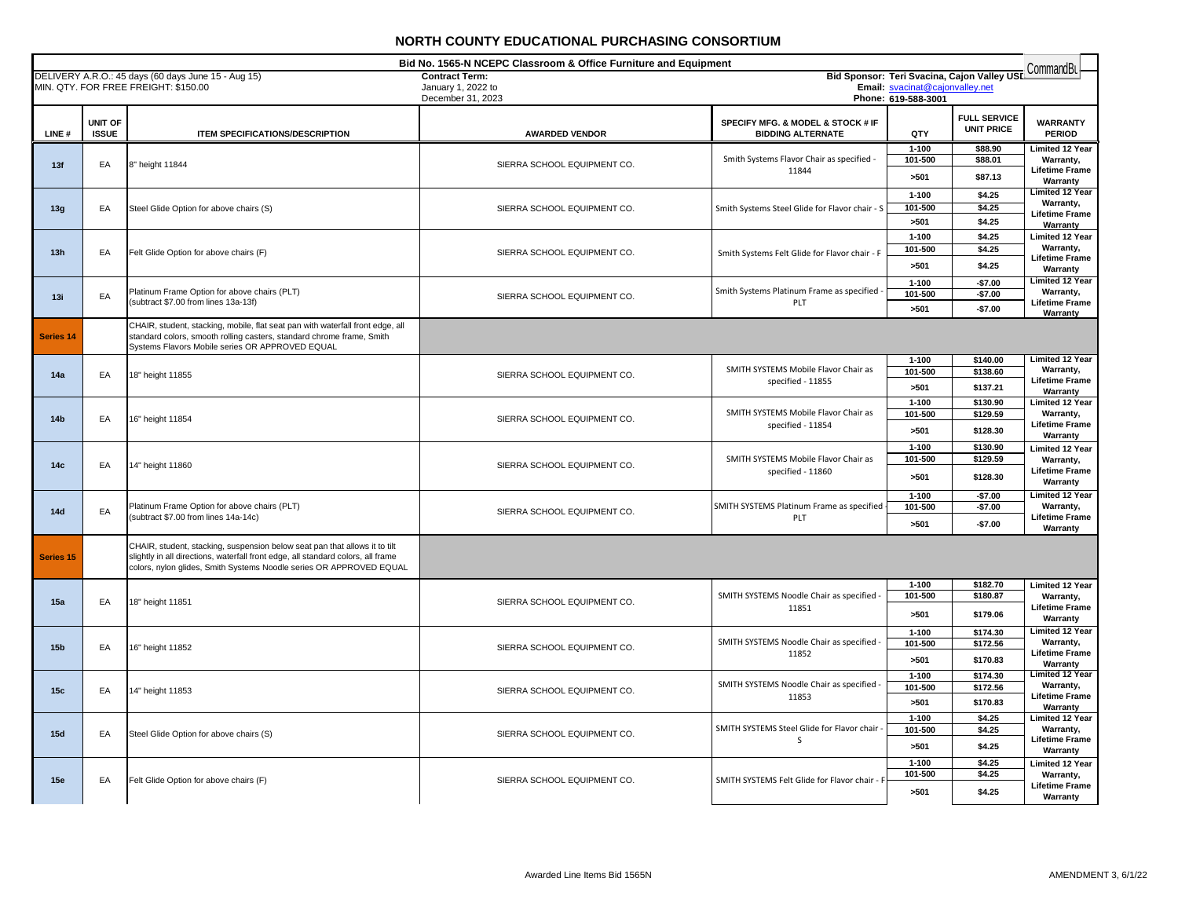# NORTH COUNTY EDUCATIONAL PURCHASING CONSORTIUM

**Bid No. 1565-N NCEPC Classroom & Office Furniture and Equipment**

DELIVERY A.R.O.: 45 days (60 days June 15 - Aug 15)
MIN. QTY. FOR FREE FREIGHT: $150.00

**Contract Term:**
January 1, 2022 to
December 31, 2023

**Bid Sponsor: Teri Svacina, Cajon Valley USD**
**Email:** svacinat@cajonvalley.net
**Phone:** 619-588-3001

CommandBu

| LINE # | UNIT OF ISSUE | ITEM SPECIFICATIONS/DESCRIPTION | AWARDED VENDOR | SPECIFY MFG. & MODEL & STOCK # IF BIDDING ALTERNATE | QTY | FULL SERVICE UNIT PRICE | WARRANTY PERIOD |
|---|---|---|---|---|---|---|---|
| 13f | EA | 8" height 11844 | SIERRA SCHOOL EQUIPMENT CO. | Smith Systems Flavor Chair as specified - 11844 | 1-100 | $88.90 | Limited 12 Year Warranty, Lifetime Frame Warranty |
| | | | | | 101-500 | $88.01 | |
| | | | | | >501 | $87.13 | |
| 13g | EA | Steel Glide Option for above chairs (S) | SIERRA SCHOOL EQUIPMENT CO. | Smith Systems Steel Glide for Flavor chair - S | 1-100 | $4.25 | Limited 12 Year Warranty, Lifetime Frame Warranty |
| | | | | | 101-500 | $4.25 | |
| | | | | | >501 | $4.25 | |
| 13h | EA | Felt Glide Option for above chairs (F) | SIERRA SCHOOL EQUIPMENT CO. | Smith Systems Felt Glide for Flavor chair - F | 1-100 | $4.25 | Limited 12 Year Warranty, Lifetime Frame Warranty |
| | | | | | 101-500 | $4.25 | |
| | | | | | >501 | $4.25 | |
| 13i | EA | Platinum Frame Option for above chairs (PLT) (subtract $7.00 from lines 13a-13f) | SIERRA SCHOOL EQUIPMENT CO. | Smith Systems Platinum Frame as specified - PLT | 1-100 | -$7.00 | Limited 12 Year Warranty, Lifetime Frame Warranty |
| | | | | | 101-500 | -$7.00 | |
| | | | | | >501 | -$7.00 | |
| Series 14 | | CHAIR, student, stacking, mobile, flat seat pan with waterfall front edge, all standard colors, smooth rolling casters, standard chrome frame, Smith Systems Flavors Mobile series OR APPROVED EQUAL | | | | | |
| 14a | EA | 18" height 11855 | SIERRA SCHOOL EQUIPMENT CO. | SMITH SYSTEMS Mobile Flavor Chair as specified - 11855 | 1-100 | $140.00 | Limited 12 Year Warranty, Lifetime Frame Warranty |
| | | | | | 101-500 | $138.60 | |
| | | | | | >501 | $137.21 | |
| 14b | EA | 16" height 11854 | SIERRA SCHOOL EQUIPMENT CO. | SMITH SYSTEMS Mobile Flavor Chair as specified - 11854 | 1-100 | $130.90 | Limited 12 Year Warranty, Lifetime Frame Warranty |
| | | | | | 101-500 | $129.59 | |
| | | | | | >501 | $128.30 | |
| 14c | EA | 14" height 11860 | SIERRA SCHOOL EQUIPMENT CO. | SMITH SYSTEMS Mobile Flavor Chair as specified - 11860 | 1-100 | $130.90 | Limited 12 Year Warranty, Lifetime Frame Warranty |
| | | | | | 101-500 | $129.59 | |
| | | | | | >501 | $128.30 | |
| 14d | EA | Platinum Frame Option for above chairs (PLT) (subtract $7.00 from lines 14a-14c) | SIERRA SCHOOL EQUIPMENT CO. | SMITH SYSTEMS Platinum Frame as specified - PLT | 1-100 | -$7.00 | Limited 12 Year Warranty, Lifetime Frame Warranty |
| | | | | | 101-500 | -$7.00 | |
| | | | | | >501 | -$7.00 | |
| Series 15 | | CHAIR, student, stacking, suspension below seat pan that allows it to tilt slightly in all directions, waterfall front edge, all standard colors, all frame colors, nylon glides, Smith Systems Noodle series OR APPROVED EQUAL | | | | | |
| 15a | EA | 18" height 11851 | SIERRA SCHOOL EQUIPMENT CO. | SMITH SYSTEMS Noodle Chair as specified - 11851 | 1-100 | $182.70 | Limited 12 Year Warranty, Lifetime Frame Warranty |
| | | | | | 101-500 | $180.87 | |
| | | | | | >501 | $179.06 | |
| 15b | EA | 16" height 11852 | SIERRA SCHOOL EQUIPMENT CO. | SMITH SYSTEMS Noodle Chair as specified - 11852 | 1-100 | $174.30 | Limited 12 Year Warranty, Lifetime Frame Warranty |
| | | | | | 101-500 | $172.56 | |
| | | | | | >501 | $170.83 | |
| 15c | EA | 14" height 11853 | SIERRA SCHOOL EQUIPMENT CO. | SMITH SYSTEMS Noodle Chair as specified - 11853 | 1-100 | $174.30 | Limited 12 Year Warranty, Lifetime Frame Warranty |
| | | | | | 101-500 | $172.56 | |
| | | | | | >501 | $170.83 | |
| 15d | EA | Steel Glide Option for above chairs (S) | SIERRA SCHOOL EQUIPMENT CO. | SMITH SYSTEMS Steel Glide for Flavor chair - S | 1-100 | $4.25 | Limited 12 Year Warranty, Lifetime Frame Warranty |
| | | | | | 101-500 | $4.25 | |
| | | | | | >501 | $4.25 | |
| 15e | EA | Felt Glide Option for above chairs (F) | SIERRA SCHOOL EQUIPMENT CO. | SMITH SYSTEMS Felt Glide for Flavor chair - F | 1-100 | $4.25 | Limited 12 Year Warranty, Lifetime Frame Warranty |
| | | | | | 101-500 | $4.25 | |
| | | | | | >501 | $4.25 | |

Awarded Line Items Bid 1565N

AMENDMENT 3, 6/1/22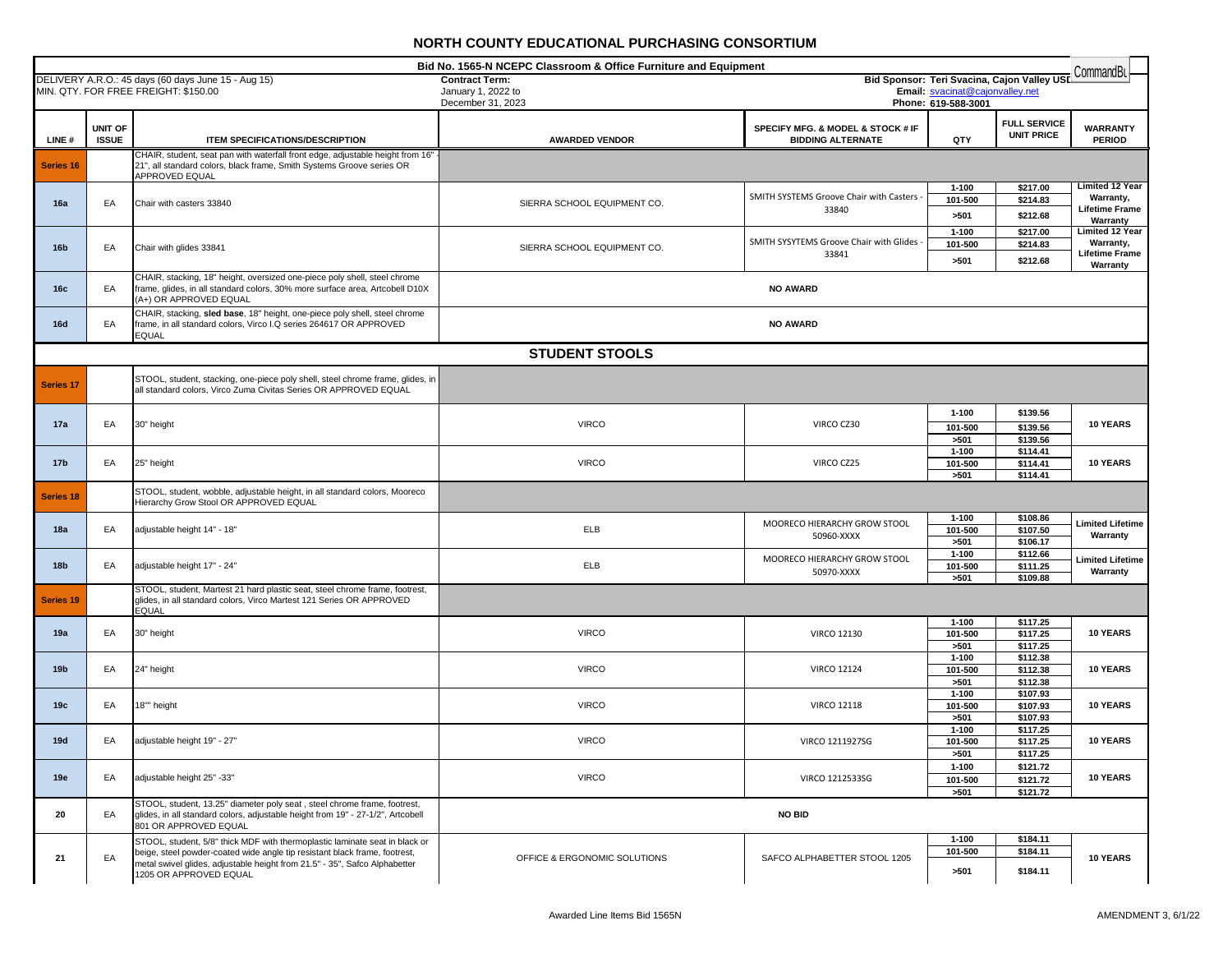# NORTH COUNTY EDUCATIONAL PURCHASING CONSORTIUM

**Bid No. 1565-N NCEPC Classroom & Office Furniture and Equipment**

DELIVERY A.R.O.: 45 days (60 days June 15 - Aug 15)
MIN. QTY. FOR FREE FREIGHT: $150.00

**Contract Term:**
January 1, 2022 to
December 31, 2023

**Bid Sponsor: Teri Svacina, Cajon Valley USD**
**Email:** svacinat@cajonvalley.net
**Phone:** 619-588-3001

| LINE # | UNIT OF ISSUE | ITEM SPECIFICATIONS/DESCRIPTION | AWARDED VENDOR | SPECIFY MFG. & MODEL & STOCK # IF BIDDING ALTERNATE | QTY | FULL SERVICE UNIT PRICE | WARRANTY PERIOD |
|---|---|---|---|---|---|---|---|
| **Series 16** | | CHAIR, student, seat pan with waterfall front edge, adjustable height from 16" - 21", all standard colors, black frame, Smith Systems Groove series OR APPROVED EQUAL | | | | | |
| **16a** | EA | Chair with casters 33840 | SIERRA SCHOOL EQUIPMENT CO. | SMITH SYSTEMS Groove Chair with Casters - 33840 | 1-100 | $217.00 | Limited 12 Year Warranty, Lifetime Frame Warranty |
| | | | | | 101-500 | $214.83 | |
| | | | | | >501 | $212.68 | |
| **16b** | EA | Chair with glides 33841 | SIERRA SCHOOL EQUIPMENT CO. | SMITH SYSYTEMS Groove Chair with Glides - 33841 | 1-100 | $217.00 | Limited 12 Year Warranty, Lifetime Frame Warranty |
| | | | | | 101-500 | $214.83 | |
| | | | | | >501 | $212.68 | |
| **16c** | EA | CHAIR, stacking, 18" height, oversized one-piece poly shell, steel chrome frame, glides, in all standard colors, 30% more surface area, Artcobell D10X (A+) OR APPROVED EQUAL | **NO AWARD** | | | | |
| **16d** | EA | CHAIR, stacking, **sled base**, 18" height, one-piece poly shell, steel chrome frame, in all standard colors, Virco I.Q series 264617 OR APPROVED EQUAL | **NO AWARD** | | | | |
| | | | **STUDENT STOOLS** | | | | |
| **Series 17** | | STOOL, student, stacking, one-piece poly shell, steel chrome frame, glides, in all standard colors, Virco Zuma Civitas Series OR APPROVED EQUAL | | | | | |
| **17a** | EA | 30" height | VIRCO | VIRCO CZ30 | 1-100 | $139.56 | 10 YEARS |
| | | | | | 101-500 | $139.56 | |
| | | | | | >501 | $139.56 | |
| **17b** | EA | 25" height | VIRCO | VIRCO CZ25 | 1-100 | $114.41 | 10 YEARS |
| | | | | | 101-500 | $114.41 | |
| | | | | | >501 | $114.41 | |
| **Series 18** | | STOOL, student, wobble, adjustable height, in all standard colors, Mooreco Hierarchy Grow Stool OR APPROVED EQUAL | | | | | |
| **18a** | EA | adjustable height 14" - 18" | ELB | MOORECO HIERARCHY GROW STOOL 50960-XXXX | 1-100 | $108.86 | Limited Lifetime Warranty |
| | | | | | 101-500 | $107.50 | |
| | | | | | >501 | $106.17 | |
| **18b** | EA | adjustable height 17" - 24" | ELB | MOORECO HIERARCHY GROW STOOL 50970-XXXX | 1-100 | $112.66 | Limited Lifetime Warranty |
| | | | | | 101-500 | $111.25 | |
| | | | | | >501 | $109.88 | |
| **Series 19** | | STOOL, student, Martest 21 hard plastic seat, steel chrome frame, footrest, glides, in all standard colors, Virco Martest 121 Series OR APPROVED EQUAL | | | | | |
| **19a** | EA | 30" height | VIRCO | VIRCO 12130 | 1-100 | $117.25 | 10 YEARS |
| | | | | | 101-500 | $117.25 | |
| | | | | | >501 | $117.25 | |
| **19b** | EA | 24" height | VIRCO | VIRCO 12124 | 1-100 | $112.38 | 10 YEARS |
| | | | | | 101-500 | $112.38 | |
| | | | | | >501 | $112.38 | |
| **19c** | EA | 18"" height | VIRCO | VIRCO 12118 | 1-100 | $107.93 | 10 YEARS |
| | | | | | 101-500 | $107.93 | |
| | | | | | >501 | $107.93 | |
| **19d** | EA | adjustable height 19" - 27" | VIRCO | VIRCO 1211927SG | 1-100 | $117.25 | 10 YEARS |
| | | | | | 101-500 | $117.25 | |
| | | | | | >501 | $117.25 | |
| **19e** | EA | adjustable height 25" -33" | VIRCO | VIRCO 1212533SG | 1-100 | $121.72 | 10 YEARS |
| | | | | | 101-500 | $121.72 | |
| | | | | | >501 | $121.72 | |
| **20** | EA | STOOL, student, 13.25" diameter poly seat , steel chrome frame, footrest, glides, in all standard colors, adjustable height from 19" - 27-1/2", Artcobell 801 OR APPROVED EQUAL | **NO BID** | | | | |
| **21** | EA | STOOL, student, 5/8" thick MDF with thermoplastic laminate seat in black or beige, steel powder-coated wide angle tip resistant black frame, footrest, metal swivel glides, adjustable height from 21.5" - 35", Safco Alphabetter 1205 OR APPROVED EQUAL | OFFICE & ERGONOMIC SOLUTIONS | SAFCO ALPHABETTER STOOL 1205 | 1-100 | $184.11 | 10 YEARS |
| | | | | | 101-500 | $184.11 | |
| | | | | | >501 | $184.11 | |

Awarded Line Items Bid 1565N

AMENDMENT 3, 6/1/22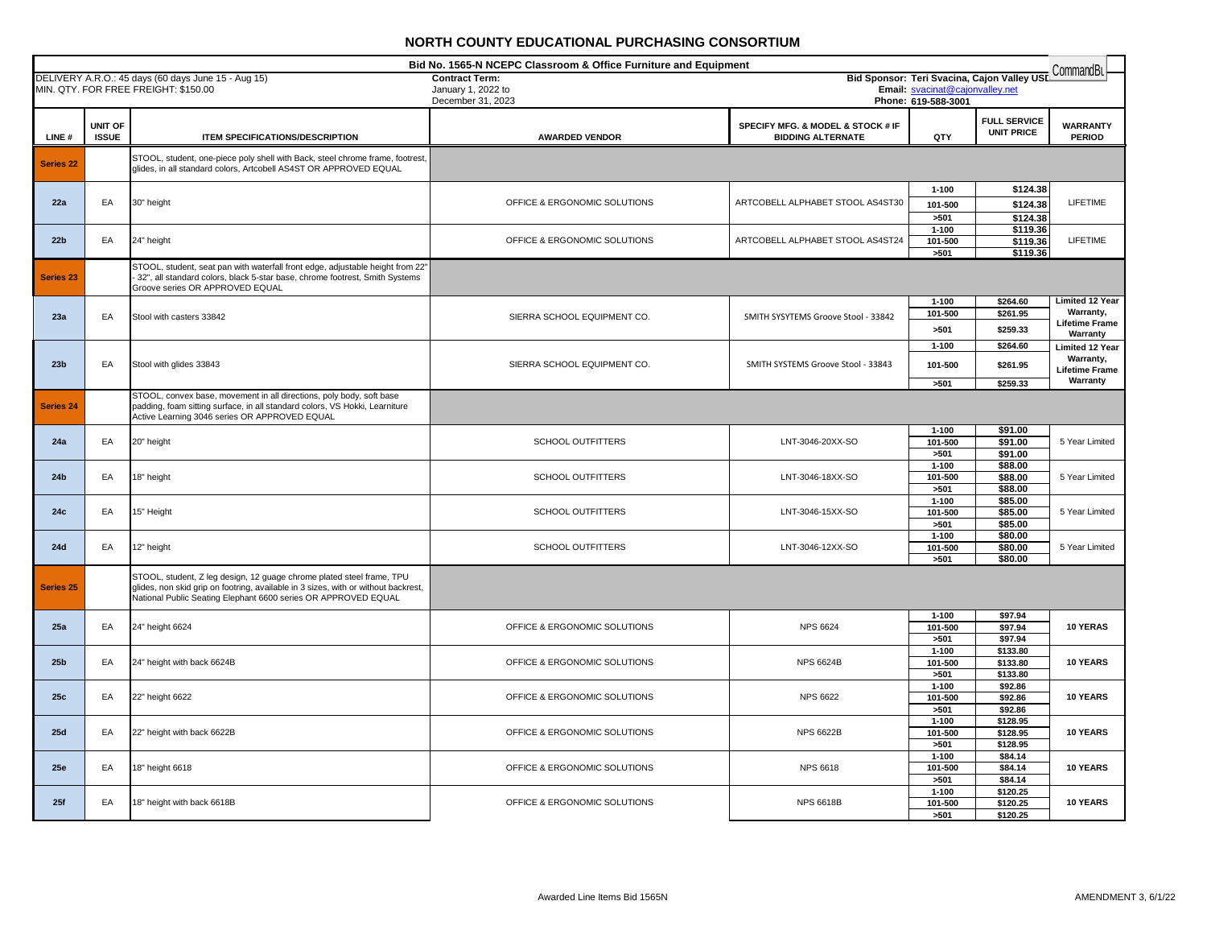# NORTH COUNTY EDUCATIONAL PURCHASING CONSORTIUM

**Bid No. 1565-N NCEPC Classroom & Office Furniture and Equipment**

DELIVERY A.R.O.: 45 days (60 days June 15 - Aug 15)
MIN. QTY. FOR FREE FREIGHT: $150.00

**Contract Term:**
January 1, 2022 to
December 31, 2023

**Bid Sponsor: Teri Svacina, Cajon Valley USD**
**Email:** svacinat@cajonvalley.net
**Phone:** 619-588-3001

CommandBu

| LINE # | UNIT OF ISSUE | ITEM SPECIFICATIONS/DESCRIPTION | AWARDED VENDOR | SPECIFY MFG. & MODEL & STOCK # IF BIDDING ALTERNATE | QTY | FULL SERVICE UNIT PRICE | WARRANTY PERIOD |
|---|---|---|---|---|---|---|---|
| **Series 22** | | STOOL, student, one-piece poly shell with Back, steel chrome frame, footrest, glides, in all standard colors, Artcobell AS4ST OR APPROVED EQUAL | | | | | |
| **22a** | EA | 30" height | OFFICE & ERGONOMIC SOLUTIONS | ARTCOBELL ALPHABET STOOL AS4ST30 | 1-100 | $124.38 | LIFETIME |
| | | | | | 101-500 | $124.38 | |
| | | | | | >501 | $124.38 | |
| **22b** | EA | 24" height | OFFICE & ERGONOMIC SOLUTIONS | ARTCOBELL ALPHABET STOOL AS4ST24 | 1-100 | $119.36 | LIFETIME |
| | | | | | 101-500 | $119.36 | |
| | | | | | >501 | $119.36 | |
| **Series 23** | | STOOL, student, seat pan with waterfall front edge, adjustable height from 22" - 32", all standard colors, black 5-star base, chrome footrest, Smith Systems Groove series OR APPROVED EQUAL | | | | | |
| **23a** | EA | Stool with casters 33842 | SIERRA SCHOOL EQUIPMENT CO. | SMITH SYSYTEMS Groove Stool - 33842 | 1-100 | $264.60 | Limited 12 Year Warranty, Lifetime Frame Warranty |
| | | | | | 101-500 | $261.95 | |
| | | | | | >501 | $259.33 | |
| **23b** | EA | Stool with glides 33843 | SIERRA SCHOOL EQUIPMENT CO. | SMITH SYSTEMS Groove Stool - 33843 | 1-100 | $264.60 | Limited 12 Year Warranty, Lifetime Frame Warranty |
| | | | | | 101-500 | $261.95 | |
| | | | | | >501 | $259.33 | |
| **Series 24** | | STOOL, convex base, movement in all directions, poly body, soft base padding, foam sitting surface, in all standard colors, VS Hokki, Learniture Active Learning 3046 series OR APPROVED EQUAL | | | | | |
| **24a** | EA | 20" height | SCHOOL OUTFITTERS | LNT-3046-20XX-SO | 1-100 | $91.00 | 5 Year Limited |
| | | | | | 101-500 | $91.00 | |
| | | | | | >501 | $91.00 | |
| **24b** | EA | 18" height | SCHOOL OUTFITTERS | LNT-3046-18XX-SO | 1-100 | $88.00 | 5 Year Limited |
| | | | | | 101-500 | $88.00 | |
| | | | | | >501 | $88.00 | |
| **24c** | EA | 15" Height | SCHOOL OUTFITTERS | LNT-3046-15XX-SO | 1-100 | $85.00 | 5 Year Limited |
| | | | | | 101-500 | $85.00 | |
| | | | | | >501 | $85.00 | |
| **24d** | EA | 12" height | SCHOOL OUTFITTERS | LNT-3046-12XX-SO | 1-100 | $80.00 | 5 Year Limited |
| | | | | | 101-500 | $80.00 | |
| | | | | | >501 | $80.00 | |
| **Series 25** | | STOOL, student, Z leg design, 12 guage chrome plated steel frame, TPU glides, non skid grip on footring, available in 3 sizes, with or without backrest, National Public Seating Elephant 6600 series OR APPROVED EQUAL | | | | | |
| **25a** | EA | 24" height 6624 | OFFICE & ERGONOMIC SOLUTIONS | NPS 6624 | 1-100 | $97.94 | **10 YERAS** |
| | | | | | 101-500 | $97.94 | |
| | | | | | >501 | $97.94 | |
| **25b** | EA | 24" height with back 6624B | OFFICE & ERGONOMIC SOLUTIONS | NPS 6624B | 1-100 | $133.80 | **10 YEARS** |
| | | | | | 101-500 | $133.80 | |
| | | | | | >501 | $133.80 | |
| **25c** | EA | 22" height 6622 | OFFICE & ERGONOMIC SOLUTIONS | NPS 6622 | 1-100 | $92.86 | **10 YEARS** |
| | | | | | 101-500 | $92.86 | |
| | | | | | >501 | $92.86 | |
| **25d** | EA | 22" height with back 6622B | OFFICE & ERGONOMIC SOLUTIONS | NPS 6622B | 1-100 | $128.95 | **10 YEARS** |
| | | | | | 101-500 | $128.95 | |
| | | | | | >501 | $128.95 | |
| **25e** | EA | 18" height 6618 | OFFICE & ERGONOMIC SOLUTIONS | NPS 6618 | 1-100 | $84.14 | **10 YEARS** |
| | | | | | 101-500 | $84.14 | |
| | | | | | >501 | $84.14 | |
| **25f** | EA | 18" height with back 6618B | OFFICE & ERGONOMIC SOLUTIONS | NPS 6618B | 1-100 | $120.25 | **10 YEARS** |
| | | | | | 101-500 | $120.25 | |
| | | | | | >501 | $120.25 | |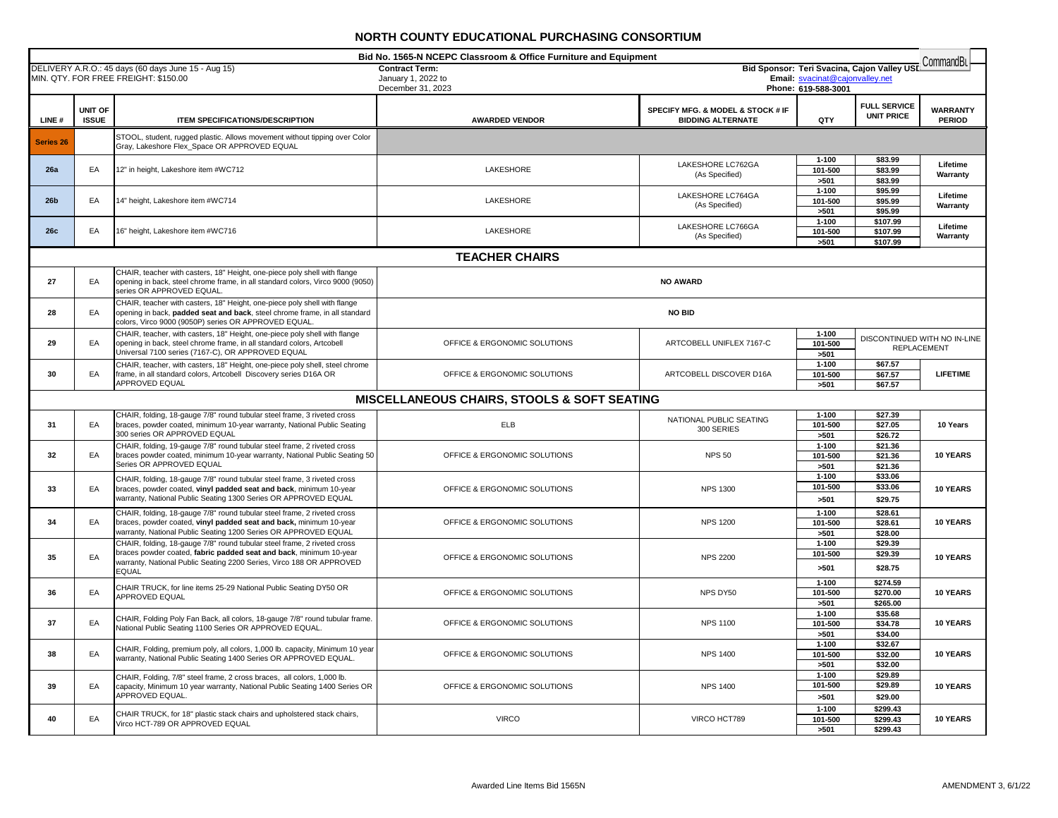# NORTH COUNTY EDUCATIONAL PURCHASING CONSORTIUM

**Bid No. 1565-N NCEPC Classroom & Office Furniture and Equipment**

DELIVERY A.R.O.: 45 days (60 days June 15 - Aug 15)
MIN. QTY. FOR FREE FREIGHT: $150.00

**Contract Term:**
January 1, 2022 to
December 31, 2023

**Bid Sponsor: Teri Svacina, Cajon Valley USD**
**Email:** svacinat@cajonvalley.net
**Phone: 619-588-3001**

CommandBu

| LINE # | UNIT OF ISSUE | ITEM SPECIFICATIONS/DESCRIPTION | AWARDED VENDOR | SPECIFY MFG. & MODEL & STOCK # IF BIDDING ALTERNATE | QTY | FULL SERVICE UNIT PRICE | WARRANTY PERIOD |
|---|---|---|---|---|---|---|---|
| Series 26 | | STOOL, student, rugged plastic. Allows movement without tipping over Color Gray, Lakeshore Flex_Space OR APPROVED EQUAL | | | | | |
| 26a | EA | 12" in height, Lakeshore item #WC712 | LAKESHORE | LAKESHORE LC762GA (As Specified) | 1-100 | $83.99 | Lifetime Warranty |
| | | | | | 101-500 | $83.99 | |
| | | | | | >501 | $83.99 | |
| 26b | EA | 14" height, Lakeshore item #WC714 | LAKESHORE | LAKESHORE LC764GA (As Specified) | 1-100 | $95.99 | Lifetime Warranty |
| | | | | | 101-500 | $95.99 | |
| | | | | | >501 | $95.99 | |
| 26c | EA | 16" height, Lakeshore item #WC716 | LAKESHORE | LAKESHORE LC766GA (As Specified) | 1-100 | $107.99 | Lifetime Warranty |
| | | | | | 101-500 | $107.99 | |
| | | | | | >501 | $107.99 | |
| | | **TEACHER CHAIRS** | | | | | |
| 27 | EA | CHAIR, teacher with casters, 18" Height, one-piece poly shell with flange opening in back, steel chrome frame, in all standard colors, Virco 9000 (9050) series OR APPROVED EQUAL. | **NO AWARD** | | | | |
| 28 | EA | CHAIR, teacher with casters, 18" Height, one-piece poly shell with flange opening in back, **padded seat and back**, steel chrome frame, in all standard colors, Virco 9000 (9050P) series OR APPROVED EQUAL. | **NO BID** | | | | |
| 29 | EA | CHAIR, teacher, with casters, 18" Height, one-piece poly shell with flange opening in back, steel chrome frame, in all standard colors, Artcobell Universal 7100 series (7167-C), OR APPROVED EQUAL | OFFICE & ERGONOMIC SOLUTIONS | ARTCOBELL UNIFLEX 7167-C | 1-100 | DISCONTINUED WITH NO IN-LINE REPLACEMENT | |
| | | | | | 101-500 | | |
| | | | | | >501 | | |
| 30 | EA | CHAIR, teacher, with casters, 18" Height, one-piece poly shell, steel chrome frame, in all standard colors, Artcobell Discovery series D16A OR APPROVED EQUAL | OFFICE & ERGONOMIC SOLUTIONS | ARTCOBELL DISCOVER D16A | 1-100 | $67.57 | LIFETIME |
| | | | | | 101-500 | $67.57 | |
| | | | | | >501 | $67.57 | |
| | | **MISCELLANEOUS CHAIRS, STOOLS & SOFT SEATING** | | | | | |
| 31 | EA | CHAIR, folding, 18-gauge 7/8" round tubular steel frame, 3 riveted cross braces, powder coated, minimum 10-year warranty, National Public Seating 300 series OR APPROVED EQUAL | ELB | NATIONAL PUBLIC SEATING 300 SERIES | 1-100 | $27.39 | 10 Years |
| | | | | | 101-500 | $27.05 | |
| | | | | | >501 | $26.72 | |
| 32 | EA | CHAIR, folding, 19-gauge 7/8" round tubular steel frame, 2 riveted cross braces powder coated, minimum 10-year warranty, National Public Seating 50 Series OR APPROVED EQUAL | OFFICE & ERGONOMIC SOLUTIONS | NPS 50 | 1-100 | $21.36 | 10 YEARS |
| | | | | | 101-500 | $21.36 | |
| | | | | | >501 | $21.36 | |
| 33 | EA | CHAIR, folding, 18-gauge 7/8" round tubular steel frame, 3 riveted cross braces, powder coated, **vinyl padded seat and back**, minimum 10-year warranty, National Public Seating 1300 Series OR APPROVED EQUAL | OFFICE & ERGONOMIC SOLUTIONS | NPS 1300 | 1-100 | $33.06 | 10 YEARS |
| | | | | | 101-500 | $33.06 | |
| | | | | | >501 | $29.75 | |
| 34 | EA | CHAIR, folding, 18-gauge 7/8" round tubular steel frame, 2 riveted cross braces, powder coated, **vinyl padded seat and back,** minimum 10-year warranty, National Public Seating 1200 Series OR APPROVED EQUAL | OFFICE & ERGONOMIC SOLUTIONS | NPS 1200 | 1-100 | $28.61 | 10 YEARS |
| | | | | | 101-500 | $28.61 | |
| | | | | | >501 | $28.00 | |
| 35 | EA | CHAIR, folding, 18-gauge 7/8" round tubular steel frame, 2 riveted cross braces powder coated, **fabric padded seat and back**, minimum 10-year warranty, National Public Seating 2200 Series, Virco 188 OR APPROVED EQUAL | OFFICE & ERGONOMIC SOLUTIONS | NPS 2200 | 1-100 | $29.39 | 10 YEARS |
| | | | | | 101-500 | $29.39 | |
| | | | | | >501 | $28.75 | |
| 36 | EA | CHAIR TRUCK, for line items 25-29 National Public Seating DY50 OR APPROVED EQUAL | OFFICE & ERGONOMIC SOLUTIONS | NPS DY50 | 1-100 | $274.59 | 10 YEARS |
| | | | | | 101-500 | $270.00 | |
| | | | | | >501 | $265.00 | |
| 37 | EA | CHAIR, Folding Poly Fan Back, all colors, 18-gauge 7/8" round tubular frame. National Public Seating 1100 Series OR APPROVED EQUAL. | OFFICE & ERGONOMIC SOLUTIONS | NPS 1100 | 1-100 | $35.68 | 10 YEARS |
| | | | | | 101-500 | $34.78 | |
| | | | | | >501 | $34.00 | |
| 38 | EA | CHAIR, Folding, premium poly, all colors, 1,000 lb. capacity, Minimum 10 year warranty, National Public Seating 1400 Series OR APPROVED EQUAL. | OFFICE & ERGONOMIC SOLUTIONS | NPS 1400 | 1-100 | $32.67 | 10 YEARS |
| | | | | | 101-500 | $32.00 | |
| | | | | | >501 | $32.00 | |
| 39 | EA | CHAIR, Folding, 7/8" steel frame, 2 cross braces, all colors, 1,000 lb. capacity, Minimum 10 year warranty, National Public Seating 1400 Series OR APPROVED EQUAL. | OFFICE & ERGONOMIC SOLUTIONS | NPS 1400 | 1-100 | $29.89 | 10 YEARS |
| | | | | | 101-500 | $29.89 | |
| | | | | | >501 | $29.00 | |
| 40 | EA | CHAIR TRUCK, for 18" plastic stack chairs and upholstered stack chairs, Virco HCT-789 OR APPROVED EQUAL | VIRCO | VIRCO HCT789 | 1-100 | $299.43 | 10 YEARS |
| | | | | | 101-500 | $299.43 | |
| | | | | | >501 | $299.43 | |

Awarded Line Items Bid 1565N

AMENDMENT 3, 6/1/22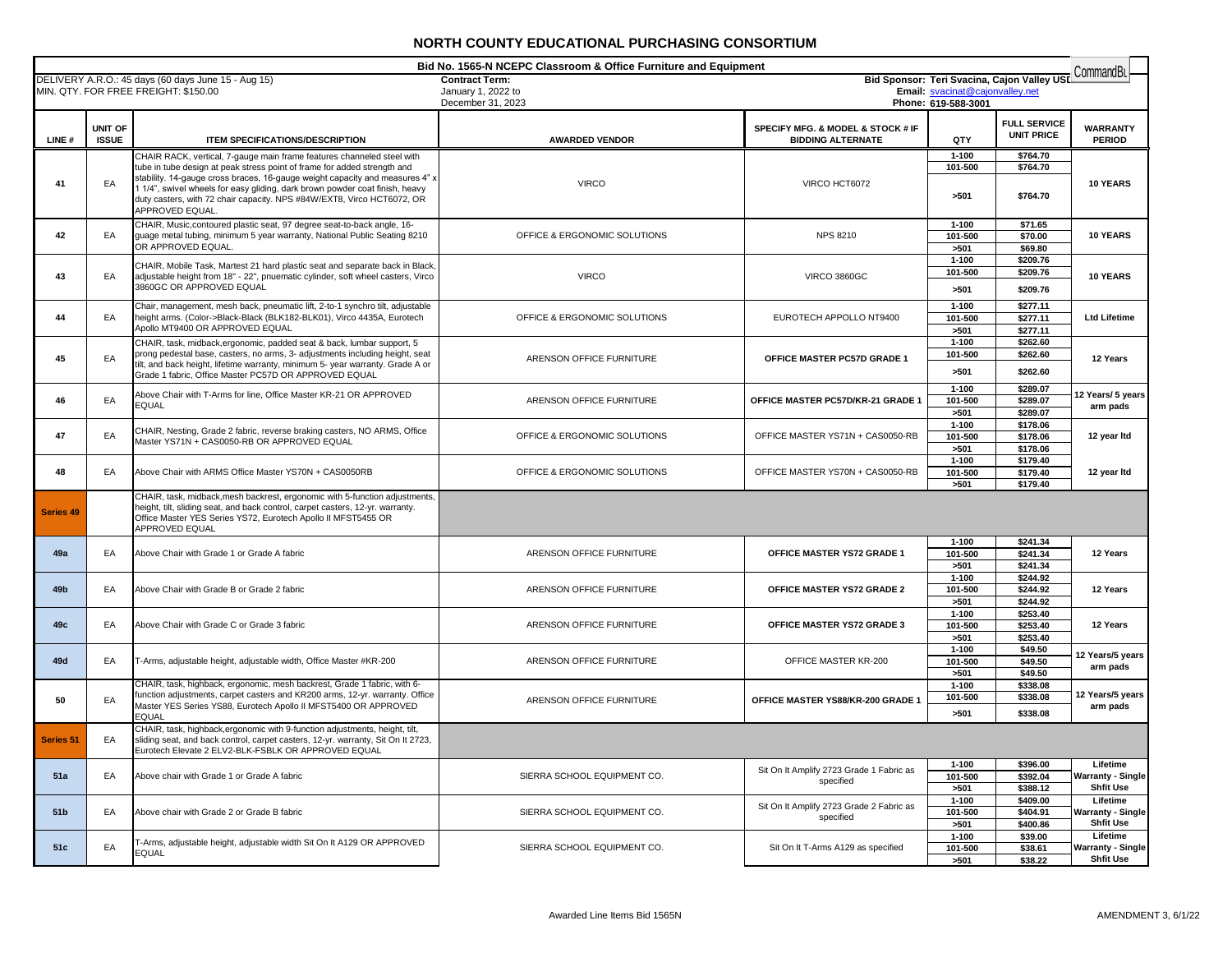# NORTH COUNTY EDUCATIONAL PURCHASING CONSORTIUM

**Bid No. 1565-N NCEPC Classroom & Office Furniture and Equipment**

DELIVERY A.R.O.: 45 days (60 days June 15 - Aug 15)
MIN. QTY. FOR FREE FREIGHT: $150.00

**Contract Term:**
January 1, 2022 to
December 31, 2023

**Bid Sponsor: Teri Svacina, Cajon Valley USD**
**Email:** svacinat@cajonvalley.net
**Phone:** 619-588-3001

CommandBL

| LINE # | UNIT OF ISSUE | ITEM SPECIFICATIONS/DESCRIPTION | AWARDED VENDOR | SPECIFY MFG. & MODEL & STOCK # IF BIDDING ALTERNATE | QTY | FULL SERVICE UNIT PRICE | WARRANTY PERIOD |
|---|---|---|---|---|---|---|---|
| 41 | EA | CHAIR RACK, vertical, 7-gauge main frame features channeled steel with tube in tube design at peak stress point of frame for added strength and stability. 14-gauge cross braces, 16-gauge weight capacity and measures 4" x 1 1/4", swivel wheels for easy gliding, dark brown powder coat finish, heavy duty casters, with 72 chair capacity. NPS #84W/EXT8, Virco HCT6072, OR APPROVED EQUAL. | VIRCO | VIRCO HCT6072 | 1-100 | $764.70 | 10 YEARS |
| | | | | | 101-500 | $764.70 | |
| | | | | | >501 | $764.70 | |
| 42 | EA | CHAIR, Music,contoured plastic seat, 97 degree seat-to-back angle, 16-guage metal tubing, minimum 5 year warranty, National Public Seating 8210 OR APPROVED EQUAL. | OFFICE & ERGONOMIC SOLUTIONS | NPS 8210 | 1-100 | $71.65 | 10 YEARS |
| | | | | | 101-500 | $70.00 | |
| | | | | | >501 | $69.80 | |
| 43 | EA | CHAIR, Mobile Task, Martest 21 hard plastic seat and separate back in Black, adjustable height from 18" - 22", pnuematic cylinder, soft wheel casters, Virco 3860GC OR APPROVED EQUAL | VIRCO | VIRCO 3860GC | 1-100 | $209.76 | 10 YEARS |
| | | | | | 101-500 | $209.76 | |
| | | | | | >501 | $209.76 | |
| 44 | EA | Chair, management, mesh back, pneumatic lift, 2-to-1 synchro tilt, adjustable height arms. (Color->Black-Black (BLK182-BLK01), Virco 4435A, Eurotech Apollo MT9400 OR APPROVED EQUAL | OFFICE & ERGONOMIC SOLUTIONS | EUROTECH APPOLLO NT9400 | 1-100 | $277.11 | Ltd Lifetime |
| | | | | | 101-500 | $277.11 | |
| | | | | | >501 | $277.11 | |
| 45 | EA | CHAIR, task, midback,ergonomic, padded seat & back, lumbar support, 5 prong pedestal base, casters, no arms, 3- adjustments including height, seat tilt, and back height, lifetime warranty, minimum 5- year warranty. Grade A or Grade 1 fabric, Office Master PC57D OR APPROVED EQUAL | ARENSON OFFICE FURNITURE | **OFFICE MASTER PC57D GRADE 1** | 1-100 | $262.60 | 12 Years |
| | | | | | 101-500 | $262.60 | |
| | | | | | >501 | $262.60 | |
| 46 | EA | Above Chair with T-Arms for line, Office Master KR-21 OR APPROVED EQUAL | ARENSON OFFICE FURNITURE | **OFFICE MASTER PC57D/KR-21 GRADE 1** | 1-100 | $289.07 | 12 Years/ 5 years arm pads |
| | | | | | 101-500 | $289.07 | |
| | | | | | >501 | $289.07 | |
| 47 | EA | CHAIR, Nesting, Grade 2 fabric, reverse braking casters, NO ARMS, Office Master YS71N + CAS0050-RB OR APPROVED EQUAL | OFFICE & ERGONOMIC SOLUTIONS | OFFICE MASTER YS71N + CAS0050-RB | 1-100 | $178.06 | 12 year ltd |
| | | | | | 101-500 | $178.06 | |
| | | | | | >501 | $178.06 | |
| 48 | EA | Above Chair with ARMS Office Master YS70N + CAS0050RB | OFFICE & ERGONOMIC SOLUTIONS | OFFICE MASTER YS70N + CAS0050-RB | 1-100 | $179.40 | 12 year ltd |
| | | | | | 101-500 | $179.40 | |
| | | | | | >501 | $179.40 | |
| Series 49 | | CHAIR, task, midback,mesh backrest, ergonomic with 5-function adjustments, height, tilt, sliding seat, and back control, carpet casters, 12-yr. warranty. Office Master YES Series YS72, Eurotech Apollo II MFST5455 OR APPROVED EQUAL | | | | | |
| 49a | EA | Above Chair with Grade 1 or Grade A fabric | ARENSON OFFICE FURNITURE | **OFFICE MASTER YS72 GRADE 1** | 1-100 | $241.34 | 12 Years |
| | | | | | 101-500 | $241.34 | |
| | | | | | >501 | $241.34 | |
| 49b | EA | Above Chair with Grade B or Grade 2 fabric | ARENSON OFFICE FURNITURE | **OFFICE MASTER YS72 GRADE 2** | 1-100 | $244.92 | 12 Years |
| | | | | | 101-500 | $244.92 | |
| | | | | | >501 | $244.92 | |
| 49c | EA | Above Chair with Grade C or Grade 3 fabric | ARENSON OFFICE FURNITURE | **OFFICE MASTER YS72 GRADE 3** | 1-100 | $253.40 | 12 Years |
| | | | | | 101-500 | $253.40 | |
| | | | | | >501 | $253.40 | |
| 49d | EA | T-Arms, adjustable height, adjustable width, Office Master #KR-200 | ARENSON OFFICE FURNITURE | OFFICE MASTER KR-200 | 1-100 | $49.50 | 12 Years/5 years arm pads |
| | | | | | 101-500 | $49.50 | |
| | | | | | >501 | $49.50 | |
| 50 | EA | CHAIR, task, highback, ergonomic, mesh backrest, Grade 1 fabric, with 6-function adjustments, carpet casters and KR200 arms, 12-yr. warranty. Office Master YES Series YS88, Eurotech Apollo II MFST5400 OR APPROVED EQUAL | ARENSON OFFICE FURNITURE | **OFFICE MASTER YS88/KR-200 GRADE 1** | 1-100 | $338.08 | 12 Years/5 years arm pads |
| | | | | | 101-500 | $338.08 | |
| | | | | | >501 | $338.08 | |
| Series 51 | EA | CHAIR, task, highback,ergonomic with 9-function adjustments, height, tilt, sliding seat, and back control, carpet casters, 12-yr. warranty, Sit On It 2723, Eurotech Elevate 2 ELV2-BLK-FSBLK OR APPROVED EQUAL | | | | | |
| 51a | EA | Above chair with Grade 1 or Grade A fabric | SIERRA SCHOOL EQUIPMENT CO. | Sit On It Amplify 2723 Grade 1 Fabric as specified | 1-100 | $396.00 | Lifetime Warranty - Single Shft Use |
| | | | | | 101-500 | $392.04 | |
| | | | | | >501 | $388.12 | |
| 51b | EA | Above chair with Grade 2 or Grade B fabric | SIERRA SCHOOL EQUIPMENT CO. | Sit On It Amplify 2723 Grade 2 Fabric as specified | 1-100 | $409.00 | Lifetime Warranty - Single Shft Use |
| | | | | | 101-500 | $404.91 | |
| | | | | | >501 | $400.86 | |
| 51c | EA | T-Arms, adjustable height, adjustable width Sit On It A129 OR APPROVED EQUAL | SIERRA SCHOOL EQUIPMENT CO. | Sit On It T-Arms A129 as specified | 1-100 | $39.00 | Lifetime Warranty - Single Shft Use |
| | | | | | 101-500 | $38.61 | |
| | | | | | >501 | $38.22 | |

Awarded Line Items Bid 1565N

AMENDMENT 3, 6/1/22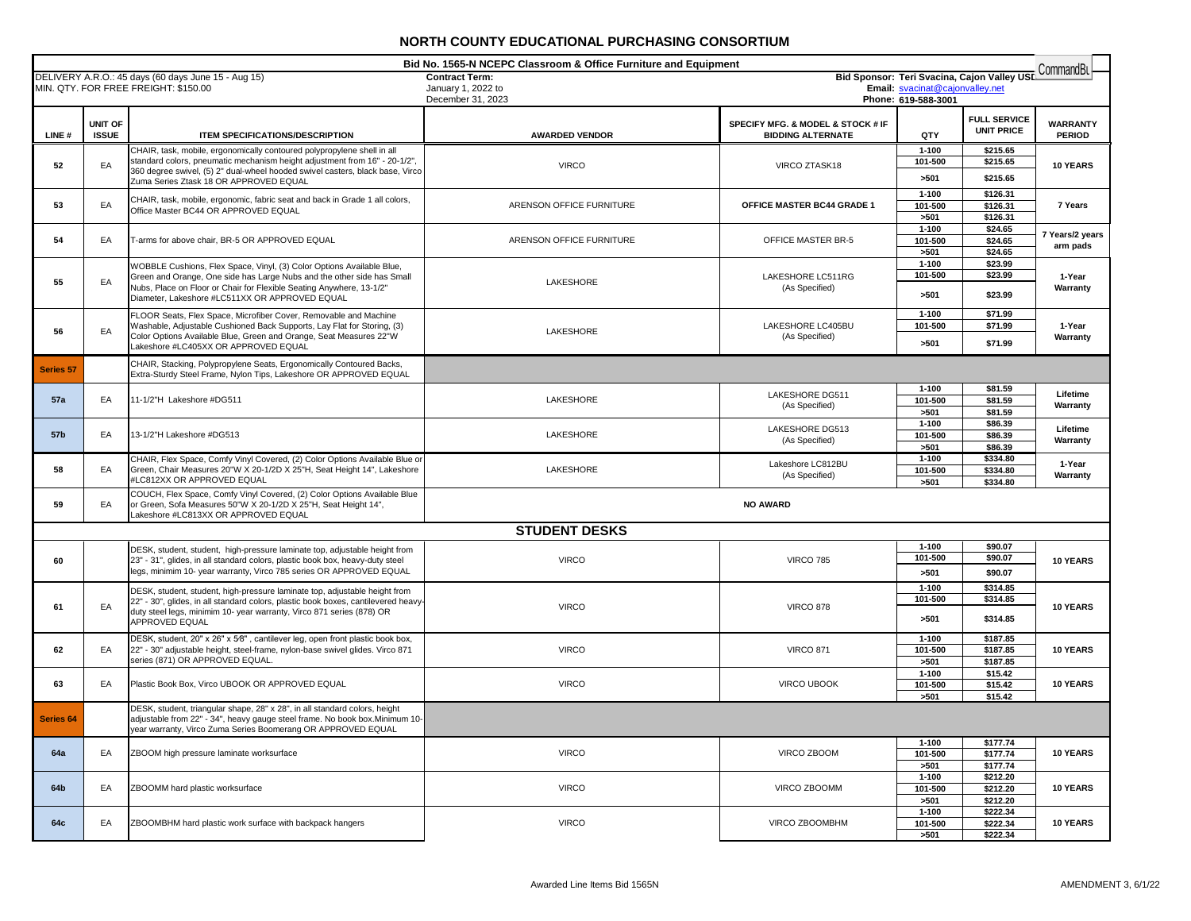# NORTH COUNTY EDUCATIONAL PURCHASING CONSORTIUM

**Bid No. 1565-N NCEPC Classroom & Office Furniture and Equipment**

DELIVERY A.R.O.: 45 days (60 days June 15 - Aug 15)
MIN. QTY. FOR FREE FREIGHT: $150.00

**Contract Term:**
January 1, 2022 to
December 31, 2023

**Bid Sponsor: Teri Svacina, Cajon Valley USD**
**Email:** svacinat@cajonvalley.net
**Phone:** 619-588-3001

CommandBu

| LINE # | UNIT OF ISSUE | ITEM SPECIFICATIONS/DESCRIPTION | AWARDED VENDOR | SPECIFY MFG. & MODEL & STOCK # IF BIDDING ALTERNATE | QTY | FULL SERVICE UNIT PRICE | WARRANTY PERIOD |
|---|---|---|---|---|---|---|---|
| 52 | EA | CHAIR, task, mobile, ergonomically contoured polypropylene shell in all standard colors, pneumatic mechanism height adjustment from 16" - 20-1/2", 360 degree swivel, (5) 2" dual-wheel hooded swivel casters, black base, Virco Zuma Series Ztask 18 OR APPROVED EQUAL | VIRCO | VIRCO ZTASK18 | 1-100 | $215.65 | 10 YEARS |
| | | | | | 101-500 | $215.65 | |
| | | | | | >501 | $215.65 | |
| 53 | EA | CHAIR, task, mobile, ergonomic, fabric seat and back in Grade 1 all colors, Office Master BC44 OR APPROVED EQUAL | ARENSON OFFICE FURNITURE | **OFFICE MASTER BC44 GRADE 1** | 1-100 | $126.31 | 7 Years |
| | | | | | 101-500 | $126.31 | |
| | | | | | >501 | $126.31 | |
| 54 | EA | T-arms for above chair, BR-5 OR APPROVED EQUAL | ARENSON OFFICE FURNITURE | OFFICE MASTER BR-5 | 1-100 | $24.65 | 7 Years/2 years arm pads |
| | | | | | 101-500 | $24.65 | |
| | | | | | >501 | $24.65 | |
| 55 | EA | WOBBLE Cushions, Flex Space, Vinyl, (3) Color Options Available Blue, Green and Orange, One side has Large Nubs and the other side has Small Nubs, Place on Floor or Chair for Flexible Seating Anywhere, 13-1/2" Diameter, Lakeshore #LC511XX OR APPROVED EQUAL | LAKESHORE | LAKESHORE LC511RG (As Specified) | 1-100 | $23.99 | 1-Year Warranty |
| | | | | | 101-500 | $23.99 | |
| | | | | | >501 | $23.99 | |
| 56 | EA | FLOOR Seats, Flex Space, Microfiber Cover, Removable and Machine Washable, Adjustable Cushioned Back Supports, Lay Flat for Storing, (3) Color Options Available Blue, Green and Orange, Seat Measures 22"W Lakeshore #LC405XX OR APPROVED EQUAL | LAKESHORE | LAKESHORE LC405BU (As Specified) | 1-100 | $71.99 | 1-Year Warranty |
| | | | | | 101-500 | $71.99 | |
| | | | | | >501 | $71.99 | |
| Series 57 | | CHAIR, Stacking, Polypropylene Seats, Ergonomically Contoured Backs, Extra-Sturdy Steel Frame, Nylon Tips, Lakeshore OR APPROVED EQUAL | | | | | |
| 57a | EA | 11-1/2"H Lakeshore #DG511 | LAKESHORE | LAKESHORE DG511 (As Specified) | 1-100 | $81.59 | Lifetime Warranty |
| | | | | | 101-500 | $81.59 | |
| | | | | | >501 | $81.59 | |
| 57b | EA | 13-1/2"H Lakeshore #DG513 | LAKESHORE | LAKESHORE DG513 (As Specified) | 1-100 | $86.39 | Lifetime Warranty |
| | | | | | 101-500 | $86.39 | |
| | | | | | >501 | $86.39 | |
| 58 | EA | CHAIR, Flex Space, Comfy Vinyl Covered, (2) Color Options Available Blue or Green, Chair Measures 20"W X 20-1/2D X 25"H, Seat Height 14", Lakeshore #LC812XX OR APPROVED EQUAL | LAKESHORE | Lakeshore LC812BU (As Specified) | 1-100 | $334.80 | 1-Year Warranty |
| | | | | | 101-500 | $334.80 | |
| | | | | | >501 | $334.80 | |
| 59 | EA | COUCH, Flex Space, Comfy Vinyl Covered, (2) Color Options Available Blue or Green, Sofa Measures 50"W X 20-1/2D X 25"H, Seat Height 14", Lakeshore #LC813XX OR APPROVED EQUAL | **NO AWARD** | | | | |
| | | **STUDENT DESKS** | | | | | |
| 60 | | DESK, student, student, high-pressure laminate top, adjustable height from 23" - 31", glides, in all standard colors, plastic book box, heavy-duty steel legs, minimim 10- year warranty, Virco 785 series OR APPROVED EQUAL | VIRCO | VIRCO 785 | 1-100 | $90.07 | 10 YEARS |
| | | | | | 101-500 | $90.07 | |
| | | | | | >501 | $90.07 | |
| 61 | EA | DESK, student, student, high-pressure laminate top, adjustable height from 22" - 30", glides, in all standard colors, plastic book boxes, cantilevered heavy-duty steel legs, minimim 10- year warranty, Virco 871 series (878) OR APPROVED EQUAL | VIRCO | VIRCO 878 | 1-100 | $314.85 | 10 YEARS |
| | | | | | 101-500 | $314.85 | |
| | | | | | >501 | $314.85 | |
| 62 | EA | DESK, student, 20" x 26" x 5⁄8" , cantilever leg, open front plastic book box, 22" - 30" adjustable height, steel-frame, nylon-base swivel glides. Virco 871 series (871) OR APPROVED EQUAL. | VIRCO | VIRCO 871 | 1-100 | $187.85 | 10 YEARS |
| | | | | | 101-500 | $187.85 | |
| | | | | | >501 | $187.85 | |
| 63 | EA | Plastic Book Box, Virco UBOOK OR APPROVED EQUAL | VIRCO | VIRCO UBOOK | 1-100 | $15.42 | 10 YEARS |
| | | | | | 101-500 | $15.42 | |
| | | | | | >501 | $15.42 | |
| Series 64 | | DESK, student, triangular shape, 28" x 28", in all standard colors, height adjustable from 22" - 34", heavy gauge steel frame. No book box.Minimum 10-year warranty, Virco Zuma Series Boomerang OR APPROVED EQUAL | | | | | |
| 64a | EA | ZBOOM high pressure laminate worksurface | VIRCO | VIRCO ZBOOM | 1-100 | $177.74 | 10 YEARS |
| | | | | | 101-500 | $177.74 | |
| | | | | | >501 | $177.74 | |
| 64b | EA | ZBOOMM hard plastic worksurface | VIRCO | VIRCO ZBOOMM | 1-100 | $212.20 | 10 YEARS |
| | | | | | 101-500 | $212.20 | |
| | | | | | >501 | $212.20 | |
| 64c | EA | ZBOOMBHM hard plastic work surface with backpack hangers | VIRCO | VIRCO ZBOOMBHM | 1-100 | $222.34 | 10 YEARS |
| | | | | | 101-500 | $222.34 | |
| | | | | | >501 | $222.34 | |

Awarded Line Items Bid 1565N

AMENDMENT 3, 6/1/22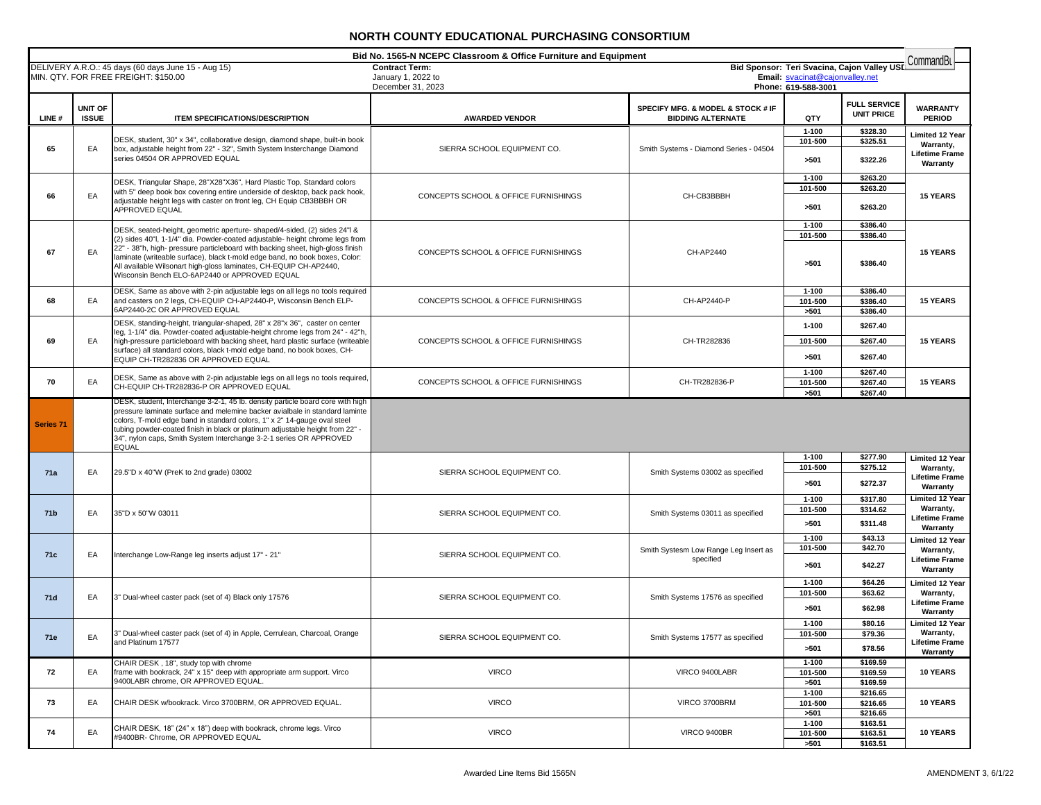# NORTH COUNTY EDUCATIONAL PURCHASING CONSORTIUM

**Bid No. 1565-N NCEPC Classroom & Office Furniture and Equipment**

DELIVERY A.R.O.: 45 days (60 days June 15 - Aug 15)
MIN. QTY. FOR FREE FREIGHT: $150.00

**Contract Term:**
January 1, 2022 to
December 31, 2023

**Bid Sponsor: Teri Svacina, Cajon Valley USD**
**Email:** svacinat@cajonvalley.net
**Phone:** 619-588-3001

CommandBu

| LINE # | UNIT OF ISSUE | ITEM SPECIFICATIONS/DESCRIPTION | AWARDED VENDOR | SPECIFY MFG. & MODEL & STOCK # IF BIDDING ALTERNATE | QTY | FULL SERVICE UNIT PRICE | WARRANTY PERIOD |
|---|---|---|---|---|---|---|---|
| 65 | EA | DESK, student, 30" x 34", collaborative design, diamond shape, built-in book box, adjustable height from 22" - 32", Smith System Insterchange Diamond series 04504 OR APPROVED EQUAL | SIERRA SCHOOL EQUIPMENT CO. | Smith Systems - Diamond Series - 04504 | 1-100 | $328.30 | Limited 12 Year Warranty, Lifetime Frame Warranty |
| | | | | | 101-500 | $325.51 | |
| | | | | | >501 | $322.26 | |
| 66 | EA | DESK, Triangular Shape, 28"X28"X36", Hard Plastic Top, Standard colors with 5" deep book box covering entire underside of desktop, back pack hook, adjustable height legs with caster on front leg, CH Equip CB3BBBH OR APPROVED EQUAL | CONCEPTS SCHOOL & OFFICE FURNISHINGS | CH-CB3BBBH | 1-100 | $263.20 | 15 YEARS |
| | | | | | 101-500 | $263.20 | |
| | | | | | >501 | $263.20 | |
| 67 | EA | DESK, seated-height, geometric aperture- shaped/4-sided, (2) sides 24"l & (2) sides 40"l, 1-1/4" dia. Powder-coated adjustable- height chrome legs from 22" - 38"h, high- pressure particleboard with backing sheet, high-gloss finish laminate (writeable surface), black t-mold edge band, no book boxes, Color: All available Wilsonart high-gloss laminates, CH-EQUIP CH-AP2440, Wisconsin Bench ELO-6AP2440 or APPROVED EQUAL | CONCEPTS SCHOOL & OFFICE FURNISHINGS | CH-AP2440 | 1-100 | $386.40 | 15 YEARS |
| | | | | | 101-500 | $386.40 | |
| | | | | | >501 | $386.40 | |
| 68 | EA | DESK, Same as above with 2-pin adjustable legs on all legs no tools required and casters on 2 legs, CH-EQUIP CH-AP2440-P, Wisconsin Bench ELP-6AP2440-2C OR APPROVED EQUAL | CONCEPTS SCHOOL & OFFICE FURNISHINGS | CH-AP2440-P | 1-100 | $386.40 | 15 YEARS |
| | | | | | 101-500 | $386.40 | |
| | | | | | >501 | $386.40 | |
| 69 | EA | DESK, standing-height, triangular-shaped, 28" x 28"x 36", caster on center leg, 1-1/4" dia. Powder-coated adjustable-height chrome legs from 24" - 42"h, high-pressure particleboard with backing sheet, hard plastic surface (writeable surface) all standard colors, black t-mold edge band, no book boxes, CH-EQUIP CH-TR282836 OR APPROVED EQUAL | CONCEPTS SCHOOL & OFFICE FURNISHINGS | CH-TR282836 | 1-100 | $267.40 | 15 YEARS |
| | | | | | 101-500 | $267.40 | |
| | | | | | >501 | $267.40 | |
| 70 | EA | DESK, Same as above with 2-pin adjustable legs on all legs no tools required, CH-EQUIP CH-TR282836-P OR APPROVED EQUAL | CONCEPTS SCHOOL & OFFICE FURNISHINGS | CH-TR282836-P | 1-100 | $267.40 | 15 YEARS |
| | | | | | 101-500 | $267.40 | |
| | | | | | >501 | $267.40 | |
| Series 71 | | DESK, student, Interchange 3-2-1, 45 lb. density particle board core with high pressure laminate surface and melemine backer avialbale in standard laminte colors, T-mold edge band in standard colors, 1" x 2" 14-gauge oval steel tubing powder-coated finish in black or platinum adjustable height from 22" - 34", nylon caps, Smith System Interchange 3-2-1 series OR APPROVED EQUAL | | | | | |
| 71a | EA | 29.5"D x 40"W (PreK to 2nd grade) 03002 | SIERRA SCHOOL EQUIPMENT CO. | Smith Systems 03002 as specified | 1-100 | $277.90 | Limited 12 Year Warranty, Lifetime Frame Warranty |
| | | | | | 101-500 | $275.12 | |
| | | | | | >501 | $272.37 | |
| 71b | EA | 35"D x 50"W 03011 | SIERRA SCHOOL EQUIPMENT CO. | Smith Systems 03011 as specified | 1-100 | $317.80 | Limited 12 Year Warranty, Lifetime Frame Warranty |
| | | | | | 101-500 | $314.62 | |
| | | | | | >501 | $311.48 | |
| 71c | EA | Interchange Low-Range leg inserts adjust 17" - 21" | SIERRA SCHOOL EQUIPMENT CO. | Smith Systesm Low Range Leg Insert as specified | 1-100 | $43.13 | Limited 12 Year Warranty, Lifetime Frame Warranty |
| | | | | | 101-500 | $42.70 | |
| | | | | | >501 | $42.27 | |
| 71d | EA | 3" Dual-wheel caster pack (set of 4) Black only 17576 | SIERRA SCHOOL EQUIPMENT CO. | Smith Systems 17576 as specified | 1-100 | $64.26 | Limited 12 Year Warranty, Lifetime Frame Warranty |
| | | | | | 101-500 | $63.62 | |
| | | | | | >501 | $62.98 | |
| 71e | EA | 3" Dual-wheel caster pack (set of 4) in Apple, Cerrulean, Charcoal, Orange and Platinum 17577 | SIERRA SCHOOL EQUIPMENT CO. | Smith Systems 17577 as specified | 1-100 | $80.16 | Limited 12 Year Warranty, Lifetime Frame Warranty |
| | | | | | 101-500 | $79.36 | |
| | | | | | >501 | $78.56 | |
| 72 | EA | CHAIR DESK , 18", study top with chrome frame with bookrack, 24" x 15" deep with appropriate arm support. Virco 9400LABR chrome, OR APPROVED EQUAL. | VIRCO | VIRCO 9400LABR | 1-100 | $169.59 | 10 YEARS |
| | | | | | 101-500 | $169.59 | |
| | | | | | >501 | $169.59 | |
| 73 | EA | CHAIR DESK w/bookrack. Virco 3700BRM, OR APPROVED EQUAL. | VIRCO | VIRCO 3700BRM | 1-100 | $216.65 | 10 YEARS |
| | | | | | 101-500 | $216.65 | |
| | | | | | >501 | $216.65 | |
| 74 | EA | CHAIR DESK, 18" (24" x 18") deep with bookrack, chrome legs. Virco #9400BR- Chrome, OR APPROVED EQUAL | VIRCO | VIRCO 9400BR | 1-100 | $163.51 | 10 YEARS |
| | | | | | 101-500 | $163.51 | |
| | | | | | >501 | $163.51 | |

Awarded Line Items Bid 1565N

AMENDMENT 3, 6/1/22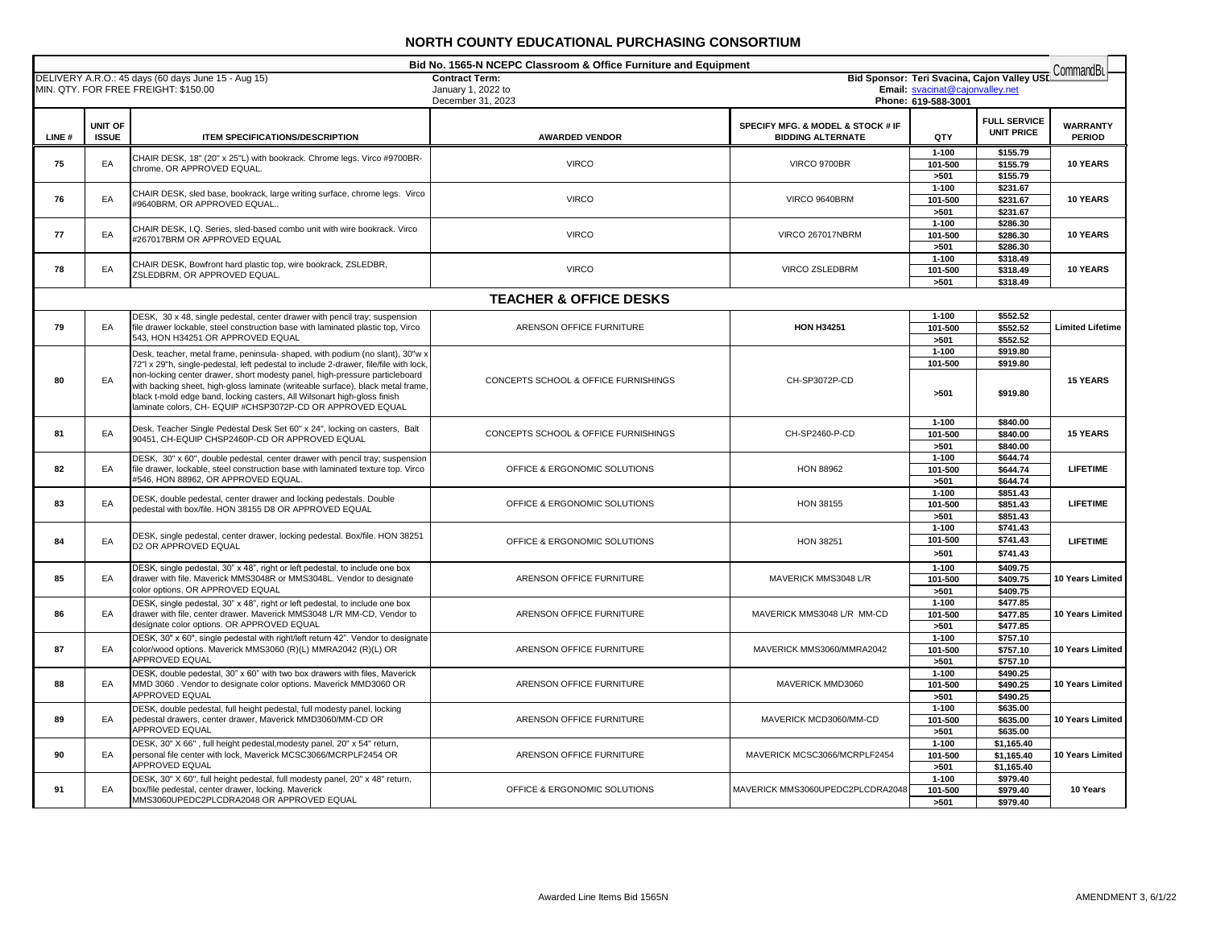# NORTH COUNTY EDUCATIONAL PURCHASING CONSORTIUM

**Bid No. 1565-N NCEPC Classroom & Office Furniture and Equipment**

DELIVERY A.R.O.: 45 days (60 days June 15 - Aug 15)
MIN. QTY. FOR FREE FREIGHT: $150.00

**Contract Term:**
January 1, 2022 to
December 31, 2023

**Bid Sponsor: Teri Svacina, Cajon Valley USD**
**Email:** svacinat@cajonvalley.net
**Phone:** 619-588-3001

| LINE # | UNIT OF ISSUE | ITEM SPECIFICATIONS/DESCRIPTION | AWARDED VENDOR | SPECIFY MFG. & MODEL & STOCK # IF BIDDING ALTERNATE | QTY | FULL SERVICE UNIT PRICE | WARRANTY PERIOD |
|---|---|---|---|---|---|---|---|
| 75 | EA | CHAIR DESK, 18" (20" x 25"L) with bookrack. Chrome legs. Virco #9700BR-chrome, OR APPROVED EQUAL. | VIRCO | VIRCO 9700BR | 1-100 | $155.79 | 10 YEARS |
| | | | | | 101-500 | $155.79 | |
| | | | | | >501 | $155.79 | |
| 76 | EA | CHAIR DESK, sled base, bookrack, large writing surface, chrome legs. Virco #9640BRM, OR APPROVED EQUAL.. | VIRCO | VIRCO 9640BRM | 1-100 | $231.67 | 10 YEARS |
| | | | | | 101-500 | $231.67 | |
| | | | | | >501 | $231.67 | |
| 77 | EA | CHAIR DESK, I.Q. Series, sled-based combo unit with wire bookrack. Virco #267017BRM OR APPROVED EQUAL | VIRCO | VIRCO 267017NBRM | 1-100 | $286.30 | 10 YEARS |
| | | | | | 101-500 | $286.30 | |
| | | | | | >501 | $286.30 | |
| 78 | EA | CHAIR DESK, Bowfront hard plastic top, wire bookrack, ZSLEDBR, ZSLEDBRM, OR APPROVED EQUAL. | VIRCO | VIRCO ZSLEDBRM | 1-100 | $318.49 | 10 YEARS |
| | | | | | 101-500 | $318.49 | |
| | | | | | >501 | $318.49 | |
| | | **TEACHER & OFFICE DESKS** | | | | | |
| 79 | EA | DESK, 30 x 48, single pedestal, center drawer with pencil tray; suspension file drawer lockable, steel construction base with laminated plastic top, Virco 543, HON H34251 OR APPROVED EQUAL | ARENSON OFFICE FURNITURE | **HON H34251** | 1-100 | $552.52 | Limited Lifetime |
| | | | | | 101-500 | $552.52 | |
| | | | | | >501 | $552.52 | |
| 80 | EA | Desk, teacher, metal frame, peninsula- shaped, with podium (no slant), 30"w x 72"l x 29"h, single-pedestal, left pedestal to include 2-drawer, file/file with lock, non-locking center drawer, short modesty panel, high-pressure particleboard with backing sheet, high-gloss laminate (writeable surface), black metal frame, black t-mold edge band, locking casters, All Wilsonart high-gloss finish laminate colors, CH- EQUIP #CHSP3072P-CD OR APPROVED EQUAL | CONCEPTS SCHOOL & OFFICE FURNISHINGS | CH-SP3072P-CD | 1-100 | $919.80 | 15 YEARS |
| | | | | | 101-500 | $919.80 | |
| | | | | | >501 | $919.80 | |
| 81 | EA | Desk, Teacher Single Pedestal Desk Set 60" x 24", locking on casters, Balt 90451, CH-EQUIP CHSP2460P-CD OR APPROVED EQUAL | CONCEPTS SCHOOL & OFFICE FURNISHINGS | CH-SP2460-P-CD | 1-100 | $840.00 | 15 YEARS |
| | | | | | 101-500 | $840.00 | |
| | | | | | >501 | $840.00 | |
| 82 | EA | DESK, 30" x 60", double pedestal, center drawer with pencil tray; suspension file drawer, lockable, steel construction base with laminated texture top. Virco #546, HON 88962, OR APPROVED EQUAL. | OFFICE & ERGONOMIC SOLUTIONS | HON 88962 | 1-100 | $644.74 | LIFETIME |
| | | | | | 101-500 | $644.74 | |
| | | | | | >501 | $644.74 | |
| 83 | EA | DESK, double pedestal, center drawer and locking pedestals. Double pedestal with box/file. HON 38155 D8 OR APPROVED EQUAL | OFFICE & ERGONOMIC SOLUTIONS | HON 38155 | 1-100 | $851.43 | LIFETIME |
| | | | | | 101-500 | $851.43 | |
| | | | | | >501 | $851.43 | |
| 84 | EA | DESK, single pedestal, center drawer, locking pedestal. Box/file. HON 38251 D2 OR APPROVED EQUAL | OFFICE & ERGONOMIC SOLUTIONS | HON 38251 | 1-100 | $741.43 | LIFETIME |
| | | | | | 101-500 | $741.43 | |
| | | | | | >501 | $741.43 | |
| 85 | EA | DESK, single pedestal, 30" x 48", right or left pedestal, to include one box drawer with file. Maverick MMS3048R or MMS3048L. Vendor to designate color options. OR APPROVED EQUAL | ARENSON OFFICE FURNITURE | MAVERICK MMS3048 L/R | 1-100 | $409.75 | 10 Years Limited |
| | | | | | 101-500 | $409.75 | |
| | | | | | >501 | $409.75 | |
| 86 | EA | DESK, single pedestal, 30" x 48", right or left pedestal, to include one box drawer with file, center drawer. Maverick MMS3048 L/R MM-CD, Vendor to designate color options. OR APPROVED EQUAL | ARENSON OFFICE FURNITURE | MAVERICK MMS3048 L/R MM-CD | 1-100 | $477.85 | 10 Years Limited |
| | | | | | 101-500 | $477.85 | |
| | | | | | >501 | $477.85 | |
| 87 | EA | DESK, 30" x 60", single pedestal with right/left return 42". Vendor to designate color/wood options. Maverick MMS3060 (R)(L) MMRA2042 (R)(L) OR APPROVED EQUAL | ARENSON OFFICE FURNITURE | MAVERICK MMS3060/MMRA2042 | 1-100 | $757.10 | 10 Years Limited |
| | | | | | 101-500 | $757.10 | |
| | | | | | >501 | $757.10 | |
| 88 | EA | DESK, double pedestal, 30" x 60" with two box drawers with files, Maverick MMD 3060 . Vendor to designate color options. Maverick MMD3060 OR APPROVED EQUAL | ARENSON OFFICE FURNITURE | MAVERICK MMD3060 | 1-100 | $490.25 | 10 Years Limited |
| | | | | | 101-500 | $490.25 | |
| | | | | | >501 | $490.25 | |
| 89 | EA | DESK, double pedestal, full height pedestal, full modesty panel, locking pedestal drawers, center drawer, Maverick MMD3060/MM-CD OR APPROVED EQUAL | ARENSON OFFICE FURNITURE | MAVERICK MCD3060/MM-CD | 1-100 | $635.00 | 10 Years Limited |
| | | | | | 101-500 | $635.00 | |
| | | | | | >501 | $635.00 | |
| 90 | EA | DESK, 30" X 66" , full height pedestal,modesty panel, 20" x 54" return, personal file center with lock, Maverick MCSC3066/MCRPLF2454 OR APPROVED EQUAL | ARENSON OFFICE FURNITURE | MAVERICK MCSC3066/MCRPLF2454 | 1-100 | $1,165.40 | 10 Years Limited |
| | | | | | 101-500 | $1,165.40 | |
| | | | | | >501 | $1,165.40 | |
| 91 | EA | DESK, 30" X 60", full height pedestal, full modesty panel, 20" x 48" return, box/file pedestal, center drawer, locking. Maverick MMS3060UPEDC2PLCDRA2048 OR APPROVED EQUAL | OFFICE & ERGONOMIC SOLUTIONS | MAVERICK MMS3060UPEDC2PLCDRA2048 | 1-100 | $979.40 | 10 Years |
| | | | | | 101-500 | $979.40 | |
| | | | | | >501 | $979.40 | |

Awarded Line Items Bid 1565N

AMENDMENT 3, 6/1/22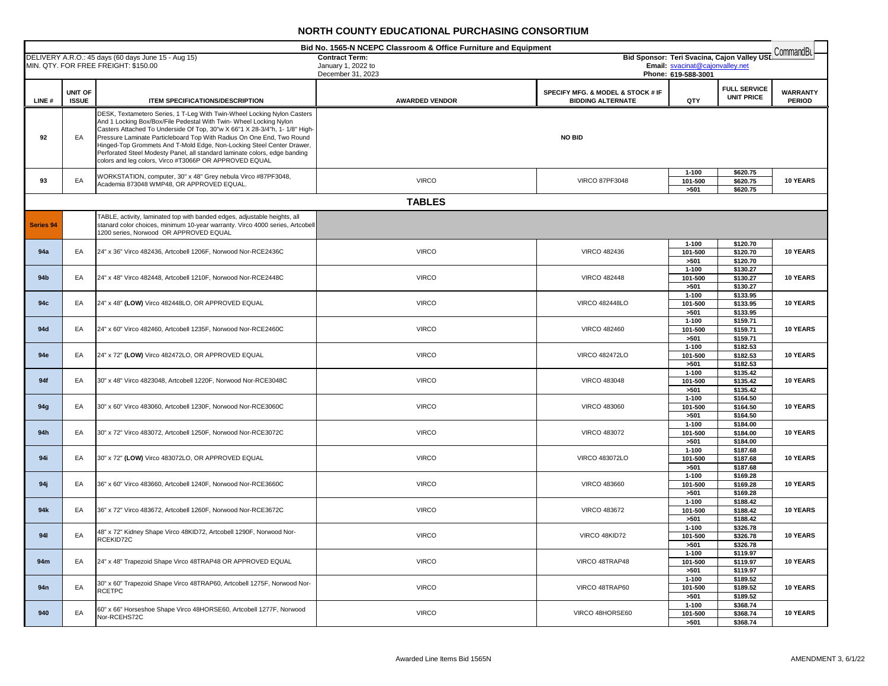# NORTH COUNTY EDUCATIONAL PURCHASING CONSORTIUM

**Bid No. 1565-N NCEPC Classroom & Office Furniture and Equipment**

DELIVERY A.R.O.: 45 days (60 days June 15 - Aug 15)
MIN. QTY. FOR FREE FREIGHT: $150.00

**Contract Term:**
January 1, 2022 to
December 31, 2023

**Bid Sponsor: Teri Svacina, Cajon Valley USD**
**Email:** svacinat@cajonvalley.net
**Phone:** 619-588-3001

| LINE # | UNIT OF ISSUE | ITEM SPECIFICATIONS/DESCRIPTION | AWARDED VENDOR | SPECIFY MFG. & MODEL & STOCK # IF BIDDING ALTERNATE | QTY | FULL SERVICE UNIT PRICE | WARRANTY PERIOD |
|---|---|---|---|---|---|---|---|
| 92 | EA | DESK, Textametero Series, 1 T-Leg With Twin-Wheel Locking Nylon Casters And 1 Locking Box/Box/File Pedestal With Twin- Wheel Locking Nylon Casters Attached To Underside Of Top, 30"w X 66"1 X 28-3/4"h, 1- 1/8" High-Pressure Laminate Particleboard Top With Radius On One End, Two Round Hinged-Top Grommets And T-Mold Edge, Non-Locking Steel Center Drawer, Perforated Steel Modesty Panel, all standard laminate colors, edge banding colors and leg colors, Virco #T3066P OR APPROVED EQUAL | **NO BID** | | | | |
| 93 | EA | WORKSTATION, computer, 30" x 48" Grey nebula Virco #87PF3048, Academia 873048 WMP48, OR APPROVED EQUAL. | VIRCO | VIRCO 87PF3048 | 1-100<br>101-500<br>>501 | $620.75<br>$620.75<br>$620.75 | 10 YEARS |
| | | **TABLES** | | | | | |
| Series 94 | | TABLE, activity, laminated top with banded edges, adjustable heights, all stanard color choices, minimum 10-year warranty. Virco 4000 series, Artcobell 1200 series, Norwood OR APPROVED EQUAL | | | | | |
| 94a | EA | 24" x 36" Virco 482436, Artcobell 1206F, Norwood Nor-RCE2436C | VIRCO | VIRCO 482436 | 1-100<br>101-500<br>>501 | $120.70<br>$120.70<br>$120.70 | 10 YEARS |
| 94b | EA | 24" x 48" Virco 482448, Artcobell 1210F, Norwood Nor-RCE2448C | VIRCO | VIRCO 482448 | 1-100<br>101-500<br>>501 | $130.27<br>$130.27<br>$130.27 | 10 YEARS |
| 94c | EA | 24" x 48" **(LOW)** Virco 482448LO, OR APPROVED EQUAL | VIRCO | VIRCO 482448LO | 1-100<br>101-500<br>>501 | $133.95<br>$133.95<br>$133.95 | 10 YEARS |
| 94d | EA | 24" x 60" Virco 482460, Artcobell 1235F, Norwood Nor-RCE2460C | VIRCO | VIRCO 482460 | 1-100<br>101-500<br>>501 | $159.71<br>$159.71<br>$159.71 | 10 YEARS |
| 94e | EA | 24" x 72" **(LOW)** Virco 482472LO, OR APPROVED EQUAL | VIRCO | VIRCO 482472LO | 1-100<br>101-500<br>>501 | $182.53<br>$182.53<br>$182.53 | 10 YEARS |
| 94f | EA | 30" x 48" Virco 4823048, Artcobell 1220F, Norwood Nor-RCE3048C | VIRCO | VIRCO 483048 | 1-100<br>101-500<br>>501 | $135.42<br>$135.42<br>$135.42 | 10 YEARS |
| 94g | EA | 30" x 60" Virco 483060, Artcobell 1230F, Norwood Nor-RCE3060C | VIRCO | VIRCO 483060 | 1-100<br>101-500<br>>501 | $164.50<br>$164.50<br>$164.50 | 10 YEARS |
| 94h | EA | 30" x 72" Virco 483072, Artcobell 1250F, Norwood Nor-RCE3072C | VIRCO | VIRCO 483072 | 1-100<br>101-500<br>>501 | $184.00<br>$184.00<br>$184.00 | 10 YEARS |
| 94i | EA | 30" x 72" **(LOW)** Virco 483072LO, OR APPROVED EQUAL | VIRCO | VIRCO 483072LO | 1-100<br>101-500<br>>501 | $187.68<br>$187.68<br>$187.68 | 10 YEARS |
| 94j | EA | 36" x 60" Virco 483660, Artcobell 1240F, Norwood Nor-RCE3660C | VIRCO | VIRCO 483660 | 1-100<br>101-500<br>>501 | $169.28<br>$169.28<br>$169.28 | 10 YEARS |
| 94k | EA | 36" x 72" Virco 483672, Artcobell 1260F, Norwood Nor-RCE3672C | VIRCO | VIRCO 483672 | 1-100<br>101-500<br>>501 | $188.42<br>$188.42<br>$188.42 | 10 YEARS |
| 94l | EA | 48" x 72" Kidney Shape Virco 48KID72, Artcobell 1290F, Norwood Nor-RCEKID72C | VIRCO | VIRCO 48KID72 | 1-100<br>101-500<br>>501 | $326.78<br>$326.78<br>$326.78 | 10 YEARS |
| 94m | EA | 24" x 48" Trapezoid Shape Virco 48TRAP48 OR APPROVED EQUAL | VIRCO | VIRCO 48TRAP48 | 1-100<br>101-500<br>>501 | $119.97<br>$119.97<br>$119.97 | 10 YEARS |
| 94n | EA | 30" x 60" Trapezoid Shape Virco 48TRAP60, Artcobell 1275F, Norwood Nor-RCETPC | VIRCO | VIRCO 48TRAP60 | 1-100<br>101-500<br>>501 | $189.52<br>$189.52<br>$189.52 | 10 YEARS |
| 940 | EA | 60" x 66" Horseshoe Shape Virco 48HORSE60, Artcobell 1277F, Norwood Nor-RCEHS72C | VIRCO | VIRCO 48HORSE60 | 1-100<br>101-500<br>>501 | $368.74<br>$368.74<br>$368.74 | 10 YEARS |

Awarded Line Items Bid 1565N

AMENDMENT 3, 6/1/22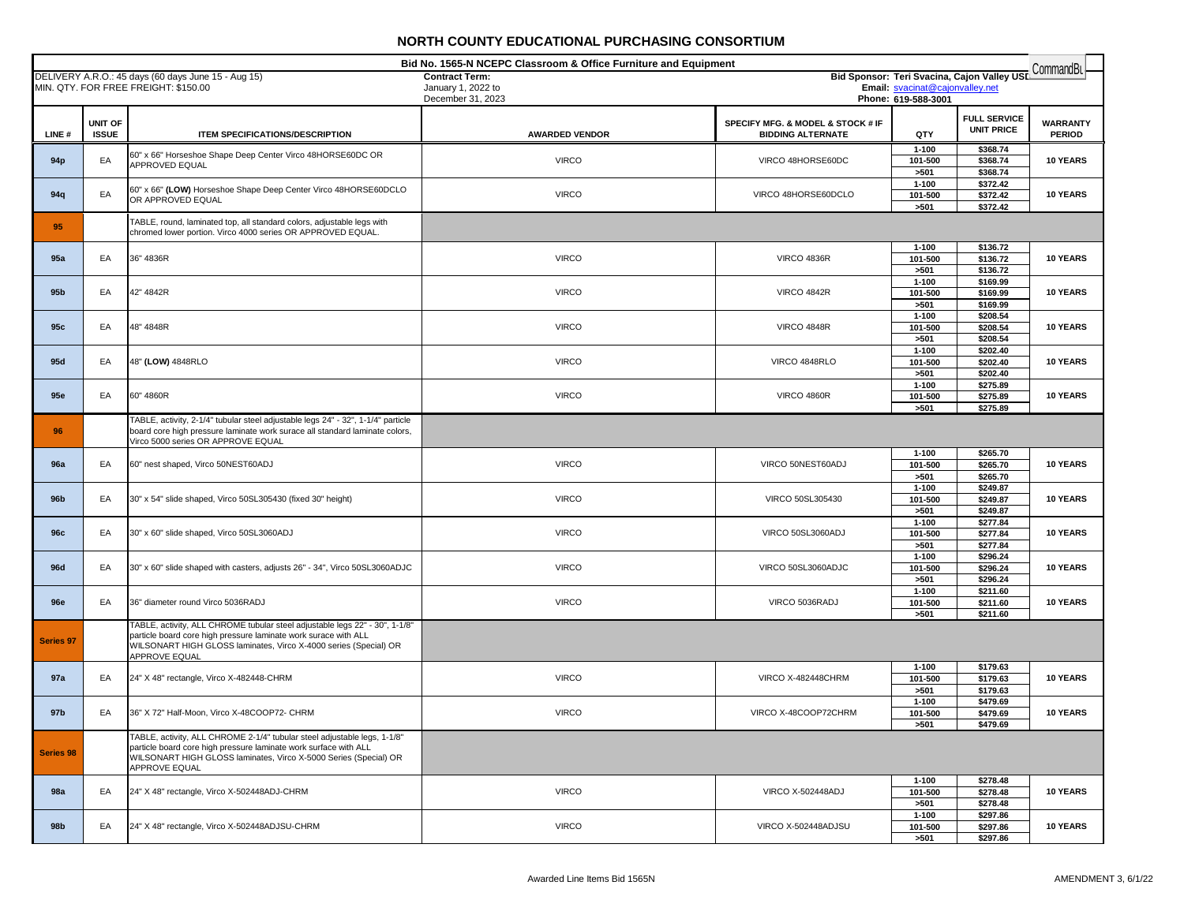# NORTH COUNTY EDUCATIONAL PURCHASING CONSORTIUM

**Bid No. 1565-N NCEPC Classroom & Office Furniture and Equipment**

DELIVERY A.R.O.: 45 days (60 days June 15 - Aug 15)
MIN. QTY. FOR FREE FREIGHT: $150.00

**Contract Term:**
January 1, 2022 to
December 31, 2023

**Bid Sponsor: Teri Svacina, Cajon Valley USD** CommandBu
**Email:** svacinat@cajonvalley.net
**Phone: 619-588-3001**

| LINE # | UNIT OF ISSUE | ITEM SPECIFICATIONS/DESCRIPTION | AWARDED VENDOR | SPECIFY MFG. & MODEL & STOCK # IF BIDDING ALTERNATE | QTY | FULL SERVICE UNIT PRICE | WARRANTY PERIOD |
|---|---|---|---|---|---|---|---|
| 94p | EA | 60" x 66" Horseshoe Shape Deep Center Virco 48HORSE60DC OR APPROVED EQUAL | VIRCO | VIRCO 48HORSE60DC | 1-100 | $368.74 | 10 YEARS |
| | | | | | 101-500 | $368.74 | |
| | | | | | >501 | $368.74 | |
| 94q | EA | 60" x 66" **(LOW)** Horseshoe Shape Deep Center Virco 48HORSE60DCLO OR APPROVED EQUAL | VIRCO | VIRCO 48HORSE60DCLO | 1-100 | $372.42 | 10 YEARS |
| | | | | | 101-500 | $372.42 | |
| | | | | | >501 | $372.42 | |
| 95 | | TABLE, round, laminated top, all standard colors, adjustable legs with chromed lower portion. Virco 4000 series OR APPROVED EQUAL. | | | | | |
| 95a | EA | 36" 4836R | VIRCO | VIRCO 4836R | 1-100 | $136.72 | 10 YEARS |
| | | | | | 101-500 | $136.72 | |
| | | | | | >501 | $136.72 | |
| 95b | EA | 42" 4842R | VIRCO | VIRCO 4842R | 1-100 | $169.99 | 10 YEARS |
| | | | | | 101-500 | $169.99 | |
| | | | | | >501 | $169.99 | |
| 95c | EA | 48" 4848R | VIRCO | VIRCO 4848R | 1-100 | $208.54 | 10 YEARS |
| | | | | | 101-500 | $208.54 | |
| | | | | | >501 | $208.54 | |
| 95d | EA | 48" **(LOW)** 4848RLO | VIRCO | VIRCO 4848RLO | 1-100 | $202.40 | 10 YEARS |
| | | | | | 101-500 | $202.40 | |
| | | | | | >501 | $202.40 | |
| 95e | EA | 60" 4860R | VIRCO | VIRCO 4860R | 1-100 | $275.89 | 10 YEARS |
| | | | | | 101-500 | $275.89 | |
| | | | | | >501 | $275.89 | |
| 96 | | TABLE, activity, 2-1/4" tubular steel adjustable legs 24" - 32", 1-1/4" particle board core high pressure laminate work surace all standard laminate colors, Virco 5000 series OR APPROVE EQUAL | | | | | |
| 96a | EA | 60" nest shaped, Virco 50NEST60ADJ | VIRCO | VIRCO 50NEST60ADJ | 1-100 | $265.70 | 10 YEARS |
| | | | | | 101-500 | $265.70 | |
| | | | | | >501 | $265.70 | |
| 96b | EA | 30" x 54" slide shaped, Virco 50SL305430 (fixed 30" height) | VIRCO | VIRCO 50SL305430 | 1-100 | $249.87 | 10 YEARS |
| | | | | | 101-500 | $249.87 | |
| | | | | | >501 | $249.87 | |
| 96c | EA | 30" x 60" slide shaped, Virco 50SL3060ADJ | VIRCO | VIRCO 50SL3060ADJ | 1-100 | $277.84 | 10 YEARS |
| | | | | | 101-500 | $277.84 | |
| | | | | | >501 | $277.84 | |
| 96d | EA | 30" x 60" slide shaped with casters, adjusts 26" - 34", Virco 50SL3060ADJC | VIRCO | VIRCO 50SL3060ADJC | 1-100 | $296.24 | 10 YEARS |
| | | | | | 101-500 | $296.24 | |
| | | | | | >501 | $296.24 | |
| 96e | EA | 36" diameter round Virco 5036RADJ | VIRCO | VIRCO 5036RADJ | 1-100 | $211.60 | 10 YEARS |
| | | | | | 101-500 | $211.60 | |
| | | | | | >501 | $211.60 | |
| Series 97 | | TABLE, activity, ALL CHROME tubular steel adjustable legs 22" - 30", 1-1/8" particle board core high pressure laminate work surace with ALL WILSONART HIGH GLOSS laminates, Virco X-4000 series (Special) OR APPROVE EQUAL | | | | | |
| 97a | EA | 24" X 48" rectangle, Virco X-482448-CHRM | VIRCO | VIRCO X-482448CHRM | 1-100 | $179.63 | 10 YEARS |
| | | | | | 101-500 | $179.63 | |
| | | | | | >501 | $179.63 | |
| 97b | EA | 36" X 72" Half-Moon, Virco X-48COOP72- CHRM | VIRCO | VIRCO X-48COOP72CHRM | 1-100 | $479.69 | 10 YEARS |
| | | | | | 101-500 | $479.69 | |
| | | | | | >501 | $479.69 | |
| Series 98 | | TABLE, activity, ALL CHROME 2-1/4" tubular steel adjustable legs, 1-1/8" particle board core high pressure laminate work surface with ALL WILSONART HIGH GLOSS laminates, Virco X-5000 Series (Special) OR APPROVE EQUAL | | | | | |
| 98a | EA | 24" X 48" rectangle, Virco X-502448ADJ-CHRM | VIRCO | VIRCO X-502448ADJ | 1-100 | $278.48 | 10 YEARS |
| | | | | | 101-500 | $278.48 | |
| | | | | | >501 | $278.48 | |
| 98b | EA | 24" X 48" rectangle, Virco X-502448ADJSU-CHRM | VIRCO | VIRCO X-502448ADJSU | 1-100 | $297.86 | 10 YEARS |
| | | | | | 101-500 | $297.86 | |
| | | | | | >501 | $297.86 | |

Awarded Line Items Bid 1565N

AMENDMENT 3, 6/1/22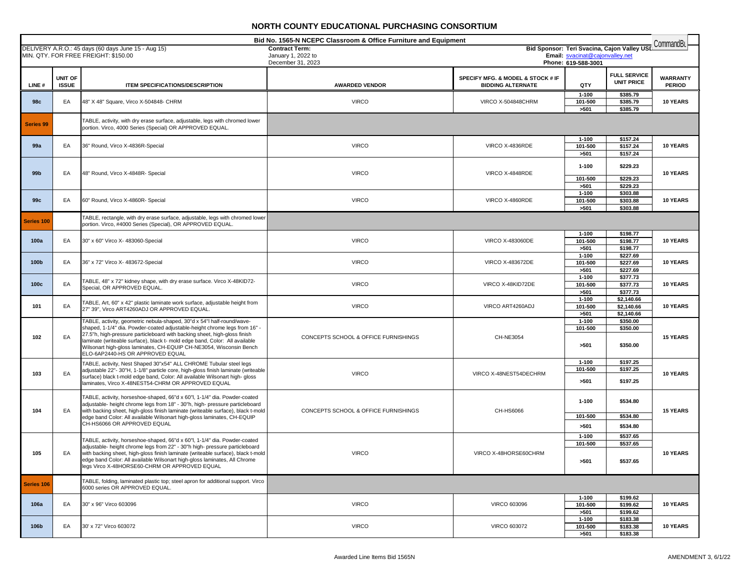# NORTH COUNTY EDUCATIONAL PURCHASING CONSORTIUM

**Bid No. 1565-N NCEPC Classroom & Office Furniture and Equipment**

DELIVERY A.R.O.: 45 days (60 days June 15 - Aug 15)
MIN. QTY. FOR FREE FREIGHT: $150.00

**Contract Term:**
January 1, 2022 to
December 31, 2023

**Bid Sponsor: Teri Svacina, Cajon Valley USD**
**Email:** svacinat@cajonvalley.net
**Phone:** 619-588-3001

CommandBL

| LINE # | UNIT OF ISSUE | ITEM SPECIFICATIONS/DESCRIPTION | AWARDED VENDOR | SPECIFY MFG. & MODEL & STOCK # IF BIDDING ALTERNATE | QTY | FULL SERVICE UNIT PRICE | WARRANTY PERIOD |
|---|---|---|---|---|---|---|---|
| 98c | EA | 48" X 48" Square, Virco X-504848- CHRM | VIRCO | VIRCO X-504848CHRM | 1-100 | $385.79 | 10 YEARS |
| | | | | | 101-500 | $385.79 | |
| | | | | | >501 | $385.79 | |
| Series 99 | | TABLE, activity, with dry erase surface, adjustable, legs with chromed lower portion. Virco, 4000 Series (Special) OR APPROVED EQUAL. | | | | | |
| 99a | EA | 36" Round, Virco X-4836R-Special | VIRCO | VIRCO X-4836RDE | 1-100 | $157.24 | 10 YEARS |
| | | | | | 101-500 | $157.24 | |
| | | | | | >501 | $157.24 | |
| 99b | EA | 48" Round, Virco X-4848R- Special | VIRCO | VIRCO X-4848RDE | 1-100 | $229.23 | 10 YEARS |
| | | | | | 101-500 | $229.23 | |
| | | | | | >501 | $229.23 | |
| 99c | EA | 60" Round, Virco X-4860R- Special | VIRCO | VIRCO X-4860RDE | 1-100 | $303.88 | 10 YEARS |
| | | | | | 101-500 | $303.88 | |
| | | | | | >501 | $303.88 | |
| Series 100 | | TABLE, rectangle, with dry erase surface, adjustable, legs with chromed lower portion. Virco, #4000 Series (Special), OR APPROVED EQUAL. | | | | | |
| 100a | EA | 30" x 60" Virco X- 483060-Special | VIRCO | VIRCO X-483060DE | 1-100 | $198.77 | 10 YEARS |
| | | | | | 101-500 | $198.77 | |
| | | | | | >501 | $198.77 | |
| 100b | EA | 36" x 72" Virco X- 483672-Special | VIRCO | VIRCO X-483672DE | 1-100 | $227.69 | 10 YEARS |
| | | | | | 101-500 | $227.69 | |
| | | | | | >501 | $227.69 | |
| 100c | EA | TABLE, 48" x 72" kidney shape, with dry erase surface. Virco X-48KID72-Special, OR APPROVED EQUAL. | VIRCO | VIRCO X-48KID72DE | 1-100 | $377.73 | 10 YEARS |
| | | | | | 101-500 | $377.73 | |
| | | | | | >501 | $377.73 | |
| 101 | EA | TABLE, Art, 60" x 42" plastic laminate work surface, adjustable height from 27" 39", Virco ART4260ADJ OR APPROVED EQUAL. | VIRCO | VIRCO ART4260ADJ | 1-100 | $2,140.66 | 10 YEARS |
| | | | | | 101-500 | $2,140.66 | |
| | | | | | >501 | $2,140.66 | |
| 102 | EA | TABLE, activity, geometric nebula-shaped, 30"d x 54"l half-round/wave-shaped, 1-1/4" dia. Powder-coated adjustable-height chrome legs from 16" - 27.5"h, high-pressure particleboard with backing sheet, high-gloss finish laminate (writeable surface), black t- mold edge band, Color: All available Wilsonart high-gloss laminates, CH-EQUIP CH-NE3054, Wisconsin Bench ELO-6AP2440-HS OR APPROVED EQUAL | CONCEPTS SCHOOL & OFFICE FURNISHINGS | CH-NE3054 | 1-100 | $350.00 | 15 YEARS |
| | | | | | 101-500 | $350.00 | |
| | | | | | >501 | $350.00 | |
| 103 | EA | TABLE, activity, Nest Shaped 30"x54" ALL CHROME Tubular steel legs adjustable 22"- 30"H, 1-1/8" particle core, high-gloss finish laminate (writeable surface) black t-mold edge band, Color: All available Wilsonart high- gloss laminates, Virco X-48NEST54-CHRM OR APPROVED EQUAL | VIRCO | VIRCO X-48NEST54DECHRM | 1-100 | $197.25 | 10 YEARS |
| | | | | | 101-500 | $197.25 | |
| | | | | | >501 | $197.25 | |
| 104 | EA | TABLE, activity, horseshoe-shaped, 66"d x 60"l, 1-1/4" dia. Powder-coated adjustable- height chrome legs from 18" - 30"h, high- pressure particleboard with backing sheet, high-gloss finish laminate (writeable surface), black t-mold edge band Color: All available Wilsonart high-gloss laminates, CH-EQUIP CH-HS6066 OR APPROVED EQUAL | CONCEPTS SCHOOL & OFFICE FURNISHINGS | CH-HS6066 | 1-100 | $534.80 | 15 YEARS |
| | | | | | 101-500 | $534.80 | |
| | | | | | >501 | $534.80 | |
| 105 | EA | TABLE, activity, horseshoe-shaped, 66"d x 60"l, 1-1/4" dia. Powder-coated adjustable- height chrome legs from 22" - 30"h high- pressure particleboard with backing sheet, high-gloss finish laminate (writeable surface), black t-mold edge band Color: All available Wilsonart high-gloss laminates, All Chrome legs Virco X-48HORSE60-CHRM OR APPROVED EQUAL | VIRCO | VIRCO X-48HORSE60CHRM | 1-100 | $537.65 | 10 YEARS |
| | | | | | 101-500 | $537.65 | |
| | | | | | >501 | $537.65 | |
| Series 106 | | TABLE, folding, laminated plastic top; steel apron for additional support. Virco 6000 series OR APPROVED EQUAL. | | | | | |
| 106a | EA | 30" x 96" Virco 603096 | VIRCO | VIRCO 603096 | 1-100 | $199.62 | 10 YEARS |
| | | | | | 101-500 | $199.62 | |
| | | | | | >501 | $199.62 | |
| 106b | EA | 30' x 72" Virco 603072 | VIRCO | VIRCO 603072 | 1-100 | $183.38 | 10 YEARS |
| | | | | | 101-500 | $183.38 | |
| | | | | | >501 | $183.38 | |

Awarded Line Items Bid 1565N

AMENDMENT 3, 6/1/22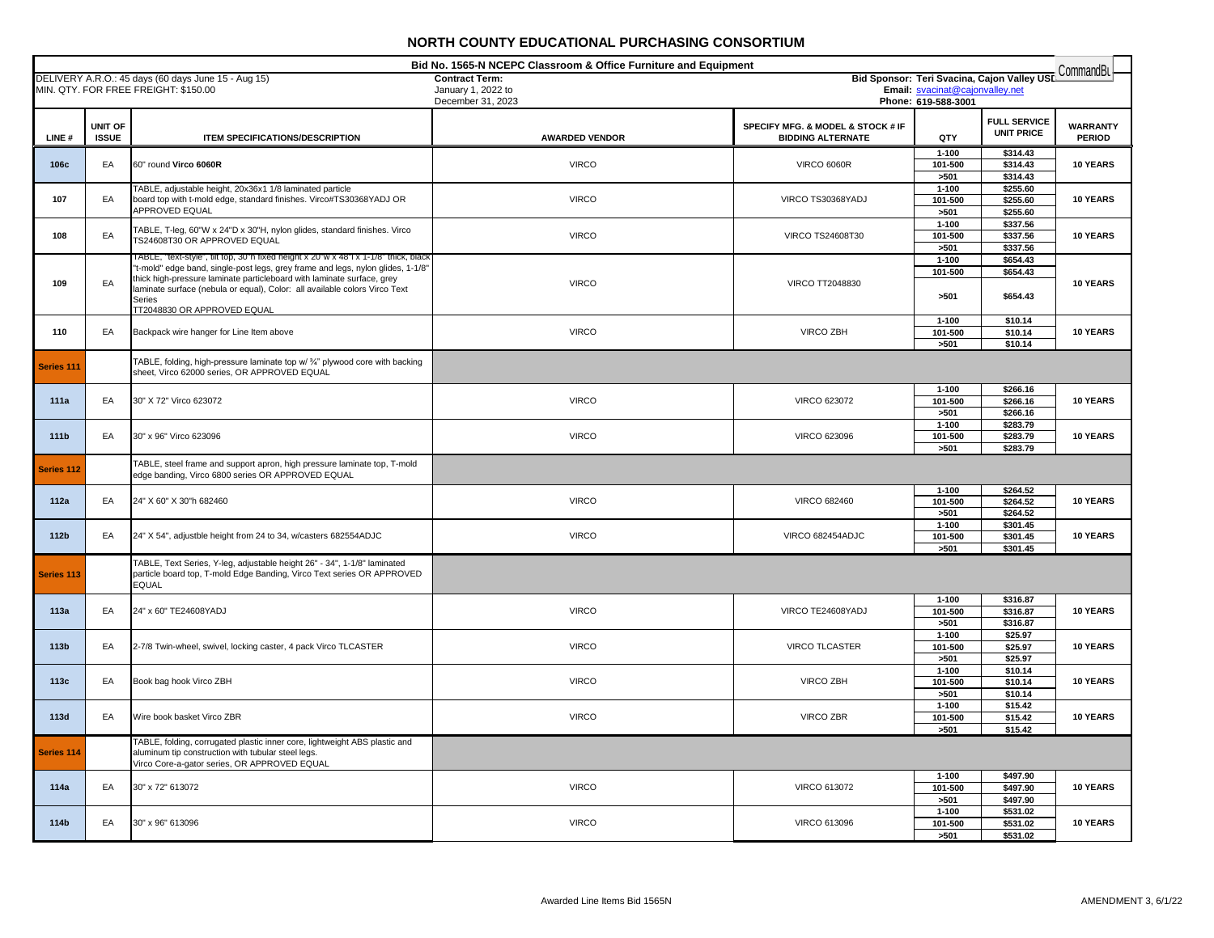# NORTH COUNTY EDUCATIONAL PURCHASING CONSORTIUM

**Bid No. 1565-N NCEPC Classroom & Office Furniture and Equipment**

DELIVERY A.R.O.: 45 days (60 days June 15 - Aug 15)
MIN. QTY. FOR FREE FREIGHT: $150.00

**Contract Term:**
January 1, 2022 to
December 31, 2023

**Bid Sponsor: Teri Svacina, Cajon Valley USD**
**Email:** svacinat@cajonvalley.net
**Phone:** 619-588-3001

CommandBuy

| LINE # | UNIT OF ISSUE | ITEM SPECIFICATIONS/DESCRIPTION | AWARDED VENDOR | SPECIFY MFG. & MODEL & STOCK # IF BIDDING ALTERNATE | QTY | FULL SERVICE UNIT PRICE | WARRANTY PERIOD |
|---|---|---|---|---|---|---|---|
| 106c | EA | 60" round **Virco 6060R** | VIRCO | VIRCO 6060R | 1-100 | $314.43 | 10 YEARS |
| | | | | | 101-500 | $314.43 | |
| | | | | | >501 | $314.43 | |
| 107 | EA | TABLE, adjustable height, 20x36x1 1/8 laminated particle board top with t-mold edge, standard finishes. Virco#TS30368YADJ OR APPROVED EQUAL | VIRCO | VIRCO TS30368YADJ | 1-100 | $255.60 | 10 YEARS |
| | | | | | 101-500 | $255.60 | |
| | | | | | >501 | $255.60 | |
| 108 | EA | TABLE, T-leg, 60"W x 24"D x 30"H, nylon glides, standard finishes. Virco TS24608T30 OR APPROVED EQUAL | VIRCO | VIRCO TS24608T30 | 1-100 | $337.56 | 10 YEARS |
| | | | | | 101-500 | $337.56 | |
| | | | | | >501 | $337.56 | |
| 109 | EA | TABLE, "text-style", tilt top, 30"h fixed height x 20"w x 48"l x 1-1/8" thick, black "t-mold" edge band, single-post legs, grey frame and legs, nylon glides, 1-1/8" thick high-pressure laminate particleboard with laminate surface, grey laminate surface (nebula or equal), Color: all available colors Virco Text Series TT2048830 OR APPROVED EQUAL | VIRCO | VIRCO TT2048830 | 1-100 | $654.43 | 10 YEARS |
| | | | | | 101-500 | $654.43 | |
| | | | | | >501 | $654.43 | |
| 110 | EA | Backpack wire hanger for Line Item above | VIRCO | VIRCO ZBH | 1-100 | $10.14 | 10 YEARS |
| | | | | | 101-500 | $10.14 | |
| | | | | | >501 | $10.14 | |
| Series 111 | | TABLE, folding, high-pressure laminate top w/ ¾" plywood core with backing sheet, Virco 62000 series, OR APPROVED EQUAL | | | | | |
| 111a | EA | 30" X 72" Virco 623072 | VIRCO | VIRCO 623072 | 1-100 | $266.16 | 10 YEARS |
| | | | | | 101-500 | $266.16 | |
| | | | | | >501 | $266.16 | |
| 111b | EA | 30" x 96" Virco 623096 | VIRCO | VIRCO 623096 | 1-100 | $283.79 | 10 YEARS |
| | | | | | 101-500 | $283.79 | |
| | | | | | >501 | $283.79 | |
| Series 112 | | TABLE, steel frame and support apron, high pressure laminate top, T-mold edge banding, Virco 6800 series OR APPROVED EQUAL | | | | | |
| 112a | EA | 24" X 60" X 30"h 682460 | VIRCO | VIRCO 682460 | 1-100 | $264.52 | 10 YEARS |
| | | | | | 101-500 | $264.52 | |
| | | | | | >501 | $264.52 | |
| 112b | EA | 24" X 54", adjustble height from 24 to 34, w/casters 682554ADJC | VIRCO | VIRCO 682454ADJC | 1-100 | $301.45 | 10 YEARS |
| | | | | | 101-500 | $301.45 | |
| | | | | | >501 | $301.45 | |
| Series 113 | | TABLE, Text Series, Y-leg, adjustable height 26" - 34", 1-1/8" laminated particle board top, T-mold Edge Banding, Virco Text series OR APPROVED EQUAL | | | | | |
| 113a | EA | 24" x 60" TE24608YADJ | VIRCO | VIRCO TE24608YADJ | 1-100 | $316.87 | 10 YEARS |
| | | | | | 101-500 | $316.87 | |
| | | | | | >501 | $316.87 | |
| 113b | EA | 2-7/8 Twin-wheel, swivel, locking caster, 4 pack Virco TLCASTER | VIRCO | VIRCO TLCASTER | 1-100 | $25.97 | 10 YEARS |
| | | | | | 101-500 | $25.97 | |
| | | | | | >501 | $25.97 | |
| 113c | EA | Book bag hook Virco ZBH | VIRCO | VIRCO ZBH | 1-100 | $10.14 | 10 YEARS |
| | | | | | 101-500 | $10.14 | |
| | | | | | >501 | $10.14 | |
| 113d | EA | Wire book basket Virco ZBR | VIRCO | VIRCO ZBR | 1-100 | $15.42 | 10 YEARS |
| | | | | | 101-500 | $15.42 | |
| | | | | | >501 | $15.42 | |
| Series 114 | | TABLE, folding, corrugated plastic inner core, lightweight ABS plastic and aluminum tip construction with tubular steel legs. Virco Core-a-gator series, OR APPROVED EQUAL | | | | | |
| 114a | EA | 30" x 72" 613072 | VIRCO | VIRCO 613072 | 1-100 | $497.90 | 10 YEARS |
| | | | | | 101-500 | $497.90 | |
| | | | | | >501 | $497.90 | |
| 114b | EA | 30" x 96" 613096 | VIRCO | VIRCO 613096 | 1-100 | $531.02 | 10 YEARS |
| | | | | | 101-500 | $531.02 | |
| | | | | | >501 | $531.02 | |

Awarded Line Items Bid 1565N

AMENDMENT 3, 6/1/22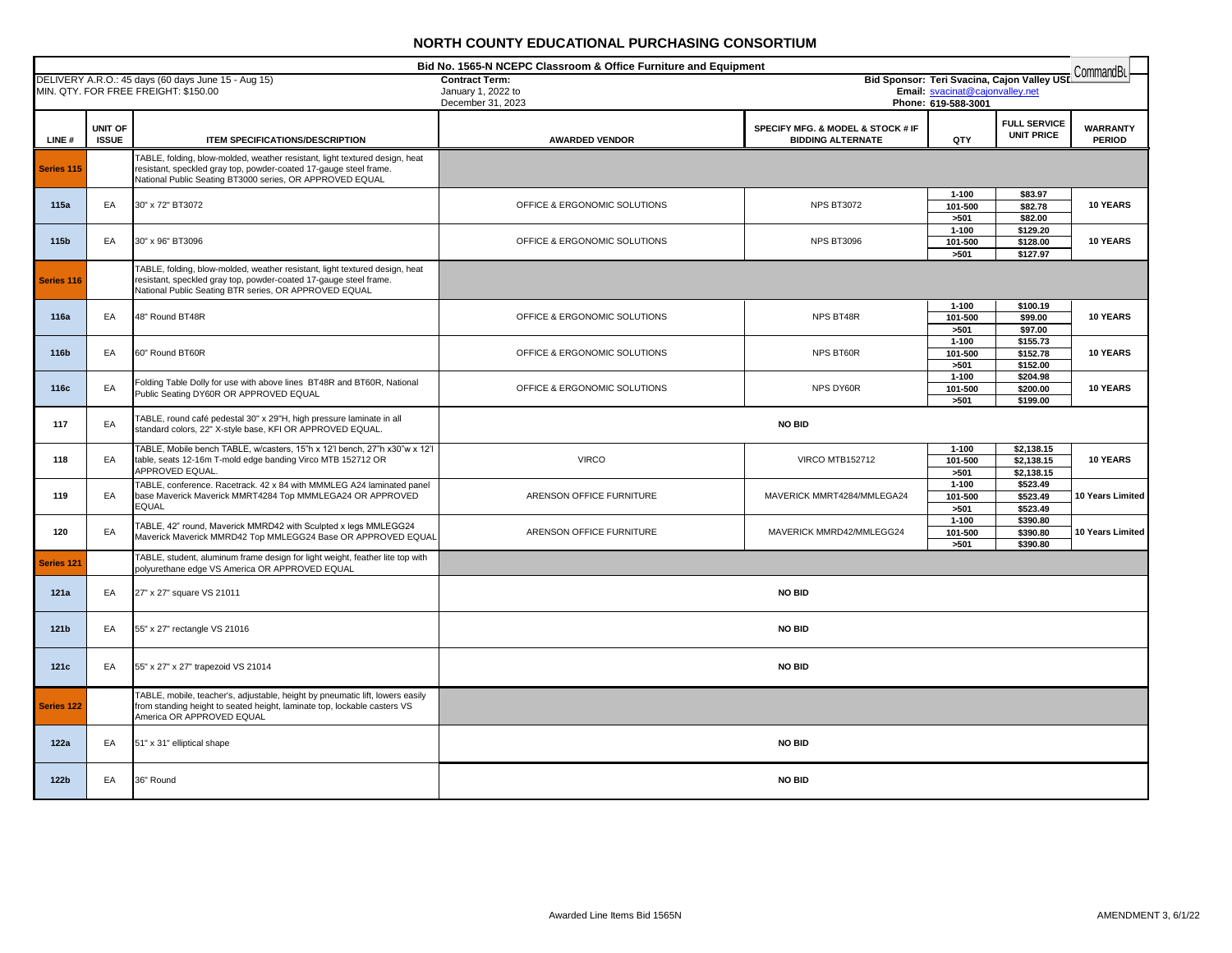# NORTH COUNTY EDUCATIONAL PURCHASING CONSORTIUM

**Bid No. 1565-N NCEPC Classroom & Office Furniture and Equipment**

DELIVERY A.R.O.: 45 days (60 days June 15 - Aug 15)
MIN. QTY. FOR FREE FREIGHT: $150.00

**Contract Term:**
January 1, 2022 to
December 31, 2023

**Bid Sponsor: Teri Svacina, Cajon Valley USD**
**Email:** svacinat@cajonvalley.net
**Phone:** 619-588-3001

| LINE # | UNIT OF ISSUE | ITEM SPECIFICATIONS/DESCRIPTION | AWARDED VENDOR | SPECIFY MFG. & MODEL & STOCK # IF BIDDING ALTERNATE | QTY | FULL SERVICE UNIT PRICE | WARRANTY PERIOD |
|---|---|---|---|---|---|---|---|
| **Series 115** | | TABLE, folding, blow-molded, weather resistant, light textured design, heat resistant, speckled gray top, powder-coated 17-gauge steel frame. National Public Seating BT3000 series, OR APPROVED EQUAL | | | | | |
| **115a** | EA | 30" x 72" BT3072 | OFFICE & ERGONOMIC SOLUTIONS | NPS BT3072 | 1-100 | $83.97 | 10 YEARS |
| | | | | | 101-500 | $82.78 | |
| | | | | | >501 | $82.00 | |
| **115b** | EA | 30" x 96" BT3096 | OFFICE & ERGONOMIC SOLUTIONS | NPS BT3096 | 1-100 | $129.20 | 10 YEARS |
| | | | | | 101-500 | $128.00 | |
| | | | | | >501 | $127.97 | |
| **Series 116** | | TABLE, folding, blow-molded, weather resistant, light textured design, heat resistant, speckled gray top, powder-coated 17-gauge steel frame. National Public Seating BTR series, OR APPROVED EQUAL | | | | | |
| **116a** | EA | 48" Round BT48R | OFFICE & ERGONOMIC SOLUTIONS | NPS BT48R | 1-100 | $100.19 | 10 YEARS |
| | | | | | 101-500 | $99.00 | |
| | | | | | >501 | $97.00 | |
| **116b** | EA | 60" Round BT60R | OFFICE & ERGONOMIC SOLUTIONS | NPS BT60R | 1-100 | $155.73 | 10 YEARS |
| | | | | | 101-500 | $152.78 | |
| | | | | | >501 | $152.00 | |
| **116c** | EA | Folding Table Dolly for use with above lines BT48R and BT60R, National Public Seating DY60R OR APPROVED EQUAL | OFFICE & ERGONOMIC SOLUTIONS | NPS DY60R | 1-100 | $204.98 | 10 YEARS |
| | | | | | 101-500 | $200.00 | |
| | | | | | >501 | $199.00 | |
| **117** | EA | TABLE, round café pedestal 30" x 29"H, high pressure laminate in all standard colors, 22" X-style base, KFI OR APPROVED EQUAL. | **NO BID** | | | | |
| **118** | EA | TABLE, Mobile bench TABLE, w/casters, 15"h x 12'l bench, 27"h x30"w x 12'l table, seats 12-16m T-mold edge banding Virco MTB 152712 OR APPROVED EQUAL. | VIRCO | VIRCO MTB152712 | 1-100 | $2,138.15 | 10 YEARS |
| | | | | | 101-500 | $2,138.15 | |
| | | | | | >501 | $2,138.15 | |
| **119** | EA | TABLE, conference. Racetrack. 42 x 84 with MMMLEG A24 laminated panel base Maverick Maverick MMRT4284 Top MMMLEGA24 OR APPROVED EQUAL | ARENSON OFFICE FURNITURE | MAVERICK MMRT4284/MMLEGA24 | 1-100 | $523.49 | 10 Years Limited |
| | | | | | 101-500 | $523.49 | |
| | | | | | >501 | $523.49 | |
| **120** | EA | TABLE, 42" round, Maverick MMRD42 with Sculpted x legs MMLEGG24 Maverick Maverick MMRD42 Top MMLEGG24 Base OR APPROVED EQUAL | ARENSON OFFICE FURNITURE | MAVERICK MMRD42/MMLEGG24 | 1-100 | $390.80 | 10 Years Limited |
| | | | | | 101-500 | $390.80 | |
| | | | | | >501 | $390.80 | |
| **Series 121** | | TABLE, student, aluminum frame design for light weight, feather lite top with polyurethane edge VS America OR APPROVED EQUAL | | | | | |
| **121a** | EA | 27" x 27" square VS 21011 | **NO BID** | | | | |
| **121b** | EA | 55" x 27" rectangle VS 21016 | **NO BID** | | | | |
| **121c** | EA | 55" x 27" x 27" trapezoid VS 21014 | **NO BID** | | | | |
| **Series 122** | | TABLE, mobile, teacher's, adjustable, height by pneumatic lift, lowers easily from standing height to seated height, laminate top, lockable casters VS America OR APPROVED EQUAL | | | | | |
| **122a** | EA | 51" x 31" elliptical shape | **NO BID** | | | | |
| **122b** | EA | 36" Round | **NO BID** | | | | |

Awarded Line Items Bid 1565N

AMENDMENT 3, 6/1/22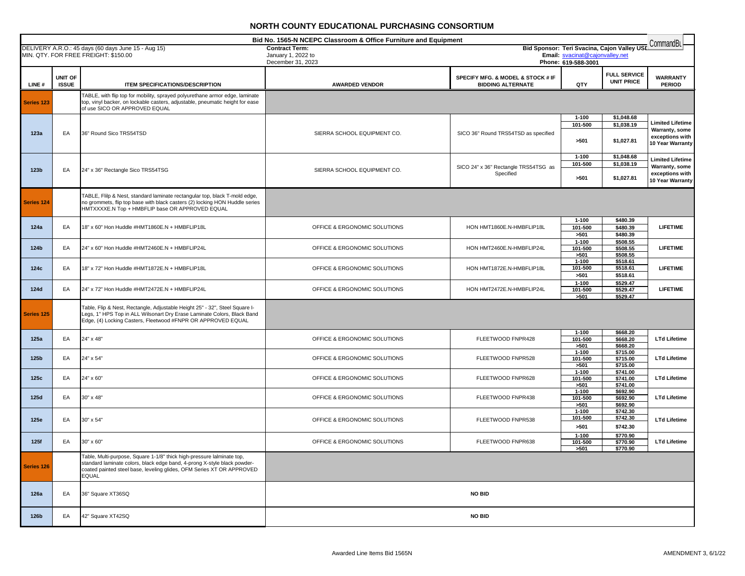# NORTH COUNTY EDUCATIONAL PURCHASING CONSORTIUM

**Bid No. 1565-N NCEPC Classroom & Office Furniture and Equipment**

DELIVERY A.R.O.: 45 days (60 days June 15 - Aug 15)
MIN. QTY. FOR FREE FREIGHT: $150.00

**Contract Term:**
January 1, 2022 to
December 31, 2023

**Bid Sponsor: Teri Svacina, Cajon Valley USD**
**Email:** svacinat@cajonvalley.net
**Phone:** 619-588-3001

CommandBi

| LINE # | UNIT OF ISSUE | ITEM SPECIFICATIONS/DESCRIPTION | AWARDED VENDOR | SPECIFY MFG. & MODEL & STOCK # IF BIDDING ALTERNATE | QTY | FULL SERVICE UNIT PRICE | WARRANTY PERIOD |
|---|---|---|---|---|---|---|---|
| Series 123 | | TABLE, with flip top for mobility, sprayed polyurethane armor edge, laminate top, vinyl backer, on lockable casters, adjustable, pneumatic height for ease of use SICO OR APPROVED EQUAL | | | | | |
| 123a | EA | 36" Round Sico TRS54TSD | SIERRA SCHOOL EQUIPMENT CO. | SICO 36" Round TRS54TSD as specified | 1-100 | $1,048.68 | Limited Lifetime Warranty, some exceptions with 10 Year Warranty |
| | | | | | 101-500 | $1,038.19 | |
| | | | | | >501 | $1,027.81 | |
| 123b | EA | 24" x 36" Rectangle Sico TRS54TSG | SIERRA SCHOOL EQUIPMENT CO. | SICO 24" x 36" Rectangle TRS54TSG as Specified | 1-100 | $1,048.68 | Limited Lifetime Warranty, some exceptions with 10 Year Warranty |
| | | | | | 101-500 | $1,038.19 | |
| | | | | | >501 | $1,027.81 | |
| Series 124 | | TABLE, Flilp & Nest, standard laminate rectangular top, black T-mold edge, no grommets, flip top base with black casters (2) locking HON Huddle series HMTXXXXE.N Top + HMBFLIP base OR APPROVED EQUAL | | | | | |
| 124a | EA | 18" x 60" Hon Huddle #HMT1860E.N + HMBFLIP18L | OFFICE & ERGONOMIC SOLUTIONS | HON HMT1860E.N-HMBFLIP18L | 1-100 | $480.39 | LIFETIME |
| | | | | | 101-500 | $480.39 | |
| | | | | | >501 | $480.39 | |
| 124b | EA | 24" x 60" Hon Huddle #HMT2460E.N + HMBFLIP24L | OFFICE & ERGONOMIC SOLUTIONS | HON HMT2460E.N-HMBFLIP24L | 1-100 | $508.55 | LIFETIME |
| | | | | | 101-500 | $508.55 | |
| | | | | | >501 | $508.55 | |
| 124c | EA | 18" x 72" Hon Huddle #HMT1872E.N + HMBFLIP18L | OFFICE & ERGONOMIC SOLUTIONS | HON HMT1872E.N-HMBFLIP18L | 1-100 | $518.61 | LIFETIME |
| | | | | | 101-500 | $518.61 | |
| | | | | | >501 | $518.61 | |
| 124d | EA | 24" x 72" Hon Huddle #HMT2472E.N + HMBFLIP24L | OFFICE & ERGONOMIC SOLUTIONS | HON HMT2472E.N-HMBFLIP24L | 1-100 | $529.47 | LIFETIME |
| | | | | | 101-500 | $529.47 | |
| | | | | | >501 | $529.47 | |
| Series 125 | | Table, Flip & Nest, Rectangle, Adjustable Height 25" - 32", Steel Square I-Legs, 1" HPS Top in ALL Wilsonart Dry Erase Laminate Colors, Black Band Edge, (4) Locking Casters, Fleetwood #FNPR OR APPROVED EQUAL | | | | | |
| 125a | EA | 24" x 48" | OFFICE & ERGONOMIC SOLUTIONS | FLEETWOOD FNPR428 | 1-100 | $668.20 | LTd Lifetime |
| | | | | | 101-500 | $668.20 | |
| | | | | | >501 | $668.20 | |
| 125b | EA | 24" x 54" | OFFICE & ERGONOMIC SOLUTIONS | FLEETWOOD FNPR528 | 1-100 | $715.00 | LTd Lifetime |
| | | | | | 101-500 | $715.00 | |
| | | | | | >501 | $715.00 | |
| 125c | EA | 24" x 60" | OFFICE & ERGONOMIC SOLUTIONS | FLEETWOOD FNPR628 | 1-100 | $741.00 | LTd Lifetime |
| | | | | | 101-500 | $741.00 | |
| | | | | | >501 | $741.00 | |
| 125d | EA | 30" x 48" | OFFICE & ERGONOMIC SOLUTIONS | FLEETWOOD FNPR438 | 1-100 | $692.90 | LTd Lifetime |
| | | | | | 101-500 | $692.90 | |
| | | | | | >501 | $692.90 | |
| 125e | EA | 30" x 54" | OFFICE & ERGONOMIC SOLUTIONS | FLEETWOOD FNPR538 | 1-100 | $742.30 | LTd Lifetime |
| | | | | | 101-500 | $742.30 | |
| | | | | | >501 | $742.30 | |
| 125f | EA | 30" x 60" | OFFICE & ERGONOMIC SOLUTIONS | FLEETWOOD FNPR638 | 1-100 | $770.90 | LTd Lifetime |
| | | | | | 101-500 | $770.90 | |
| | | | | | >501 | $770.90 | |
| Series 126 | | Table, Multi-purpose, Square 1-1/8" thick high-pressure lalminate top, standard laminate colors, black edge band, 4-prong X-style black powder-coated painted steel base, leveling glides, OFM Series XT OR APPROVED EQUAL | | | | | |
| 126a | EA | 36" Square XT36SQ | NO BID | | | | |
| 126b | EA | 42" Square XT42SQ | NO BID | | | | |

Awarded Line Items Bid 1565N

AMENDMENT 3, 6/1/22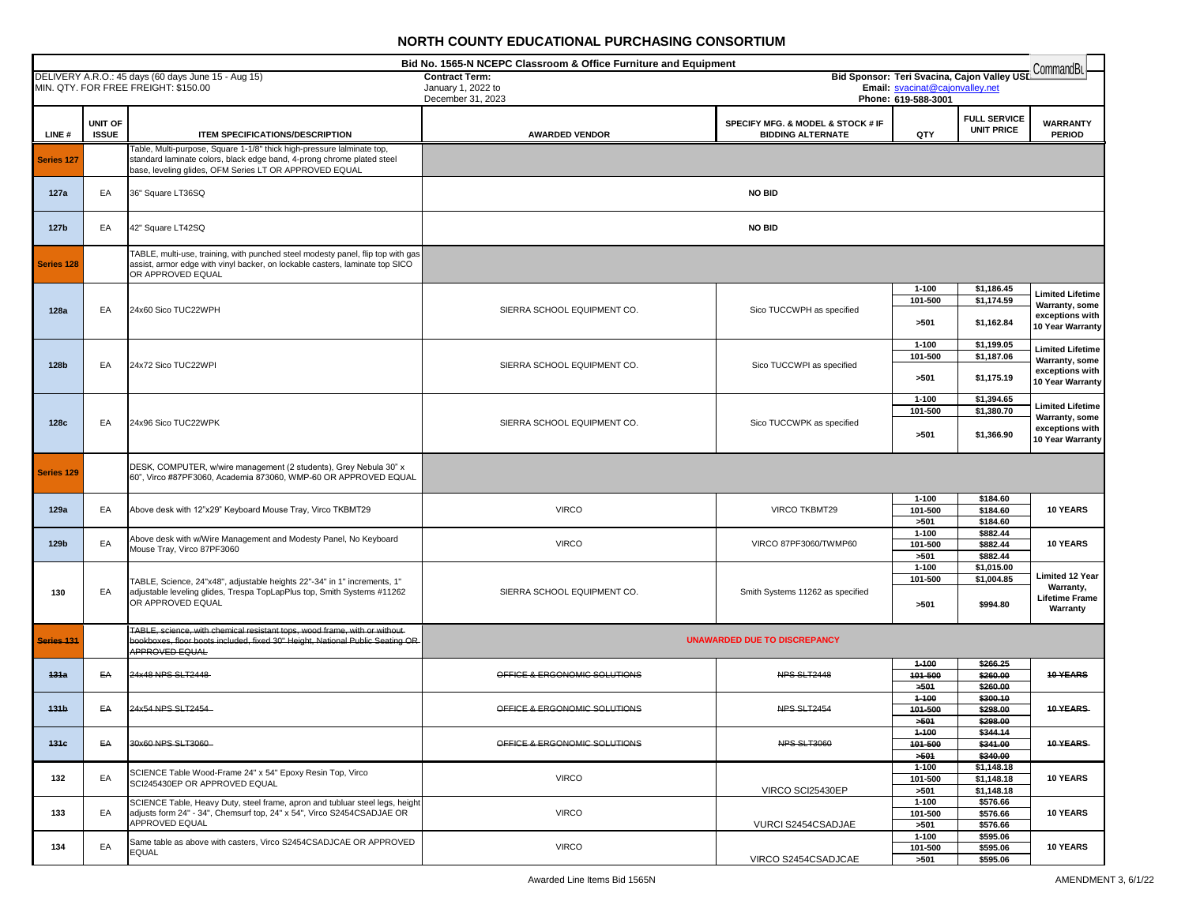# NORTH COUNTY EDUCATIONAL PURCHASING CONSORTIUM

**Bid No. 1565-N NCEPC Classroom & Office Furniture and Equipment**

DELIVERY A.R.O.: 45 days (60 days June 15 - Aug 15)
MIN. QTY. FOR FREE FREIGHT: $150.00

**Contract Term:**
January 1, 2022 to
December 31, 2023

**Bid Sponsor: Teri Svacina, Cajon Valley USD**
**Email:** svacinat@cajonvalley.net
**Phone:** 619-588-3001

CommandBt

| LINE # | UNIT OF ISSUE | ITEM SPECIFICATIONS/DESCRIPTION | AWARDED VENDOR | SPECIFY MFG. & MODEL & STOCK # IF BIDDING ALTERNATE | QTY | FULL SERVICE UNIT PRICE | WARRANTY PERIOD |
|---|---|---|---|---|---|---|---|
| **Series 127** | | Table, Multi-purpose, Square 1-1/8" thick high-pressure laminate top, standard laminate colors, black edge band, 4-prong chrome plated steel base, leveling glides, OFM Series LT OR APPROVED EQUAL | | | | | |
| **127a** | EA | 36" Square LT36SQ | **NO BID** | | | | |
| **127b** | EA | 42" Square LT42SQ | **NO BID** | | | | |
| **Series 128** | | TABLE, multi-use, training, with punched steel modesty panel, flip top with gas assist, armor edge with vinyl backer, on lockable casters, laminate top SICO OR APPROVED EQUAL | | | | | |
| **128a** | EA | 24x60 Sico TUC22WPH | SIERRA SCHOOL EQUIPMENT CO. | Sico TUCCWPH as specified | 1-100 | $1,186.45 | Limited Lifetime Warranty, some exceptions with 10 Year Warranty |
| | | | | | 101-500 | $1,174.59 | |
| | | | | | >501 | $1,162.84 | |
| **128b** | EA | 24x72 Sico TUC22WPI | SIERRA SCHOOL EQUIPMENT CO. | Sico TUCCWPI as specified | 1-100 | $1,199.05 | Limited Lifetime Warranty, some exceptions with 10 Year Warranty |
| | | | | | 101-500 | $1,187.06 | |
| | | | | | >501 | $1,175.19 | |
| **128c** | EA | 24x96 Sico TUC22WPK | SIERRA SCHOOL EQUIPMENT CO. | Sico TUCCWPK as specified | 1-100 | $1,394.65 | Limited Lifetime Warranty, some exceptions with 10 Year Warranty |
| | | | | | 101-500 | $1,380.70 | |
| | | | | | >501 | $1,366.90 | |
| **Series 129** | | DESK, COMPUTER, w/wire management (2 students), Grey Nebula 30" x 60", Virco #87PF3060, Academia 873060, WMP-60 OR APPROVED EQUAL | | | | | |
| **129a** | EA | Above desk with 12"x29" Keyboard Mouse Tray, Virco TKBMT29 | VIRCO | VIRCO TKBMT29 | 1-100 | $184.60 | 10 YEARS |
| | | | | | 101-500 | $184.60 | |
| | | | | | >501 | $184.60 | |
| **129b** | EA | Above desk with w/Wire Management and Modesty Panel, No Keyboard Mouse Tray, Virco 87PF3060 | VIRCO | VIRCO 87PF3060/TWMP60 | 1-100 | $882.44 | 10 YEARS |
| | | | | | 101-500 | $882.44 | |
| | | | | | >501 | $882.44 | |
| **130** | EA | TABLE, Science, 24"x48", adjustable heights 22"-34" in 1" increments, 1" adjustable leveling glides, Trespa TopLapPlus top, Smith Systems #11262 OR APPROVED EQUAL | SIERRA SCHOOL EQUIPMENT CO. | Smith Systems 11262 as specified | 1-100 | $1,015.00 | Limited 12 Year Warranty, Lifetime Frame Warranty |
| | | | | | 101-500 | $1,004.85 | |
| | | | | | >501 | $994.80 | |
| ~~**Series 131**~~ | | ~~TABLE, science, with chemical resistant tops, wood frame, with or without bookboxes, floor boots included, fixed 30" Height, National Public Seating OR APPROVED EQUAL~~ | **UNAWARDED DUE TO DISCREPANCY** | | | | |
| ~~**131a**~~ | ~~EA~~ | ~~24x48 NPS SLT2448~~ | ~~OFFICE & ERGONOMIC SOLUTIONS~~ | ~~NPS SLT2448~~ | ~~1-100~~ | ~~$266.25~~ | ~~10 YEARS~~ |
| | | | | | ~~101-500~~ | ~~$260.00~~ | |
| | | | | | ~~>501~~ | ~~$260.00~~ | |
| ~~**131b**~~ | ~~EA~~ | ~~24x54 NPS SLT2454~~ | ~~OFFICE & ERGONOMIC SOLUTIONS~~ | ~~NPS SLT2454~~ | ~~1-100~~ | ~~$300.10~~ | ~~10 YEARS~~ |
| | | | | | ~~101-500~~ | ~~$298.00~~ | |
| | | | | | ~~>501~~ | ~~$298.00~~ | |
| ~~**131c**~~ | ~~EA~~ | ~~30x60 NPS SLT3060~~ | ~~OFFICE & ERGONOMIC SOLUTIONS~~ | ~~NPS SLT3060~~ | ~~1-100~~ | ~~$344.14~~ | ~~10 YEARS~~ |
| | | | | | ~~101-500~~ | ~~$341.00~~ | |
| | | | | | ~~>501~~ | ~~$340.00~~ | |
| **132** | EA | SCIENCE Table Wood-Frame 24" x 54" Epoxy Resin Top, Virco SCI245430EP OR APPROVED EQUAL | VIRCO | VIRCO SCI25430EP | 1-100 | $1,148.18 | 10 YEARS |
| | | | | | 101-500 | $1,148.18 | |
| | | | | | >501 | $1,148.18 | |
| **133** | EA | SCIENCE Table, Heavy Duty, steel frame, apron and tubluar steel legs, height adjusts form 24" - 34", Chemsurf top, 24" x 54", Virco S2454CSADJAE OR APPROVED EQUAL | VIRCO | VURCI S2454CSADJAE | 1-100 | $576.66 | 10 YEARS |
| | | | | | 101-500 | $576.66 | |
| | | | | | >501 | $576.66 | |
| **134** | EA | Same table as above with casters, Virco S2454CSADJCAE OR APPROVED EQUAL | VIRCO | VIRCO S2454CSADJCAE | 1-100 | $595.06 | 10 YEARS |
| | | | | | 101-500 | $595.06 | |
| | | | | | >501 | $595.06 | |

Awarded Line Items Bid 1565N

AMENDMENT 3, 6/1/22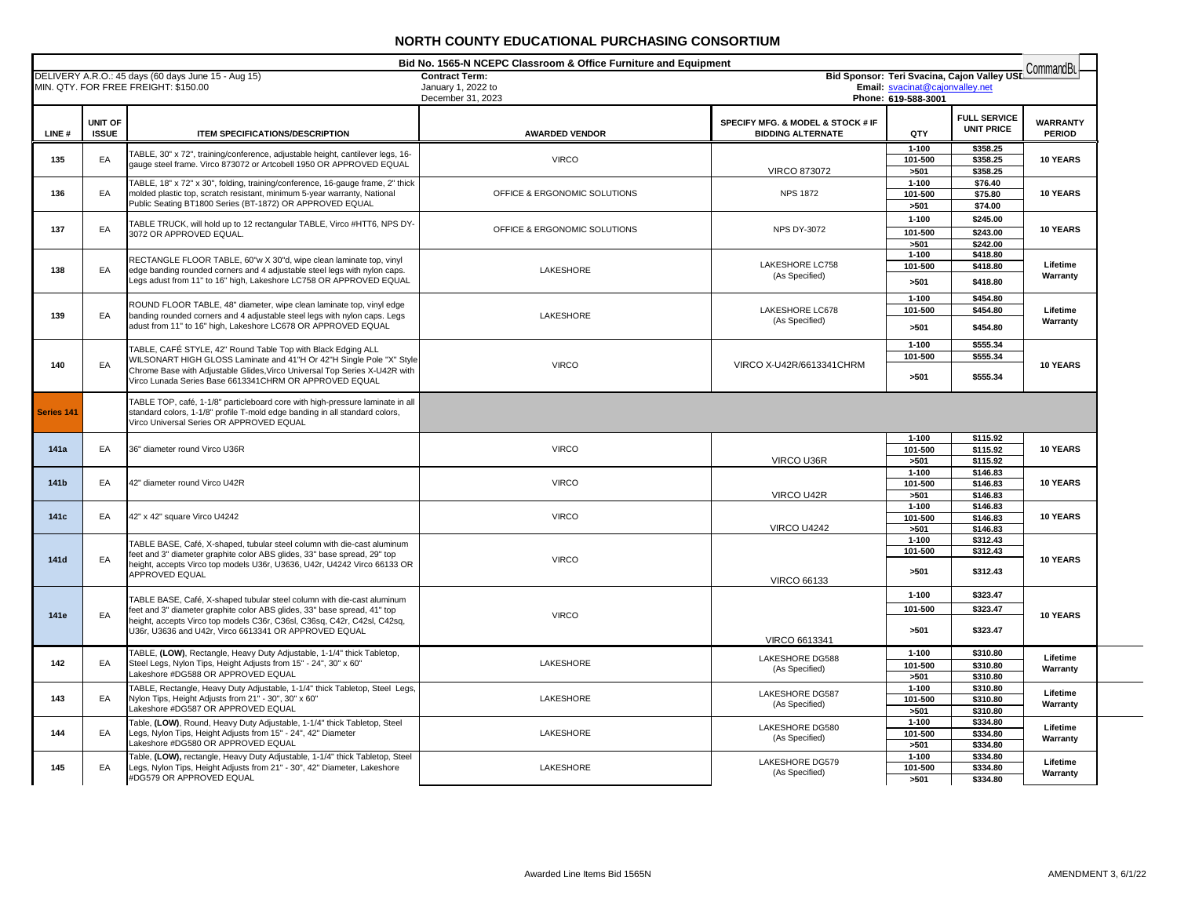# NORTH COUNTY EDUCATIONAL PURCHASING CONSORTIUM

**Bid No. 1565-N NCEPC Classroom & Office Furniture and Equipment**

DELIVERY A.R.O.: 45 days (60 days June 15 - Aug 15)
MIN. QTY. FOR FREE FREIGHT: $150.00

**Contract Term:**
January 1, 2022 to
December 31, 2023

**Bid Sponsor: Teri Svacina, Cajon Valley USD**
**Email:** svacinat@cajonvalley.net
**Phone:** 619-588-3001

CommandBu

| LINE # | UNIT OF ISSUE | ITEM SPECIFICATIONS/DESCRIPTION | AWARDED VENDOR | SPECIFY MFG. & MODEL & STOCK # IF BIDDING ALTERNATE | QTY | FULL SERVICE UNIT PRICE | WARRANTY PERIOD |
|---|---|---|---|---|---|---|---|
| 135 | EA | TABLE, 30" x 72", training/conference, adjustable height, cantilever legs, 16-gauge steel frame. Virco 873072 or Artcobell 1950 OR APPROVED EQUAL | VIRCO | VIRCO 873072 | 1-100 | $358.25 | 10 YEARS |
| | | | | | 101-500 | $358.25 | |
| | | | | | >501 | $358.25 | |
| 136 | EA | TABLE, 18" x 72" x 30", folding, training/conference, 16-gauge frame, 2" thick molded plastic top, scratch resistant, minimum 5-year warranty, National Public Seating BT1800 Series (BT-1872) OR APPROVED EQUAL | OFFICE & ERGONOMIC SOLUTIONS | NPS 1872 | 1-100 | $76.40 | 10 YEARS |
| | | | | | 101-500 | $75.80 | |
| | | | | | >501 | $74.00 | |
| 137 | EA | TABLE TRUCK, will hold up to 12 rectangular TABLE, Virco #HTT6, NPS DY-3072 OR APPROVED EQUAL. | OFFICE & ERGONOMIC SOLUTIONS | NPS DY-3072 | 1-100 | $245.00 | 10 YEARS |
| | | | | | 101-500 | $243.00 | |
| | | | | | >501 | $242.00 | |
| 138 | EA | RECTANGLE FLOOR TABLE, 60"w X 30"d, wipe clean laminate top, vinyl edge banding rounded corners and 4 adjustable steel legs with nylon caps. Legs adust from 11" to 16" high, Lakeshore LC758 OR APPROVED EQUAL | LAKESHORE | LAKESHORE LC758 (As Specified) | 1-100 | $418.80 | Lifetime Warranty |
| | | | | | 101-500 | $418.80 | |
| | | | | | >501 | $418.80 | |
| 139 | EA | ROUND FLOOR TABLE, 48" diameter, wipe clean laminate top, vinyl edge banding rounded corners and 4 adjustable steel legs with nylon caps. Legs adust from 11" to 16" high, Lakeshore LC678 OR APPROVED EQUAL | LAKESHORE | LAKESHORE LC678 (As Specified) | 1-100 | $454.80 | Lifetime Warranty |
| | | | | | 101-500 | $454.80 | |
| | | | | | >501 | $454.80 | |
| 140 | EA | TABLE, CAFÉ STYLE, 42" Round Table Top with Black Edging ALL WILSONART HIGH GLOSS Laminate and 41"H Or 42"H Single Pole "X" Style Chrome Base with Adjustable Glides,Virco Universal Top Series X-U42R with Virco Lunada Series Base 6613341CHRM OR APPROVED EQUAL | VIRCO | VIRCO X-U42R/6613341CHRM | 1-100 | $555.34 | 10 YEARS |
| | | | | | 101-500 | $555.34 | |
| | | | | | >501 | $555.34 | |
| Series 141 | | TABLE TOP, café, 1-1/8" particleboard core with high-pressure laminate in all standard colors, 1-1/8" profile T-mold edge banding in all standard colors, Virco Universal Series OR APPROVED EQUAL | | | | | |
| 141a | EA | 36" diameter round Virco U36R | VIRCO | VIRCO U36R | 1-100 | $115.92 | 10 YEARS |
| | | | | | 101-500 | $115.92 | |
| | | | | | >501 | $115.92 | |
| 141b | EA | 42" diameter round Virco U42R | VIRCO | VIRCO U42R | 1-100 | $146.83 | 10 YEARS |
| | | | | | 101-500 | $146.83 | |
| | | | | | >501 | $146.83 | |
| 141c | EA | 42" x 42" square Virco U4242 | VIRCO | VIRCO U4242 | 1-100 | $146.83 | 10 YEARS |
| | | | | | 101-500 | $146.83 | |
| | | | | | >501 | $146.83 | |
| 141d | EA | TABLE BASE, Café, X-shaped, tubular steel column with die-cast aluminum feet and 3" diameter graphite color ABS glides, 33" base spread, 29" top height, accepts Virco top models U36r, U3636, U42r, U4242 Virco 66133 OR APPROVED EQUAL | VIRCO | VIRCO 66133 | 1-100 | $312.43 | 10 YEARS |
| | | | | | 101-500 | $312.43 | |
| | | | | | >501 | $312.43 | |
| 141e | EA | TABLE BASE, Café, X-shaped tubular steel column with die-cast aluminum feet and 3" diameter graphite color ABS glides, 33" base spread, 41" top height, accepts Virco top models C36r, C36sl, C36sq, C42r, C42sl, C42sq, U36r, U3636 and U42r, Virco 6613341 OR APPROVED EQUAL | VIRCO | VIRCO 6613341 | 1-100 | $323.47 | 10 YEARS |
| | | | | | 101-500 | $323.47 | |
| | | | | | >501 | $323.47 | |
| 142 | EA | TABLE, **(LOW)**, Rectangle, Heavy Duty Adjustable, 1-1/4" thick Tabletop, Steel Legs, Nylon Tips, Height Adjusts from 15" - 24", 30" x 60" Lakeshore #DG588 OR APPROVED EQUAL | LAKESHORE | LAKESHORE DG588 (As Specified) | 1-100 | $310.80 | Lifetime Warranty |
| | | | | | 101-500 | $310.80 | |
| | | | | | >501 | $310.80 | |
| 143 | EA | TABLE, Rectangle, Heavy Duty Adjustable, 1-1/4" thick Tabletop, Steel Legs, Nylon Tips, Height Adjusts from 21" - 30", 30" x 60" Lakeshore #DG587 OR APPROVED EQUAL | LAKESHORE | LAKESHORE DG587 (As Specified) | 1-100 | $310.80 | Lifetime Warranty |
| | | | | | 101-500 | $310.80 | |
| | | | | | >501 | $310.80 | |
| 144 | EA | Table, **(LOW)**, Round, Heavy Duty Adjustable, 1-1/4" thick Tabletop, Steel Legs, Nylon Tips, Height Adjusts from 15" - 24", 42" Diameter Lakeshore #DG580 OR APPROVED EQUAL | LAKESHORE | LAKESHORE DG580 (As Specified) | 1-100 | $334.80 | Lifetime Warranty |
| | | | | | 101-500 | $334.80 | |
| | | | | | >501 | $334.80 | |
| 145 | EA | Table, **(LOW),** rectangle, Heavy Duty Adjustable, 1-1/4" thick Tabletop, Steel Legs, Nylon Tips, Height Adjusts from 21" - 30", 42" Diameter, Lakeshore #DG579 OR APPROVED EQUAL | LAKESHORE | LAKESHORE DG579 (As Specified) | 1-100 | $334.80 | Lifetime Warranty |
| | | | | | 101-500 | $334.80 | |
| | | | | | >501 | $334.80 | |

Awarded Line Items Bid 1565N

AMENDMENT 3, 6/1/22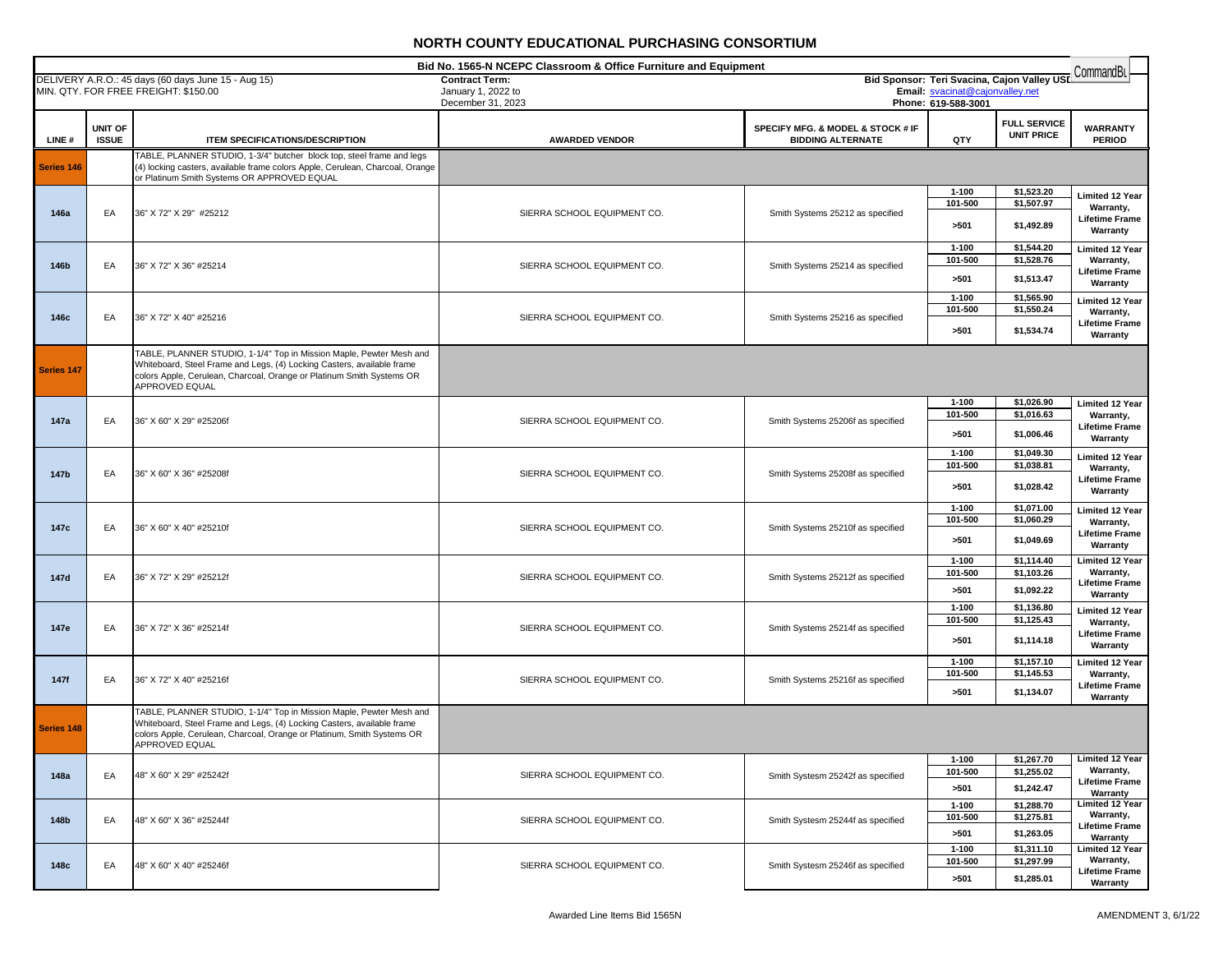# NORTH COUNTY EDUCATIONAL PURCHASING CONSORTIUM

**Bid No. 1565-N NCEPC Classroom & Office Furniture and Equipment**

DELIVERY A.R.O.: 45 days (60 days June 15 - Aug 15)
MIN. QTY. FOR FREE FREIGHT: $150.00

**Contract Term:**
January 1, 2022 to
December 31, 2023

**Bid Sponsor: Teri Svacina, Cajon Valley USD**
**Email:** svacinat@cajonvalley.net
**Phone:** 619-588-3001

CommandBu

| LINE # | UNIT OF ISSUE | ITEM SPECIFICATIONS/DESCRIPTION | AWARDED VENDOR | SPECIFY MFG. & MODEL & STOCK # IF BIDDING ALTERNATE | QTY | FULL SERVICE UNIT PRICE | WARRANTY PERIOD |
|---|---|---|---|---|---|---|---|
| Series 146 | | TABLE, PLANNER STUDIO, 1-3/4" butcher block top, steel frame and legs (4) locking casters, available frame colors Apple, Cerulean, Charcoal, Orange or Platinum Smith Systems OR APPROVED EQUAL | | | | | |
| 146a | EA | 36" X 72" X 29" #25212 | SIERRA SCHOOL EQUIPMENT CO. | Smith Systems 25212 as specified | 1-100 | $1,523.20 | Limited 12 Year Warranty, Lifetime Frame Warranty |
| | | | | | 101-500 | $1,507.97 | |
| | | | | | >501 | $1,492.89 | |
| 146b | EA | 36" X 72" X 36" #25214 | SIERRA SCHOOL EQUIPMENT CO. | Smith Systems 25214 as specified | 1-100 | $1,544.20 | Limited 12 Year Warranty, Lifetime Frame Warranty |
| | | | | | 101-500 | $1,528.76 | |
| | | | | | >501 | $1,513.47 | |
| 146c | EA | 36" X 72" X 40" #25216 | SIERRA SCHOOL EQUIPMENT CO. | Smith Systems 25216 as specified | 1-100 | $1,565.90 | Limited 12 Year Warranty, Lifetime Frame Warranty |
| | | | | | 101-500 | $1,550.24 | |
| | | | | | >501 | $1,534.74 | |
| Series 147 | | TABLE, PLANNER STUDIO, 1-1/4" Top in Mission Maple, Pewter Mesh and Whiteboard, Steel Frame and Legs, (4) Locking Casters, available frame colors Apple, Cerulean, Charcoal, Orange or Platinum Smith Systems OR APPROVED EQUAL | | | | | |
| 147a | EA | 36" X 60" X 29" #25206f | SIERRA SCHOOL EQUIPMENT CO. | Smith Systems 25206f as specified | 1-100 | $1,026.90 | Limited 12 Year Warranty, Lifetime Frame Warranty |
| | | | | | 101-500 | $1,016.63 | |
| | | | | | >501 | $1,006.46 | |
| 147b | EA | 36" X 60" X 36" #25208f | SIERRA SCHOOL EQUIPMENT CO. | Smith Systems 25208f as specified | 1-100 | $1,049.30 | Limited 12 Year Warranty, Lifetime Frame Warranty |
| | | | | | 101-500 | $1,038.81 | |
| | | | | | >501 | $1,028.42 | |
| 147c | EA | 36" X 60" X 40" #25210f | SIERRA SCHOOL EQUIPMENT CO. | Smith Systems 25210f as specified | 1-100 | $1,071.00 | Limited 12 Year Warranty, Lifetime Frame Warranty |
| | | | | | 101-500 | $1,060.29 | |
| | | | | | >501 | $1,049.69 | |
| 147d | EA | 36" X 72" X 29" #25212f | SIERRA SCHOOL EQUIPMENT CO. | Smith Systems 25212f as specified | 1-100 | $1,114.40 | Limited 12 Year Warranty, Lifetime Frame Warranty |
| | | | | | 101-500 | $1,103.26 | |
| | | | | | >501 | $1,092.22 | |
| 147e | EA | 36" X 72" X 36" #25214f | SIERRA SCHOOL EQUIPMENT CO. | Smith Systems 25214f as specified | 1-100 | $1,136.80 | Limited 12 Year Warranty, Lifetime Frame Warranty |
| | | | | | 101-500 | $1,125.43 | |
| | | | | | >501 | $1,114.18 | |
| 147f | EA | 36" X 72" X 40" #25216f | SIERRA SCHOOL EQUIPMENT CO. | Smith Systems 25216f as specified | 1-100 | $1,157.10 | Limited 12 Year Warranty, Lifetime Frame Warranty |
| | | | | | 101-500 | $1,145.53 | |
| | | | | | >501 | $1,134.07 | |
| Series 148 | | TABLE, PLANNER STUDIO, 1-1/4" Top in Mission Maple, Pewter Mesh and Whiteboard, Steel Frame and Legs, (4) Locking Casters, available frame colors Apple, Cerulean, Charcoal, Orange or Platinum, Smith Systems OR APPROVED EQUAL | | | | | |
| 148a | EA | 48" X 60" X 29" #25242f | SIERRA SCHOOL EQUIPMENT CO. | Smith Systesm 25242f as specified | 1-100 | $1,267.70 | Limited 12 Year Warranty, Lifetime Frame Warranty |
| | | | | | 101-500 | $1,255.02 | |
| | | | | | >501 | $1,242.47 | |
| 148b | EA | 48" X 60" X 36" #25244f | SIERRA SCHOOL EQUIPMENT CO. | Smith Systesm 25244f as specified | 1-100 | $1,288.70 | Limited 12 Year Warranty, Lifetime Frame Warranty |
| | | | | | 101-500 | $1,275.81 | |
| | | | | | >501 | $1,263.05 | |
| 148c | EA | 48" X 60" X 40" #25246f | SIERRA SCHOOL EQUIPMENT CO. | Smith Systesm 25246f as specified | 1-100 | $1,311.10 | Limited 12 Year Warranty, Lifetime Frame Warranty |
| | | | | | 101-500 | $1,297.99 | |
| | | | | | >501 | $1,285.01 | |

Awarded Line Items Bid 1565N

AMENDMENT 3, 6/1/22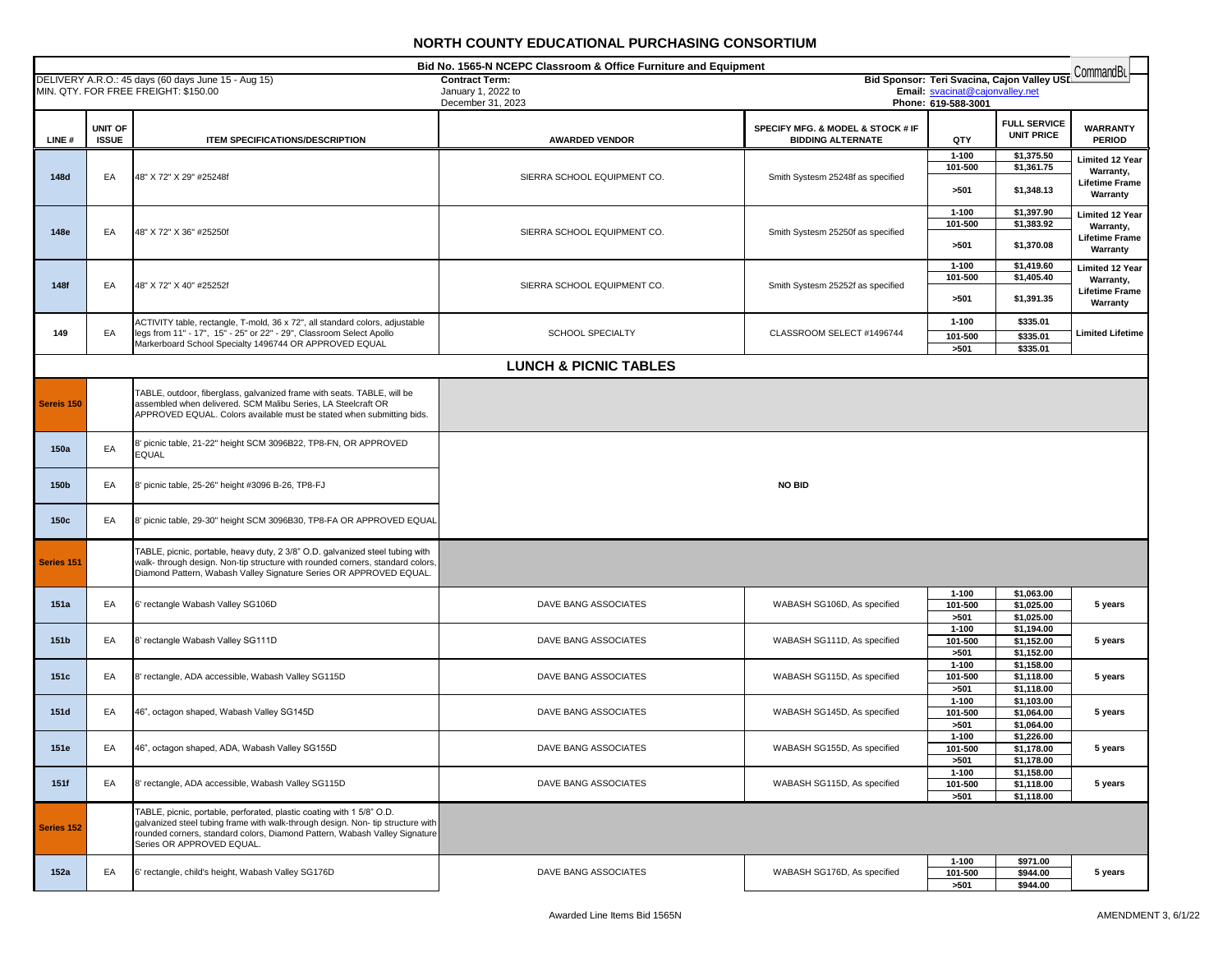# NORTH COUNTY EDUCATIONAL PURCHASING CONSORTIUM

**Bid No. 1565-N NCEPC Classroom & Office Furniture and Equipment**

DELIVERY A.R.O.: 45 days (60 days June 15 - Aug 15)
MIN. QTY. FOR FREE FREIGHT: $150.00

**Contract Term:**
January 1, 2022 to
December 31, 2023

**Bid Sponsor: Teri Svacina, Cajon Valley USD**
**Email:** svacinat@cajonvalley.net
**Phone:** 619-588-3001

CommandBu

| LINE # | UNIT OF ISSUE | ITEM SPECIFICATIONS/DESCRIPTION | AWARDED VENDOR | SPECIFY MFG. & MODEL & STOCK # IF BIDDING ALTERNATE | QTY | FULL SERVICE UNIT PRICE | WARRANTY PERIOD |
|---|---|---|---|---|---|---|---|
| 148d | EA | 48" X 72" X 29" #25248f | SIERRA SCHOOL EQUIPMENT CO. | Smith Systesm 25248f as specified | 1-100 | $1,375.50 | Limited 12 Year Warranty, Lifetime Frame Warranty |
| | | | | | 101-500 | $1,361.75 | |
| | | | | | >501 | $1,348.13 | |
| 148e | EA | 48" X 72" X 36" #25250f | SIERRA SCHOOL EQUIPMENT CO. | Smith Systesm 25250f as specified | 1-100 | $1,397.90 | Limited 12 Year Warranty, Lifetime Frame Warranty |
| | | | | | 101-500 | $1,383.92 | |
| | | | | | >501 | $1,370.08 | |
| 148f | EA | 48" X 72" X 40" #25252f | SIERRA SCHOOL EQUIPMENT CO. | Smith Systesm 25252f as specified | 1-100 | $1,419.60 | Limited 12 Year Warranty, Lifetime Frame Warranty |
| | | | | | 101-500 | $1,405.40 | |
| | | | | | >501 | $1,391.35 | |
| 149 | EA | ACTIVITY table, rectangle, T-mold, 36 x 72", all standard colors, adjustable legs from 11" - 17", 15" - 25" or 22" - 29", Classroom Select Apollo Markerboard School Specialty 1496744 OR APPROVED EQUAL | SCHOOL SPECIALTY | CLASSROOM SELECT #1496744 | 1-100 | $335.01 | Limited Lifetime |
| | | | | | 101-500 | $335.01 | |
| | | | | | >501 | $335.01 | |
| | | | **LUNCH & PICNIC TABLES** | | | | |
| Sereis 150 | | TABLE, outdoor, fiberglass, galvanized frame with seats. TABLE, will be assembled when delivered. SCM Malibu Series, LA Steelcraft OR APPROVED EQUAL. Colors available must be stated when submitting bids. | | | | | |
| 150a | EA | 8' picnic table, 21-22" height SCM 3096B22, TP8-FN, OR APPROVED EQUAL | NO BID | | | | |
| 150b | EA | 8' picnic table, 25-26" height #3096 B-26, TP8-FJ | NO BID | | | | |
| 150c | EA | 8' picnic table, 29-30" height SCM 3096B30, TP8-FA OR APPROVED EQUAL | NO BID | | | | |
| Series 151 | | TABLE, picnic, portable, heavy duty, 2 3/8" O.D. galvanized steel tubing with walk- through design. Non-tip structure with rounded corners, standard colors, Diamond Pattern, Wabash Valley Signature Series OR APPROVED EQUAL. | | | | | |
| 151a | EA | 6' rectangle Wabash Valley SG106D | DAVE BANG ASSOCIATES | WABASH SG106D, As specified | 1-100 | $1,063.00 | 5 years |
| | | | | | 101-500 | $1,025.00 | |
| | | | | | >501 | $1,025.00 | |
| 151b | EA | 8' rectangle Wabash Valley SG111D | DAVE BANG ASSOCIATES | WABASH SG111D, As specified | 1-100 | $1,194.00 | 5 years |
| | | | | | 101-500 | $1,152.00 | |
| | | | | | >501 | $1,152.00 | |
| 151c | EA | 8' rectangle, ADA accessible, Wabash Valley SG115D | DAVE BANG ASSOCIATES | WABASH SG115D, As specified | 1-100 | $1,158.00 | 5 years |
| | | | | | 101-500 | $1,118.00 | |
| | | | | | >501 | $1,118.00 | |
| 151d | EA | 46", octagon shaped, Wabash Valley SG145D | DAVE BANG ASSOCIATES | WABASH SG145D, As specified | 1-100 | $1,103.00 | 5 years |
| | | | | | 101-500 | $1,064.00 | |
| | | | | | >501 | $1,064.00 | |
| 151e | EA | 46", octagon shaped, ADA, Wabash Valley SG155D | DAVE BANG ASSOCIATES | WABASH SG155D, As specified | 1-100 | $1,226.00 | 5 years |
| | | | | | 101-500 | $1,178.00 | |
| | | | | | >501 | $1,178.00 | |
| 151f | EA | 8' rectangle, ADA accessible, Wabash Valley SG115D | DAVE BANG ASSOCIATES | WABASH SG115D, As specified | 1-100 | $1,158.00 | 5 years |
| | | | | | 101-500 | $1,118.00 | |
| | | | | | >501 | $1,118.00 | |
| Series 152 | | TABLE, picnic, portable, perforated, plastic coating with 1 5/8" O.D. galvanized steel tubing frame with walk-through design. Non- tip structure with rounded corners, standard colors, Diamond Pattern, Wabash Valley Signature Series OR APPROVED EQUAL. | | | | | |
| 152a | EA | 6' rectangle, child's height, Wabash Valley SG176D | DAVE BANG ASSOCIATES | WABASH SG176D, As specified | 1-100 | $971.00 | 5 years |
| | | | | | 101-500 | $944.00 | |
| | | | | | >501 | $944.00 | |

Awarded Line Items Bid 1565N

AMENDMENT 3, 6/1/22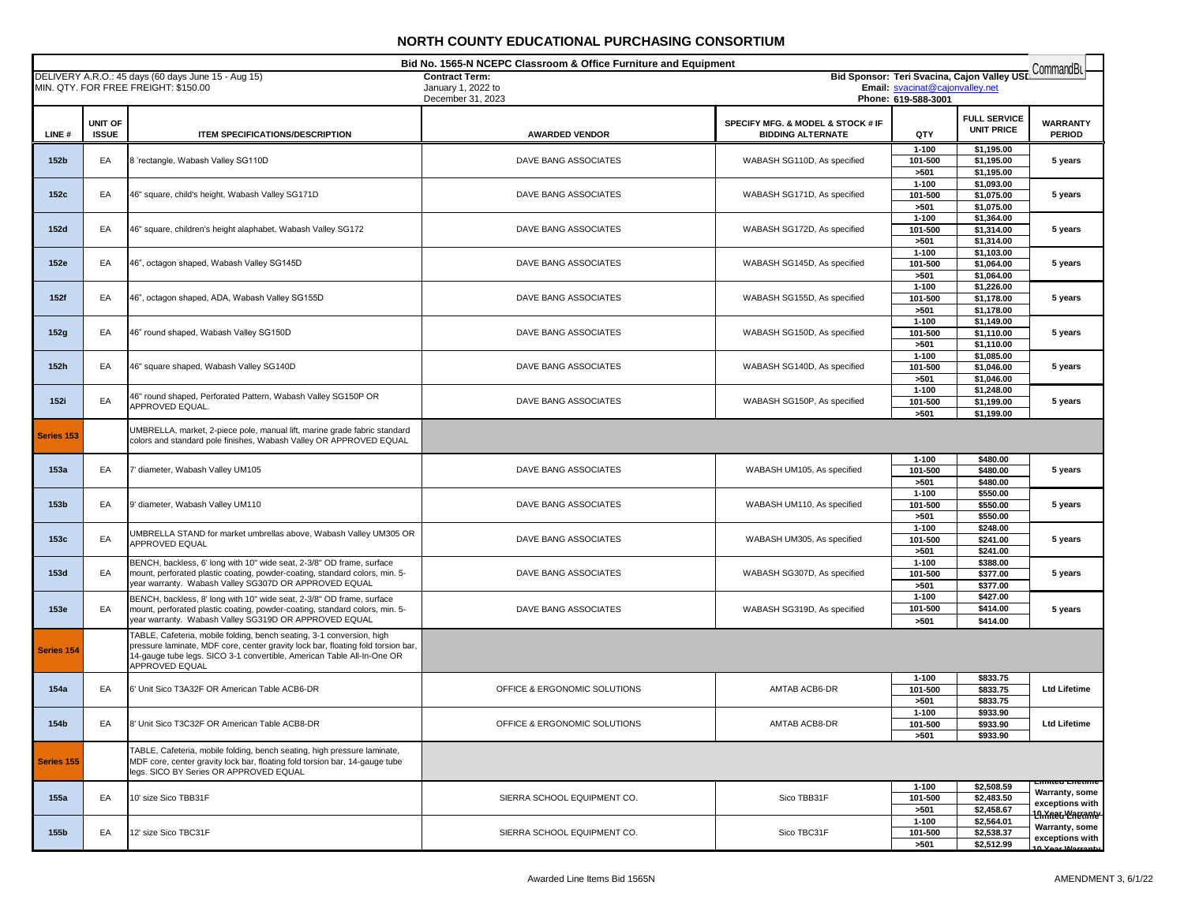# NORTH COUNTY EDUCATIONAL PURCHASING CONSORTIUM

**Bid No. 1565-N NCEPC Classroom & Office Furniture and Equipment**

DELIVERY A.R.O.: 45 days (60 days June 15 - Aug 15)
MIN. QTY. FOR FREE FREIGHT: $150.00

**Contract Term:**
January 1, 2022 to
December 31, 2023

**Bid Sponsor: Teri Svacina, Cajon Valley USD**
**Email:** svacinat@cajonvalley.net
**Phone:** 619-588-3001

CommandBu

| LINE # | UNIT OF ISSUE | ITEM SPECIFICATIONS/DESCRIPTION | AWARDED VENDOR | SPECIFY MFG. & MODEL & STOCK # IF BIDDING ALTERNATE | QTY | FULL SERVICE UNIT PRICE | WARRANTY PERIOD |
|---|---|---|---|---|---|---|---|
| 152b | EA | 8 'rectangle, Wabash Valley SG110D | DAVE BANG ASSOCIATES | WABASH SG110D, As specified | 1-100 | $1,195.00 | 5 years |
| | | | | | 101-500 | $1,195.00 | |
| | | | | | >501 | $1,195.00 | |
| 152c | EA | 46" square, child's height, Wabash Valley SG171D | DAVE BANG ASSOCIATES | WABASH SG171D, As specified | 1-100 | $1,093.00 | 5 years |
| | | | | | 101-500 | $1,075.00 | |
| | | | | | >501 | $1,075.00 | |
| 152d | EA | 46" square, children's height alaphabet, Wabash Valley SG172 | DAVE BANG ASSOCIATES | WABASH SG172D, As specified | 1-100 | $1,364.00 | 5 years |
| | | | | | 101-500 | $1,314.00 | |
| | | | | | >501 | $1,314.00 | |
| 152e | EA | 46", octagon shaped, Wabash Valley SG145D | DAVE BANG ASSOCIATES | WABASH SG145D, As specified | 1-100 | $1,103.00 | 5 years |
| | | | | | 101-500 | $1,064.00 | |
| | | | | | >501 | $1,064.00 | |
| 152f | EA | 46", octagon shaped, ADA, Wabash Valley SG155D | DAVE BANG ASSOCIATES | WABASH SG155D, As specified | 1-100 | $1,226.00 | 5 years |
| | | | | | 101-500 | $1,178.00 | |
| | | | | | >501 | $1,178.00 | |
| 152g | EA | 46" round shaped, Wabash Valley SG150D | DAVE BANG ASSOCIATES | WABASH SG150D, As specified | 1-100 | $1,149.00 | 5 years |
| | | | | | 101-500 | $1,110.00 | |
| | | | | | >501 | $1,110.00 | |
| 152h | EA | 46" square shaped, Wabash Valley SG140D | DAVE BANG ASSOCIATES | WABASH SG140D, As specified | 1-100 | $1,085.00 | 5 years |
| | | | | | 101-500 | $1,046.00 | |
| | | | | | >501 | $1,046.00 | |
| 152i | EA | 46" round shaped, Perforated Pattern, Wabash Valley SG150P OR APPROVED EQUAL. | DAVE BANG ASSOCIATES | WABASH SG150P, As specified | 1-100 | $1,248.00 | 5 years |
| | | | | | 101-500 | $1,199.00 | |
| | | | | | >501 | $1,199.00 | |
| Series 153 | | UMBRELLA, market, 2-piece pole, manual lift, marine grade fabric standard colors and standard pole finishes, Wabash Valley OR APPROVED EQUAL | | | | | |
| 153a | EA | 7' diameter, Wabash Valley UM105 | DAVE BANG ASSOCIATES | WABASH UM105, As specified | 1-100 | $480.00 | 5 years |
| | | | | | 101-500 | $480.00 | |
| | | | | | >501 | $480.00 | |
| 153b | EA | 9' diameter, Wabash Valley UM110 | DAVE BANG ASSOCIATES | WABASH UM110, As specified | 1-100 | $550.00 | 5 years |
| | | | | | 101-500 | $550.00 | |
| | | | | | >501 | $550.00 | |
| 153c | EA | UMBRELLA STAND for market umbrellas above, Wabash Valley UM305 OR APPROVED EQUAL | DAVE BANG ASSOCIATES | WABASH UM305, As specified | 1-100 | $248.00 | 5 years |
| | | | | | 101-500 | $241.00 | |
| | | | | | >501 | $241.00 | |
| 153d | EA | BENCH, backless, 6' long with 10" wide seat, 2-3/8" OD frame, surface mount, perforated plastic coating, powder-coating, standard colors, min. 5-year warranty. Wabash Valley SG307D OR APPROVED EQUAL | DAVE BANG ASSOCIATES | WABASH SG307D, As specified | 1-100 | $388.00 | 5 years |
| | | | | | 101-500 | $377.00 | |
| | | | | | >501 | $377.00 | |
| 153e | EA | BENCH, backless, 8' long with 10" wide seat, 2-3/8" OD frame, surface mount, perforated plastic coating, powder-coating, standard colors, min. 5-year warranty. Wabash Valley SG319D OR APPROVED EQUAL | DAVE BANG ASSOCIATES | WABASH SG319D, As specified | 1-100 | $427.00 | 5 years |
| | | | | | 101-500 | $414.00 | |
| | | | | | >501 | $414.00 | |
| Series 154 | | TABLE, Cafeteria, mobile folding, bench seating, 3-1 conversion, high pressure laminate, MDF core, center gravity lock bar, floating fold torsion bar, 14-gauge tube legs. SICO 3-1 convertible, American Table All-In-One OR APPROVED EQUAL | | | | | |
| 154a | EA | 6' Unit Sico T3A32F OR American Table ACB6-DR | OFFICE & ERGONOMIC SOLUTIONS | AMTAB ACB6-DR | 1-100 | $833.75 | Ltd Lifetime |
| | | | | | 101-500 | $833.75 | |
| | | | | | >501 | $833.75 | |
| 154b | EA | 8' Unit Sico T3C32F OR American Table ACB8-DR | OFFICE & ERGONOMIC SOLUTIONS | AMTAB ACB8-DR | 1-100 | $933.90 | Ltd Lifetime |
| | | | | | 101-500 | $933.90 | |
| | | | | | >501 | $933.90 | |
| Series 155 | | TABLE, Cafeteria, mobile folding, bench seating, high pressure laminate, MDF core, center gravity lock bar, floating fold torsion bar, 14-gauge tube legs. SICO BY Series OR APPROVED EQUAL | | | | | |
| 155a | EA | 10' size Sico TBB31F | SIERRA SCHOOL EQUIPMENT CO. | Sico TBB31F | 1-100 | $2,508.59 | Limited Lifetime Warranty, some exceptions with 10 Year Warranty |
| | | | | | 101-500 | $2,483.50 | |
| | | | | | >501 | $2,458.67 | |
| 155b | EA | 12' size Sico TBC31F | SIERRA SCHOOL EQUIPMENT CO. | Sico TBC31F | 1-100 | $2,564.01 | Limited Lifetime Warranty, some exceptions with 10 Year Warranty |
| | | | | | 101-500 | $2,538.37 | |
| | | | | | >501 | $2,512.99 | |

Awarded Line Items Bid 1565N

AMENDMENT 3, 6/1/22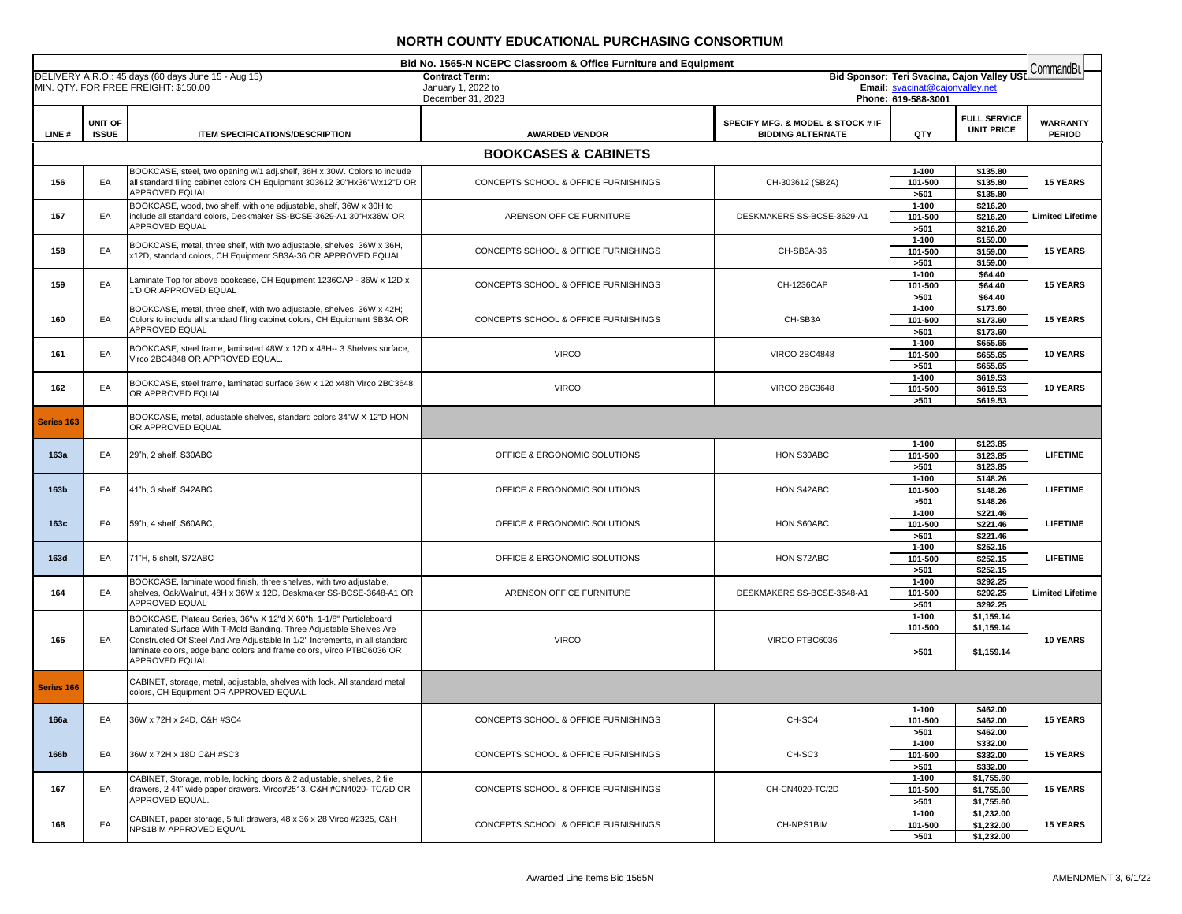# NORTH COUNTY EDUCATIONAL PURCHASING CONSORTIUM

**Bid No. 1565-N NCEPC Classroom & Office Furniture and Equipment**

DELIVERY A.R.O.: 45 days (60 days June 15 - Aug 15)
MIN. QTY. FOR FREE FREIGHT: $150.00

**Contract Term:**
January 1, 2022 to
December 31, 2023

**Bid Sponsor: Teri Svacina, Cajon Valley USD**
**Email:** svacinat@cajonvalley.net
**Phone:** 619-588-3001

CommandBL

| LINE # | UNIT OF ISSUE | ITEM SPECIFICATIONS/DESCRIPTION | AWARDED VENDOR | SPECIFY MFG. & MODEL & STOCK # IF BIDDING ALTERNATE | QTY | FULL SERVICE UNIT PRICE | WARRANTY PERIOD |
|---|---|---|---|---|---|---|---|
| | | **BOOKCASES & CABINETS** | | | | | |
| 156 | EA | BOOKCASE, steel, two opening w/1 adj.shelf, 36H x 30W. Colors to include all standard filing cabinet colors CH Equipment 303612 30"Hx36"Wx12"D OR APPROVED EQUAL | CONCEPTS SCHOOL & OFFICE FURNISHINGS | CH-303612 (SB2A) | 1-100<br>101-500<br>>501 | $135.80<br>$135.80<br>$135.80 | 15 YEARS |
| 157 | EA | BOOKCASE, wood, two shelf, with one adjustable, shelf, 36W x 30H to include all standard colors, Deskmaker SS-BCSE-3629-A1 30"Hx36W OR APPROVED EQUAL | ARENSON OFFICE FURNITURE | DESKMAKERS SS-BCSE-3629-A1 | 1-100<br>101-500<br>>501 | $216.20<br>$216.20<br>$216.20 | Limited Lifetime |
| 158 | EA | BOOKCASE, metal, three shelf, with two adjustable, shelves, 36W x 36H, x12D, standard colors, CH Equipment SB3A-36 OR APPROVED EQUAL | CONCEPTS SCHOOL & OFFICE FURNISHINGS | CH-SB3A-36 | 1-100<br>101-500<br>>501 | $159.00<br>$159.00<br>$159.00 | 15 YEARS |
| 159 | EA | Laminate Top for above bookcase, CH Equipment 1236CAP - 36W x 12D x 1'D OR APPROVED EQUAL | CONCEPTS SCHOOL & OFFICE FURNISHINGS | CH-1236CAP | 1-100<br>101-500<br>>501 | $64.40<br>$64.40<br>$64.40 | 15 YEARS |
| 160 | EA | BOOKCASE, metal, three shelf, with two adjustable, shelves, 36W x 42H; Colors to include all standard filing cabinet colors, CH Equipment SB3A OR APPROVED EQUAL | CONCEPTS SCHOOL & OFFICE FURNISHINGS | CH-SB3A | 1-100<br>101-500<br>>501 | $173.60<br>$173.60<br>$173.60 | 15 YEARS |
| 161 | EA | BOOKCASE, steel frame, laminated 48W x 12D x 48H-- 3 Shelves surface, Virco 2BC4848 OR APPROVED EQUAL. | VIRCO | VIRCO 2BC4848 | 1-100<br>101-500<br>>501 | $655.65<br>$655.65<br>$655.65 | 10 YEARS |
| 162 | EA | BOOKCASE, steel frame, laminated surface 36w x 12d x48h Virco 2BC3648 OR APPROVED EQUAL | VIRCO | VIRCO 2BC3648 | 1-100<br>101-500<br>>501 | $619.53<br>$619.53<br>$619.53 | 10 YEARS |
| Series 163 | | BOOKCASE, metal, adustable shelves, standard colors 34"W X 12"D HON OR APPROVED EQUAL | | | | | |
| 163a | EA | 29"h, 2 shelf, S30ABC | OFFICE & ERGONOMIC SOLUTIONS | HON S30ABC | 1-100<br>101-500<br>>501 | $123.85<br>$123.85<br>$123.85 | LIFETIME |
| 163b | EA | 41"h, 3 shelf, S42ABC | OFFICE & ERGONOMIC SOLUTIONS | HON S42ABC | 1-100<br>101-500<br>>501 | $148.26<br>$148.26<br>$148.26 | LIFETIME |
| 163c | EA | 59"h, 4 shelf, S60ABC, | OFFICE & ERGONOMIC SOLUTIONS | HON S60ABC | 1-100<br>101-500<br>>501 | $221.46<br>$221.46<br>$221.46 | LIFETIME |
| 163d | EA | 71"H, 5 shelf, S72ABC | OFFICE & ERGONOMIC SOLUTIONS | HON S72ABC | 1-100<br>101-500<br>>501 | $252.15<br>$252.15<br>$252.15 | LIFETIME |
| 164 | EA | BOOKCASE, laminate wood finish, three shelves, with two adjustable, shelves, Oak/Walnut, 48H x 36W x 12D, Deskmaker SS-BCSE-3648-A1 OR APPROVED EQUAL | ARENSON OFFICE FURNITURE | DESKMAKERS SS-BCSE-3648-A1 | 1-100<br>101-500<br>>501 | $292.25<br>$292.25<br>$292.25 | Limited Lifetime |
| 165 | EA | BOOKCASE, Plateau Series, 36"w X 12"d X 60"h, 1-1/8" Particleboard Laminated Surface With T-Mold Banding. Three Adjustable Shelves Are Constructed Of Steel And Are Adjustable In 1/2" Increments, in all standard laminate colors, edge band colors and frame colors, Virco PTBC6036 OR APPROVED EQUAL | VIRCO | VIRCO PTBC6036 | 1-100<br>101-500<br>>501 | $1,159.14<br>$1,159.14<br>$1,159.14 | 10 YEARS |
| Series 166 | | CABINET, storage, metal, adjustable shelves with lock. All standard metal colors, CH Equipment OR APPROVED EQUAL. | | | | | |
| 166a | EA | 36W x 72H x 24D, C&H #SC4 | CONCEPTS SCHOOL & OFFICE FURNISHINGS | CH-SC4 | 1-100<br>101-500<br>>501 | $462.00<br>$462.00<br>$462.00 | 15 YEARS |
| 166b | EA | 36W x 72H x 18D C&H #SC3 | CONCEPTS SCHOOL & OFFICE FURNISHINGS | CH-SC3 | 1-100<br>101-500<br>>501 | $332.00<br>$332.00<br>$332.00 | 15 YEARS |
| 167 | EA | CABINET, Storage, mobile, locking doors & 2 adjustable, shelves, 2 file drawers, 2 44" wide paper drawers. Virco#2513, C&H #CN4020- TC/2D OR APPROVED EQUAL. | CONCEPTS SCHOOL & OFFICE FURNISHINGS | CH-CN4020-TC/2D | 1-100<br>101-500<br>>501 | $1,755.60<br>$1,755.60<br>$1,755.60 | 15 YEARS |
| 168 | EA | CABINET, paper storage, 5 full drawers, 48 x 36 x 28 Virco #2325, C&H NPS1BIM APPROVED EQUAL | CONCEPTS SCHOOL & OFFICE FURNISHINGS | CH-NPS1BIM | 1-100<br>101-500<br>>501 | $1,232.00<br>$1,232.00<br>$1,232.00 | 15 YEARS |

Awarded Line Items Bid 1565N

AMENDMENT 3, 6/1/22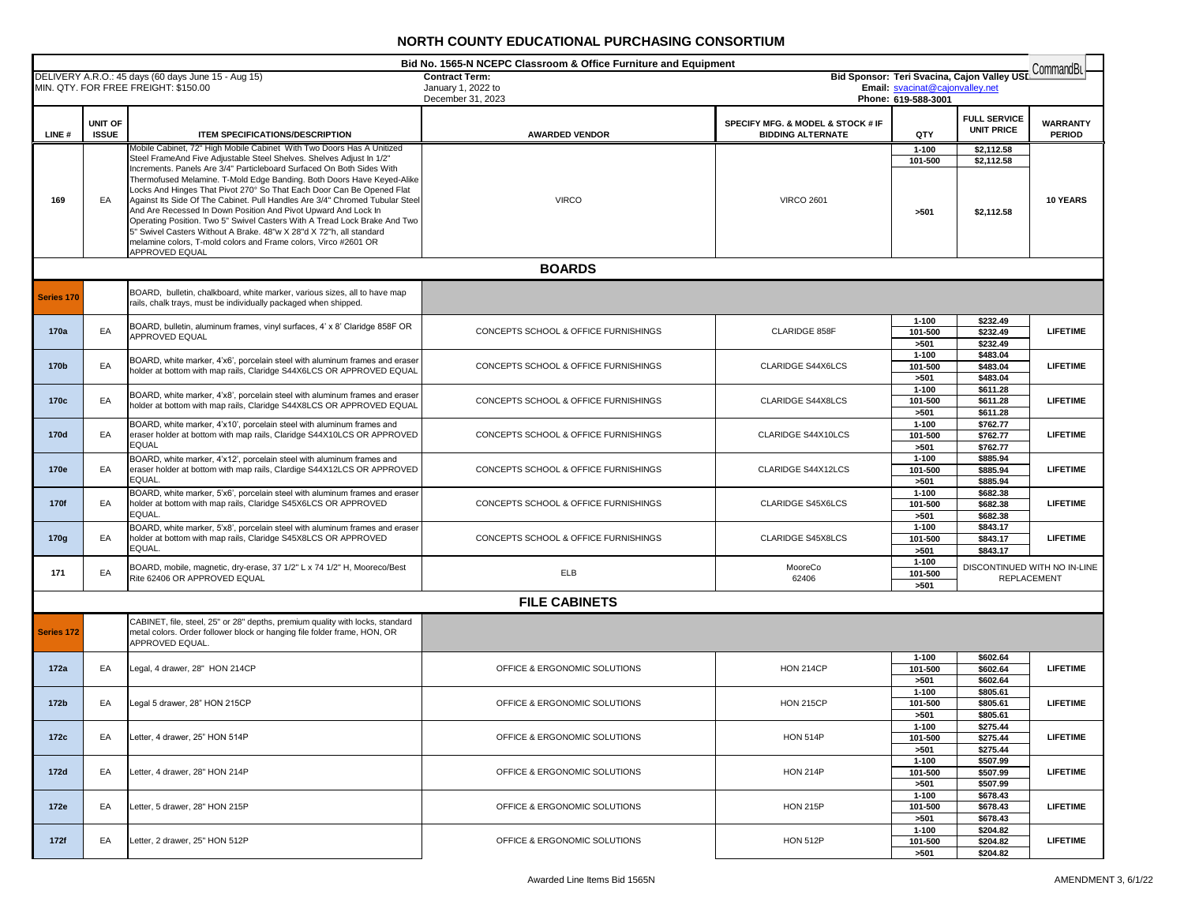# NORTH COUNTY EDUCATIONAL PURCHASING CONSORTIUM

**Bid No. 1565-N NCEPC Classroom & Office Furniture and Equipment**

DELIVERY A.R.O.: 45 days (60 days June 15 - Aug 15)
MIN. QTY. FOR FREE FREIGHT: $150.00

**Contract Term:**
January 1, 2022 to
December 31, 2023

**Bid Sponsor: Teri Svacina, Cajon Valley USD**
**Email:** svacinat@cajonvalley.net
**Phone:** 619-588-3001

| LINE # | UNIT OF ISSUE | ITEM SPECIFICATIONS/DESCRIPTION | AWARDED VENDOR | SPECIFY MFG. & MODEL & STOCK # IF BIDDING ALTERNATE | QTY | FULL SERVICE UNIT PRICE | WARRANTY PERIOD |
|---|---|---|---|---|---|---|---|
| 169 | EA | Mobile Cabinet, 72" High Mobile Cabinet With Two Doors Has A Unitized Steel FrameAnd Five Adjustable Steel Shelves. Shelves Adjust In 1/2" Increments. Panels Are 3/4" Particleboard Surfaced On Both Sides With Thermofused Melamine. T-Mold Edge Banding. Both Doors Have Keyed-Alike Locks And Hinges That Pivot 270° So That Each Door Can Be Opened Flat Against Its Side Of The Cabinet. Pull Handles Are 3/4" Chromed Tubular Steel And Are Recessed In Down Position And Pivot Upward And Lock In Operating Position. Two 5" Swivel Casters With A Tread Lock Brake And Two 5" Swivel Casters Without A Brake. 48"w X 28"d X 72"h, all standard melamine colors, T-mold colors and Frame colors, Virco #2601 OR APPROVED EQUAL | VIRCO | VIRCO 2601 | 1-100 | $2,112.58 | 10 YEARS |
| | | | | | 101-500 | $2,112.58 | |
| | | | | | >501 | $2,112.58 | |
| | | **BOARDS** | | | | | |
| Series 170 | | BOARD, bulletin, chalkboard, white marker, various sizes, all to have map rails, chalk trays, must be individually packaged when shipped. | | | | | |
| 170a | EA | BOARD, bulletin, aluminum frames, vinyl surfaces, 4' x 8' Claridge 858F OR APPROVED EQUAL | CONCEPTS SCHOOL & OFFICE FURNISHINGS | CLARIDGE 858F | 1-100 | $232.49 | LIFETIME |
| | | | | | 101-500 | $232.49 | |
| | | | | | >501 | $232.49 | |
| 170b | EA | BOARD, white marker, 4'x6', porcelain steel with aluminum frames and eraser holder at bottom with map rails, Claridge S44X6LCS OR APPROVED EQUAL | CONCEPTS SCHOOL & OFFICE FURNISHINGS | CLARIDGE S44X6LCS | 1-100 | $483.04 | LIFETIME |
| | | | | | 101-500 | $483.04 | |
| | | | | | >501 | $483.04 | |
| 170c | EA | BOARD, white marker, 4'x8', porcelain steel with aluminum frames and eraser holder at bottom with map rails, Claridge S44X8LCS OR APPROVED EQUAL | CONCEPTS SCHOOL & OFFICE FURNISHINGS | CLARIDGE S44X8LCS | 1-100 | $611.28 | LIFETIME |
| | | | | | 101-500 | $611.28 | |
| | | | | | >501 | $611.28 | |
| 170d | EA | BOARD, white marker, 4'x10', porcelain steel with aluminum frames and eraser holder at bottom with map rails, Claridge S44X10LCS OR APPROVED EQUAL | CONCEPTS SCHOOL & OFFICE FURNISHINGS | CLARIDGE S44X10LCS | 1-100 | $762.77 | LIFETIME |
| | | | | | 101-500 | $762.77 | |
| | | | | | >501 | $762.77 | |
| 170e | EA | BOARD, white marker, 4'x12', porcelain steel with aluminum frames and eraser holder at bottom with map rails, Clardige S44X12LCS OR APPROVED EQUAL. | CONCEPTS SCHOOL & OFFICE FURNISHINGS | CLARIDGE S44X12LCS | 1-100 | $885.94 | LIFETIME |
| | | | | | 101-500 | $885.94 | |
| | | | | | >501 | $885.94 | |
| 170f | EA | BOARD, white marker, 5'x6', porcelain steel with aluminum frames and eraser holder at bottom with map rails, Claridge S45X6LCS OR APPROVED EQUAL. | CONCEPTS SCHOOL & OFFICE FURNISHINGS | CLARIDGE S45X6LCS | 1-100 | $682.38 | LIFETIME |
| | | | | | 101-500 | $682.38 | |
| | | | | | >501 | $682.38 | |
| 170g | EA | BOARD, white marker, 5'x8', porcelain steel with aluminum frames and eraser holder at bottom with map rails, Claridge S45X8LCS OR APPROVED EQUAL. | CONCEPTS SCHOOL & OFFICE FURNISHINGS | CLARIDGE S45X8LCS | 1-100 | $843.17 | LIFETIME |
| | | | | | 101-500 | $843.17 | |
| | | | | | >501 | $843.17 | |
| 171 | EA | BOARD, mobile, magnetic, dry-erase, 37 1/2" L x 74 1/2" H, Mooreco/Best Rite 62406 OR APPROVED EQUAL | ELB | MooreCo 62406 | 1-100 | DISCONTINUED WITH NO IN-LINE REPLACEMENT | |
| | | | | | 101-500 | | |
| | | | | | >501 | | |
| | | **FILE CABINETS** | | | | | |
| Series 172 | | CABINET, file, steel, 25" or 28" depths, premium quality with locks, standard metal colors. Order follower block or hanging file folder frame, HON, OR APPROVED EQUAL. | | | | | |
| 172a | EA | Legal, 4 drawer, 28" HON 214CP | OFFICE & ERGONOMIC SOLUTIONS | HON 214CP | 1-100 | $602.64 | LIFETIME |
| | | | | | 101-500 | $602.64 | |
| | | | | | >501 | $602.64 | |
| 172b | EA | Legal 5 drawer, 28" HON 215CP | OFFICE & ERGONOMIC SOLUTIONS | HON 215CP | 1-100 | $805.61 | LIFETIME |
| | | | | | 101-500 | $805.61 | |
| | | | | | >501 | $805.61 | |
| 172c | EA | Letter, 4 drawer, 25" HON 514P | OFFICE & ERGONOMIC SOLUTIONS | HON 514P | 1-100 | $275.44 | LIFETIME |
| | | | | | 101-500 | $275.44 | |
| | | | | | >501 | $275.44 | |
| 172d | EA | Letter, 4 drawer, 28" HON 214P | OFFICE & ERGONOMIC SOLUTIONS | HON 214P | 1-100 | $507.99 | LIFETIME |
| | | | | | 101-500 | $507.99 | |
| | | | | | >501 | $507.99 | |
| 172e | EA | Letter, 5 drawer, 28" HON 215P | OFFICE & ERGONOMIC SOLUTIONS | HON 215P | 1-100 | $678.43 | LIFETIME |
| | | | | | 101-500 | $678.43 | |
| | | | | | >501 | $678.43 | |
| 172f | EA | Letter, 2 drawer, 25" HON 512P | OFFICE & ERGONOMIC SOLUTIONS | HON 512P | 1-100 | $204.82 | LIFETIME |
| | | | | | 101-500 | $204.82 | |
| | | | | | >501 | $204.82 | |

Awarded Line Items Bid 1565N — AMENDMENT 3, 6/1/22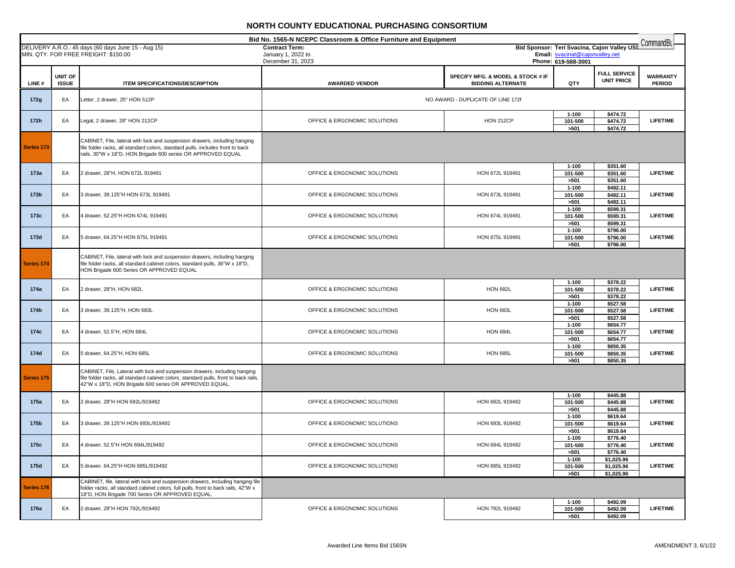# NORTH COUNTY EDUCATIONAL PURCHASING CONSORTIUM

**Bid No. 1565-N NCEPC Classroom & Office Furniture and Equipment**

DELIVERY A.R.O.: 45 days (60 days June 15 - Aug 15)
MIN. QTY. FOR FREE FREIGHT: $150.00

**Contract Term:**
January 1, 2022 to
December 31, 2023

**Bid Sponsor: Teri Svacina, Cajon Valley USD**
**Email:** svacinat@cajonvalley.net
**Phone: 619-588-3001**

CommandBu

| LINE # | UNIT OF ISSUE | ITEM SPECIFICATIONS/DESCRIPTION | AWARDED VENDOR | SPECIFY MFG. & MODEL & STOCK # IF BIDDING ALTERNATE | QTY | FULL SERVICE UNIT PRICE | WARRANTY PERIOD |
|---|---|---|---|---|---|---|---|
| 172g | EA | Letter, 2 drawer, 25" HON 512P | NO AWARD - DUPLICATE OF LINE 172f | | | | |
| 172h | EA | Legal, 2 drawer, 28" HON 212CP | OFFICE & ERGONOMIC SOLUTIONS | HON 212CP | 1-100<br>101-500<br>>501 | $474.72<br>$474.72<br>$474.72 | LIFETIME |
| Series 173 | | CABINET, File, lateral with lock and suspension drawers, including hanging file folder racks, all standard colors, standard pulls, includes front to back rails, 30"W x 18"D, HON Brigade 600 series OR APPROVED EQUAL | | | | | |
| 173a | EA | 2 drawer, 28"H, HON 672L 919491 | OFFICE & ERGONOMIC SOLUTIONS | HON 672L 919491 | 1-100<br>101-500<br>>501 | $351.60<br>$351.60<br>$351.60 | LIFETIME |
| 173b | EA | 3 drawer, 39.125"H HON 673L 919491 | OFFICE & ERGONOMIC SOLUTIONS | HON 673L 919491 | 1-100<br>101-500<br>>501 | $482.11<br>$482.11<br>$482.11 | LIFETIME |
| 173c | EA | 4 drawer, 52.25"H HON 674L 919491 | OFFICE & ERGONOMIC SOLUTIONS | HON 674L 919491 | 1-100<br>101-500<br>>501 | $599.31<br>$599.31<br>$599.31 | LIFETIME |
| 173d | EA | 5 drawer, 64.25"H HON 675L 919491 | OFFICE & ERGONOMIC SOLUTIONS | HON 675L 919491 | 1-100<br>101-500<br>>501 | $796.00<br>$796.00<br>$796.00 | LIFETIME |
| Series 174 | | CABINET, File, lateral with lock and suspension drawers, including hanging file folder racks, all standard cabinet colors, standard pulls, 36"W x 18"D, HON Brigade 600 Series OR APPROVED EQUAL | | | | | |
| 174a | EA | 2 drawer, 28"H, HON 682L | OFFICE & ERGONOMIC SOLUTIONS | HON 682L | 1-100<br>101-500<br>>501 | $378.22<br>$378.22<br>$378.22 | LIFETIME |
| 174b | EA | 3 drawer, 39.125"H, HON 683L | OFFICE & ERGONOMIC SOLUTIONS | HON 683L | 1-100<br>101-500<br>>501 | $527.58<br>$527.58<br>$527.58 | LIFETIME |
| 174c | EA | 4 drawer, 52.5"H, HON 684L | OFFICE & ERGONOMIC SOLUTIONS | HON 684L | 1-100<br>101-500<br>>501 | $654.77<br>$654.77<br>$654.77 | LIFETIME |
| 174d | EA | 5 drawer, 64.25"H, HON 685L | OFFICE & ERGONOMIC SOLUTIONS | HON 685L | 1-100<br>101-500<br>>501 | $850.35<br>$850.35<br>$850.35 | LIFETIME |
| Series 175 | | CABINET, File, Lateral with lock and suspension drawers, including hanging file folder racks, all standard cabinet colors, standard pulls, front to back rails, 42"W x 18"D, HON Brigade 600 series OR APPROVED EQUAL. | | | | | |
| 175a | EA | 2 drawer, 28"H HON 692L/919492 | OFFICE & ERGONOMIC SOLUTIONS | HON 692L 919492 | 1-100<br>101-500<br>>501 | $445.88<br>$445.88<br>$445.88 | LIFETIME |
| 175b | EA | 3 drawer, 39.125"H HON 693L/919492 | OFFICE & ERGONOMIC SOLUTIONS | HON 693L 919492 | 1-100<br>101-500<br>>501 | $619.64<br>$619.64<br>$619.64 | LIFETIME |
| 175c | EA | 4 drawer, 52.5"H HON 694L/919492 | OFFICE & ERGONOMIC SOLUTIONS | HON 694L 919492 | 1-100<br>101-500<br>>501 | $776.40<br>$776.40<br>$776.40 | LIFETIME |
| 175d | EA | 5 drawer, 64.25"H HON 695L/919492 | OFFICE & ERGONOMIC SOLUTIONS | HON 695L 919492 | 1-100<br>101-500<br>>501 | $1,025.96<br>$1,025.96<br>$1,025.96 | LIFETIME |
| Series 176 | | CABINET, file, lateral with lock and suspension drawers, including hanging file folder racks, all standard cabinet colors, full pulls, front to back rails, 42"W x 18"D, HON Brigade 700 Series OR APPROVED EQUAL. | | | | | |
| 176a | EA | 2 drawer, 28"H HON 792L/919492 | OFFICE & ERGONOMIC SOLUTIONS | HON 792L 919492 | 1-100<br>101-500<br>>501 | $492.09<br>$492.09<br>$492.09 | LIFETIME |

Awarded Line Items Bid 1565N

AMENDMENT 3, 6/1/22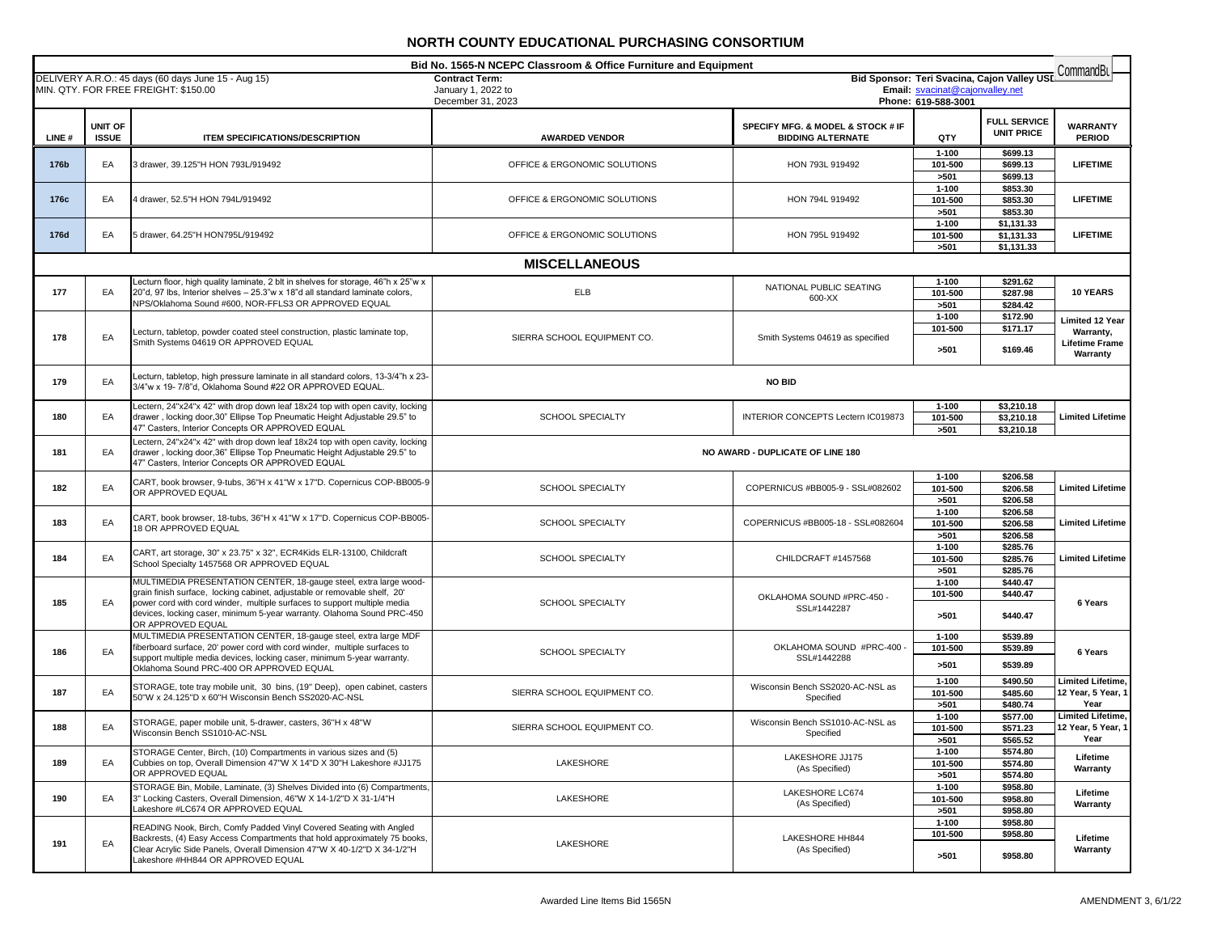# NORTH COUNTY EDUCATIONAL PURCHASING CONSORTIUM

**Bid No. 1565-N NCEPC Classroom & Office Furniture and Equipment**

DELIVERY A.R.O.: 45 days (60 days June 15 - Aug 15)
MIN. QTY. FOR FREE FREIGHT: $150.00

**Contract Term:**
January 1, 2022 to
December 31, 2023

**Bid Sponsor: Teri Svacina, Cajon Valley USD**
**Email:** svacinat@cajonvalley.net
**Phone:** 619-588-3001

| LINE # | UNIT OF ISSUE | ITEM SPECIFICATIONS/DESCRIPTION | AWARDED VENDOR | SPECIFY MFG. & MODEL & STOCK # IF BIDDING ALTERNATE | QTY | FULL SERVICE UNIT PRICE | WARRANTY PERIOD |
|---|---|---|---|---|---|---|---|
| 176b | EA | 3 drawer, 39.125"H HON 793L/919492 | OFFICE & ERGONOMIC SOLUTIONS | HON 793L 919492 | 1-100 | $699.13 | LIFETIME |
| | | | | | 101-500 | $699.13 | |
| | | | | | >501 | $699.13 | |
| 176c | EA | 4 drawer, 52.5"H HON 794L/919492 | OFFICE & ERGONOMIC SOLUTIONS | HON 794L 919492 | 1-100 | $853.30 | LIFETIME |
| | | | | | 101-500 | $853.30 | |
| | | | | | >501 | $853.30 | |
| 176d | EA | 5 drawer, 64.25"H HON795L/919492 | OFFICE & ERGONOMIC SOLUTIONS | HON 795L 919492 | 1-100 | $1,131.33 | LIFETIME |
| | | | | | 101-500 | $1,131.33 | |
| | | | | | >501 | $1,131.33 | |
| | | | **MISCELLANEOUS** | | | | |
| 177 | EA | Lecturn floor, high quality laminate, 2 blt in shelves for storage, 46"h x 25"w x 20"d, 97 lbs, Interior shelves – 25.3"w x 18"d all standard laminate colors, NPS/Oklahoma Sound #600, NOR-FFLS3 OR APPROVED EQUAL | ELB | NATIONAL PUBLIC SEATING 600-XX | 1-100 | $291.62 | 10 YEARS |
| | | | | | 101-500 | $287.98 | |
| | | | | | >501 | $284.42 | |
| 178 | EA | Lecturn, tabletop, powder coated steel construction, plastic laminate top, Smith Systems 04619 OR APPROVED EQUAL | SIERRA SCHOOL EQUIPMENT CO. | Smith Systems 04619 as specified | 1-100 | $172.90 | Limited 12 Year Warranty, Lifetime Frame Warranty |
| | | | | | 101-500 | $171.17 | |
| | | | | | >501 | $169.46 | |
| 179 | EA | Lecturn, tabletop, high pressure laminate in all standard colors, 13-3/4"h x 23-3/4"w x 19- 7/8"d, Oklahoma Sound #22 OR APPROVED EQUAL. | **NO BID** | | | | |
| 180 | EA | Lectern, 24"x24"x 42" with drop down leaf 18x24 top with open cavity, locking drawer , locking door,30" Ellipse Top Pneumatic Height Adjustable 29.5" to 47" Casters, Interior Concepts OR APPROVED EQUAL | SCHOOL SPECIALTY | INTERIOR CONCEPTS Lectern IC019873 | 1-100 | $3,210.18 | Limited Lifetime |
| | | | | | 101-500 | $3,210.18 | |
| | | | | | >501 | $3,210.18 | |
| 181 | EA | Lectern, 24"x24"x 42" with drop down leaf 18x24 top with open cavity, locking drawer , locking door,36" Ellipse Top Pneumatic Height Adjustable 29.5" to 47" Casters, Interior Concepts OR APPROVED EQUAL | **NO AWARD - DUPLICATE OF LINE 180** | | | | |
| 182 | EA | CART, book browser, 9-tubs, 36"H x 41"W x 17"D. Copernicus COP-BB005-9 OR APPROVED EQUAL | SCHOOL SPECIALTY | COPERNICUS #BB005-9 - SSL#082602 | 1-100 | $206.58 | Limited Lifetime |
| | | | | | 101-500 | $206.58 | |
| | | | | | >501 | $206.58 | |
| 183 | EA | CART, book browser, 18-tubs, 36"H x 41"W x 17"D. Copernicus COP-BB005-18 OR APPROVED EQUAL | SCHOOL SPECIALTY | COPERNICUS #BB005-18 - SSL#082604 | 1-100 | $206.58 | Limited Lifetime |
| | | | | | 101-500 | $206.58 | |
| | | | | | >501 | $206.58 | |
| 184 | EA | CART, art storage, 30" x 23.75" x 32", ECR4Kids ELR-13100, Childcraft School Specialty 1457568 OR APPROVED EQUAL | SCHOOL SPECIALTY | CHILDCRAFT #1457568 | 1-100 | $285.76 | Limited Lifetime |
| | | | | | 101-500 | $285.76 | |
| | | | | | >501 | $285.76 | |
| 185 | EA | MULTIMEDIA PRESENTATION CENTER, 18-gauge steel, extra large wood-grain finish surface, locking cabinet, adjustable or removable shelf, 20' power cord with cord winder, multiple surfaces to support multiple media devices, locking caser, minimum 5-year warranty. Olahoma Sound PRC-450 OR APPROVED EQUAL | SCHOOL SPECIALTY | OKLAHOMA SOUND #PRC-450 - SSL#1442287 | 1-100 | $440.47 | 6 Years |
| | | | | | 101-500 | $440.47 | |
| | | | | | >501 | $440.47 | |
| 186 | EA | MULTIMEDIA PRESENTATION CENTER, 18-gauge steel, extra large MDF fiberboard surface, 20' power cord with cord winder, multiple surfaces to support multiple media devices, locking caser, minimum 5-year warranty. Oklahoma Sound PRC-400 OR APPROVED EQUAL | SCHOOL SPECIALTY | OKLAHOMA SOUND #PRC-400 - SSL#1442288 | 1-100 | $539.89 | 6 Years |
| | | | | | 101-500 | $539.89 | |
| | | | | | >501 | $539.89 | |
| 187 | EA | STORAGE, tote tray mobile unit, 30 bins, (19" Deep), open cabinet, casters 50"W x 24.125"D x 60"H Wisconsin Bench SS2020-AC-NSL | SIERRA SCHOOL EQUIPMENT CO. | Wisconsin Bench SS2020-AC-NSL as Specified | 1-100 | $490.50 | Limited Lifetime, 12 Year, 5 Year, 1 Year |
| | | | | | 101-500 | $485.60 | |
| | | | | | >501 | $480.74 | |
| 188 | EA | STORAGE, paper mobile unit, 5-drawer, casters, 36"H x 48"W Wisconsin Bench SS1010-AC-NSL | SIERRA SCHOOL EQUIPMENT CO. | Wisconsin Bench SS1010-AC-NSL as Specified | 1-100 | $577.00 | Limited Lifetime, 12 Year, 5 Year, 1 Year |
| | | | | | 101-500 | $571.23 | |
| | | | | | >501 | $565.52 | |
| 189 | EA | STORAGE Center, Birch, (10) Compartments in various sizes and (5) Cubbies on top, Overall Dimension 47"W X 14"D X 30"H Lakeshore #JJ175 OR APPROVED EQUAL | LAKESHORE | LAKESHORE JJ175 (As Specified) | 1-100 | $574.80 | Lifetime Warranty |
| | | | | | 101-500 | $574.80 | |
| | | | | | >501 | $574.80 | |
| 190 | EA | STORAGE Bin, Mobile, Laminate, (3) Shelves Divided into (6) Compartments, 3" Locking Casters, Overall Dimension, 46"W X 14-1/2"D X 31-1/4"H Lakeshore #LC674 OR APPROVED EQUAL | LAKESHORE | LAKESHORE LC674 (As Specified) | 1-100 | $958.80 | Lifetime Warranty |
| | | | | | 101-500 | $958.80 | |
| | | | | | >501 | $958.80 | |
| 191 | EA | READING Nook, Birch, Comfy Padded Vinyl Covered Seating with Angled Backrests, (4) Easy Access Compartments that hold approximately 75 books, Clear Acrylic Side Panels, Overall Dimension 47"W X 40-1/2"D X 34-1/2"H Lakeshore #HH844 OR APPROVED EQUAL | LAKESHORE | LAKESHORE HH844 (As Specified) | 1-100 | $958.80 | Lifetime Warranty |
| | | | | | 101-500 | $958.80 | |
| | | | | | >501 | $958.80 | |

Awarded Line Items Bid 1565N

AMENDMENT 3, 6/1/22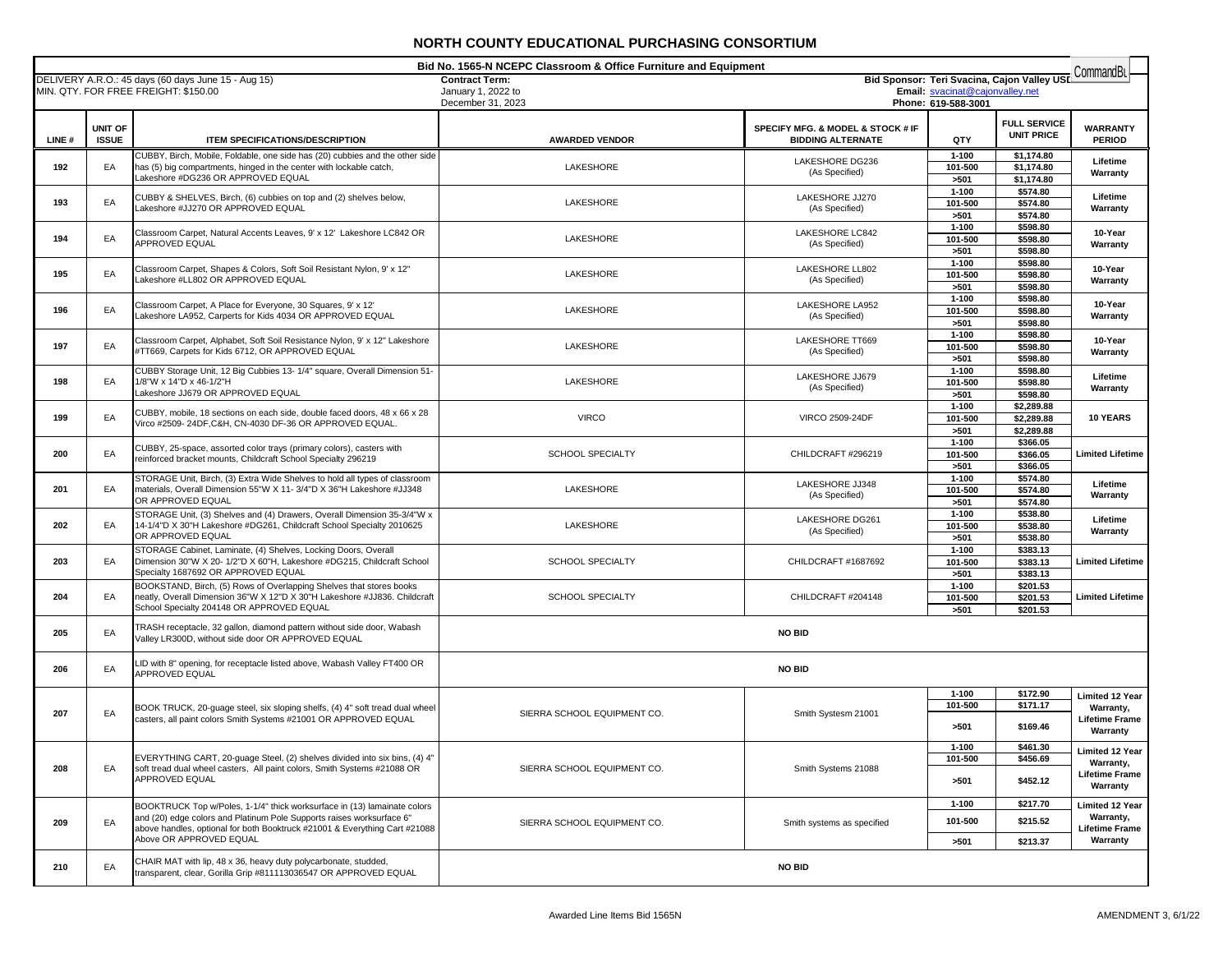# NORTH COUNTY EDUCATIONAL PURCHASING CONSORTIUM

**Bid No. 1565-N NCEPC Classroom & Office Furniture and Equipment**

DELIVERY A.R.O.: 45 days (60 days June 15 - Aug 15)
MIN. QTY. FOR FREE FREIGHT: $150.00

**Contract Term:**
January 1, 2022 to
December 31, 2023

**Bid Sponsor: Teri Svacina, Cajon Valley USD**
**Email:** svacinat@cajonvalley.net
**Phone: 619-588-3001**

CommandBu

| LINE # | UNIT OF ISSUE | ITEM SPECIFICATIONS/DESCRIPTION | AWARDED VENDOR | SPECIFY MFG. & MODEL & STOCK # IF BIDDING ALTERNATE | QTY | FULL SERVICE UNIT PRICE | WARRANTY PERIOD |
|---|---|---|---|---|---|---|---|
| 192 | EA | CUBBY, Birch, Mobile, Foldable, one side has (20) cubbies and the other side has (5) big compartments, hinged in the center with lockable catch, Lakeshore #DG236 OR APPROVED EQUAL | LAKESHORE | LAKESHORE DG236 (As Specified) | 1-100 | $1,174.80 | Lifetime Warranty |
| | | | | | 101-500 | $1,174.80 | |
| | | | | | >501 | $1,174.80 | |
| 193 | EA | CUBBY & SHELVES, Birch, (6) cubbies on top and (2) shelves below, Lakeshore #JJ270 OR APPROVED EQUAL | LAKESHORE | LAKESHORE JJ270 (As Specified) | 1-100 | $574.80 | Lifetime Warranty |
| | | | | | 101-500 | $574.80 | |
| | | | | | >501 | $574.80 | |
| 194 | EA | Classroom Carpet, Natural Accents Leaves, 9' x 12' Lakeshore LC842 OR APPROVED EQUAL | LAKESHORE | LAKESHORE LC842 (As Specified) | 1-100 | $598.80 | 10-Year Warranty |
| | | | | | 101-500 | $598.80 | |
| | | | | | >501 | $598.80 | |
| 195 | EA | Classroom Carpet, Shapes & Colors, Soft Soil Resistant Nylon, 9' x 12" Lakeshore #LL802 OR APPROVED EQUAL | LAKESHORE | LAKESHORE LL802 (As Specified) | 1-100 | $598.80 | 10-Year Warranty |
| | | | | | 101-500 | $598.80 | |
| | | | | | >501 | $598.80 | |
| 196 | EA | Classroom Carpet, A Place for Everyone, 30 Squares, 9' x 12' Lakeshore LA952, Carperts for Kids 4034 OR APPROVED EQUAL | LAKESHORE | LAKESHORE LA952 (As Specified) | 1-100 | $598.80 | 10-Year Warranty |
| | | | | | 101-500 | $598.80 | |
| | | | | | >501 | $598.80 | |
| 197 | EA | Classroom Carpet, Alphabet, Soft Soil Resistance Nylon, 9' x 12" Lakeshore #TT669, Carpets for Kids 6712, OR APPROVED EQUAL | LAKESHORE | LAKESHORE TT669 (As Specified) | 1-100 | $598.80 | 10-Year Warranty |
| | | | | | 101-500 | $598.80 | |
| | | | | | >501 | $598.80 | |
| 198 | EA | CUBBY Storage Unit, 12 Big Cubbies 13- 1/4" square, Overall Dimension 51-1/8"W x 14"D x 46-1/2"H Lakeshore JJ679 OR APPROVED EQUAL | LAKESHORE | LAKESHORE JJ679 (As Specified) | 1-100 | $598.80 | Lifetime Warranty |
| | | | | | 101-500 | $598.80 | |
| | | | | | >501 | $598.80 | |
| 199 | EA | CUBBY, mobile, 18 sections on each side, double faced doors, 48 x 66 x 28 Virco #2509- 24DF,C&H, CN-4030 DF-36 OR APPROVED EQUAL. | VIRCO | VIRCO 2509-24DF | 1-100 | $2,289.88 | 10 YEARS |
| | | | | | 101-500 | $2,289.88 | |
| | | | | | >501 | $2,289.88 | |
| 200 | EA | CUBBY, 25-space, assorted color trays (primary colors), casters with reinforced bracket mounts, Childcraft School Specialty 296219 | SCHOOL SPECIALTY | CHILDCRAFT #296219 | 1-100 | $366.05 | Limited Lifetime |
| | | | | | 101-500 | $366.05 | |
| | | | | | >501 | $366.05 | |
| 201 | EA | STORAGE Unit, Birch, (3) Extra Wide Shelves to hold all types of classroom materials, Overall Dimension 55"W X 11- 3/4"D X 36"H Lakeshore #JJ348 OR APPROVED EQUAL | LAKESHORE | LAKESHORE JJ348 (As Specified) | 1-100 | $574.80 | Lifetime Warranty |
| | | | | | 101-500 | $574.80 | |
| | | | | | >501 | $574.80 | |
| 202 | EA | STORAGE Unit, (3) Shelves and (4) Drawers, Overall Dimension 35-3/4"W x 14-1/4"D x 30"H Lakeshore #DG261, Childcraft School Specialty 2010625 OR APPROVED EQUAL | LAKESHORE | LAKESHORE DG261 (As Specified) | 1-100 | $538.80 | Lifetime Warranty |
| | | | | | 101-500 | $538.80 | |
| | | | | | >501 | $538.80 | |
| 203 | EA | STORAGE Cabinet, Laminate, (4) Shelves, Locking Doors, Overall Dimension 30"W X 20- 1/2"D X 60"H, Lakeshore #DG215, Childcraft School Specialty 1687692 OR APPROVED EQUAL | SCHOOL SPECIALTY | CHILDCRAFT #1687692 | 1-100 | $383.13 | Limited Lifetime |
| | | | | | 101-500 | $383.13 | |
| | | | | | >501 | $383.13 | |
| 204 | EA | BOOKSTAND, Birch, (5) Rows of Overlapping Shelves that stores books neatly, Overall Dimension 36"W X 12"D X 30"H Lakeshore #JJ836. Childcraft School Specialty 204148 OR APPROVED EQUAL | SCHOOL SPECIALTY | CHILDCRAFT #204148 | 1-100 | $201.53 | Limited Lifetime |
| | | | | | 101-500 | $201.53 | |
| | | | | | >501 | $201.53 | |
| 205 | EA | TRASH receptacle, 32 gallon, diamond pattern without side door, Wabash Valley LR300D, without side door OR APPROVED EQUAL | NO BID | | | | |
| 206 | EA | LID with 8" opening, for receptacle listed above, Wabash Valley FT400 OR APPROVED EQUAL | NO BID | | | | |
| 207 | EA | BOOK TRUCK, 20-guage steel, six sloping shelfs, (4) 4" soft tread dual wheel casters, all paint colors Smith Systems #21001 OR APPROVED EQUAL | SIERRA SCHOOL EQUIPMENT CO. | Smith Systesm 21001 | 1-100 | $172.90 | Limited 12 Year Warranty, Lifetime Frame Warranty |
| | | | | | 101-500 | $171.17 | |
| | | | | | >501 | $169.46 | |
| 208 | EA | EVERYTHING CART, 20-guage Steel, (2) shelves divided into six bins, (4) 4" soft tread dual wheel casters, All paint colors, Smith Systems #21088 OR APPROVED EQUAL | SIERRA SCHOOL EQUIPMENT CO. | Smith Systems 21088 | 1-100 | $461.30 | Limited 12 Year Warranty, Lifetime Frame Warranty |
| | | | | | 101-500 | $456.69 | |
| | | | | | >501 | $452.12 | |
| 209 | EA | BOOKTRUCK Top w/Poles, 1-1/4" thick worksurface in (13) lamainate colors and (20) edge colors and Platinum Pole Supports raises worksurface 6" above handles, optional for both Booktruck #21001 & Everything Cart #21088 Above OR APPROVED EQUAL | SIERRA SCHOOL EQUIPMENT CO. | Smith systems as specified | 1-100 | $217.70 | Limited 12 Year Warranty, Lifetime Frame Warranty |
| | | | | | 101-500 | $215.52 | |
| | | | | | >501 | $213.37 | |
| 210 | EA | CHAIR MAT with lip, 48 x 36, heavy duty polycarbonate, studded, transparent, clear, Gorilla Grip #811113036547 OR APPROVED EQUAL | NO BID | | | | |

Awarded Line Items Bid 1565N

AMENDMENT 3, 6/1/22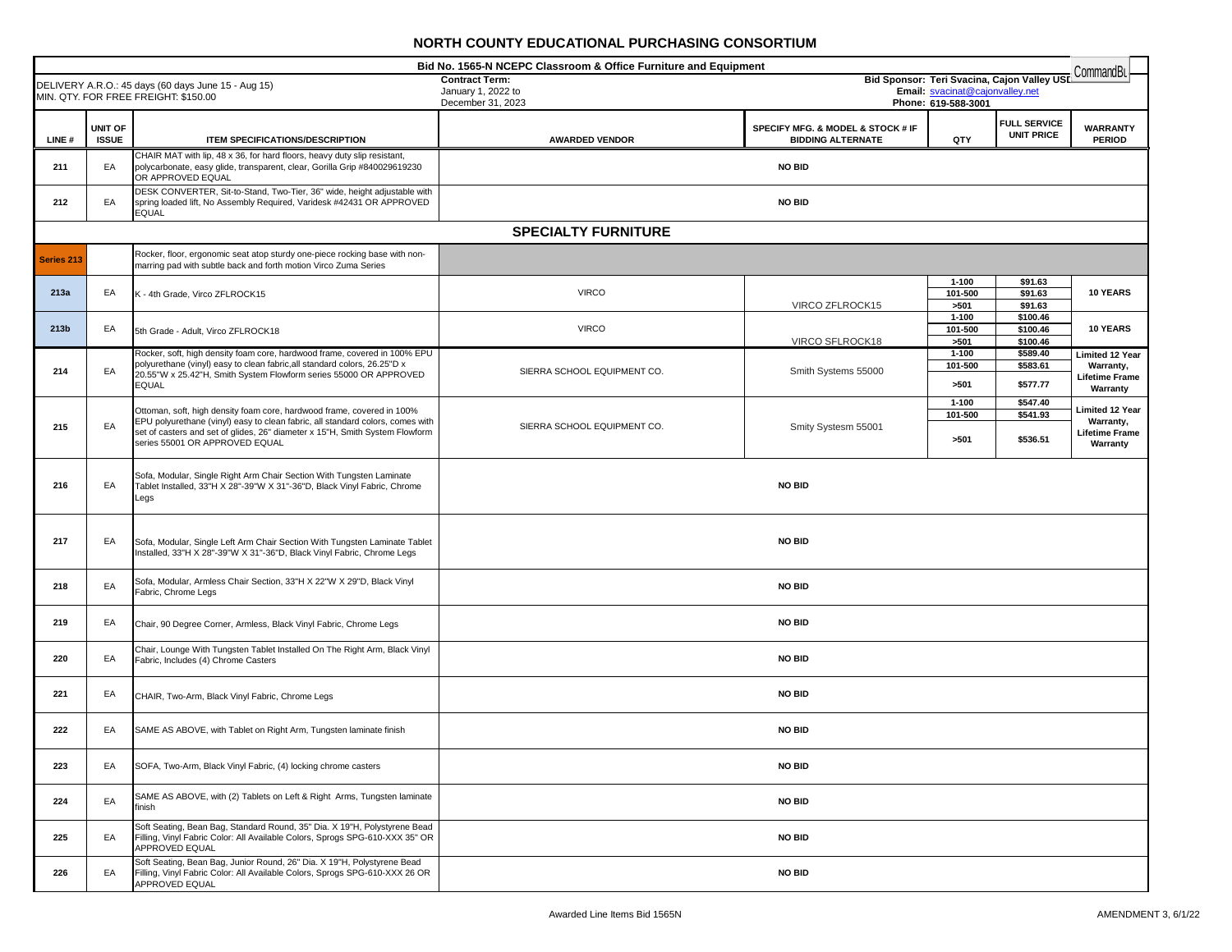# NORTH COUNTY EDUCATIONAL PURCHASING CONSORTIUM

**Bid No. 1565-N NCEPC Classroom & Office Furniture and Equipment**

DELIVERY A.R.O.: 45 days (60 days June 15 - Aug 15)
MIN. QTY. FOR FREE FREIGHT: $150.00

**Contract Term:**
January 1, 2022 to
December 31, 2023

**Bid Sponsor: Teri Svacina, Cajon Valley USD**
**Email:** svacinat@cajonvalley.net
**Phone: 619-588-3001**

| LINE # | UNIT OF ISSUE | ITEM SPECIFICATIONS/DESCRIPTION | AWARDED VENDOR | SPECIFY MFG. & MODEL & STOCK # IF BIDDING ALTERNATE | QTY | FULL SERVICE UNIT PRICE | WARRANTY PERIOD |
|---|---|---|---|---|---|---|---|
| 211 | EA | CHAIR MAT with lip, 48 x 36, for hard floors, heavy duty slip resistant, polycarbonate, easy glide, transparent, clear, Gorilla Grip #840029619230 OR APPROVED EQUAL | NO BID | | | | |
| 212 | EA | DESK CONVERTER, Sit-to-Stand, Two-Tier, 36" wide, height adjustable with spring loaded lift, No Assembly Required, Varidesk #42431 OR APPROVED EQUAL | NO BID | | | | |
| | | **SPECIALTY FURNITURE** | | | | | |
| Series 213 | | Rocker, floor, ergonomic seat atop sturdy one-piece rocking base with non-marring pad with subtle back and forth motion Virco Zuma Series | | | | | |
| 213a | EA | K - 4th Grade, Virco ZFLROCK15 | VIRCO | VIRCO ZFLROCK15 | 1-100 | $91.63 | 10 YEARS |
| | | | | | 101-500 | $91.63 | |
| | | | | | >501 | $91.63 | |
| 213b | EA | 5th Grade - Adult, Virco ZFLROCK18 | VIRCO | VIRCO SFLROCK18 | 1-100 | $100.46 | 10 YEARS |
| | | | | | 101-500 | $100.46 | |
| | | | | | >501 | $100.46 | |
| 214 | EA | Rocker, soft, high density foam core, hardwood frame, covered in 100% EPU polyurethane (vinyl) easy to clean fabric,all standard colors, 26.25"D x 20.55"W x 25.42"H, Smith System Flowform series 55000 OR APPROVED EQUAL | SIERRA SCHOOL EQUIPMENT CO. | Smith Systems 55000 | 1-100 | $589.40 | Limited 12 Year Warranty, Lifetime Frame Warranty |
| | | | | | 101-500 | $583.61 | |
| | | | | | >501 | $577.77 | |
| 215 | EA | Ottoman, soft, high density foam core, hardwood frame, covered in 100% EPU polyurethane (vinyl) easy to clean fabric, all standard colors, comes with set of casters and set of glides, 26" diameter x 15"H, Smith System Flowform series 55001 OR APPROVED EQUAL | SIERRA SCHOOL EQUIPMENT CO. | Smity Systesm 55001 | 1-100 | $547.40 | Limited 12 Year Warranty, Lifetime Frame Warranty |
| | | | | | 101-500 | $541.93 | |
| | | | | | >501 | $536.51 | |
| 216 | EA | Sofa, Modular, Single Right Arm Chair Section With Tungsten Laminate Tablet Installed, 33"H X 28"-39"W X 31"-36"D, Black Vinyl Fabric, Chrome Legs | NO BID | | | | |
| 217 | EA | Sofa, Modular, Single Left Arm Chair Section With Tungsten Laminate Tablet Installed, 33"H X 28"-39"W X 31"-36"D, Black Vinyl Fabric, Chrome Legs | NO BID | | | | |
| 218 | EA | Sofa, Modular, Armless Chair Section, 33"H X 22"W X 29"D, Black Vinyl Fabric, Chrome Legs | NO BID | | | | |
| 219 | EA | Chair, 90 Degree Corner, Armless, Black Vinyl Fabric, Chrome Legs | NO BID | | | | |
| 220 | EA | Chair, Lounge With Tungsten Tablet Installed On The Right Arm, Black Vinyl Fabric, Includes (4) Chrome Casters | NO BID | | | | |
| 221 | EA | CHAIR, Two-Arm, Black Vinyl Fabric, Chrome Legs | NO BID | | | | |
| 222 | EA | SAME AS ABOVE, with Tablet on Right Arm, Tungsten laminate finish | NO BID | | | | |
| 223 | EA | SOFA, Two-Arm, Black Vinyl Fabric, (4) locking chrome casters | NO BID | | | | |
| 224 | EA | SAME AS ABOVE, with (2) Tablets on Left & Right Arms, Tungsten laminate finish | NO BID | | | | |
| 225 | EA | Soft Seating, Bean Bag, Standard Round, 35" Dia. X 19"H, Polystyrene Bead Filling, Vinyl Fabric Color: All Available Colors, Sprogs SPG-610-XXX 35" OR APPROVED EQUAL | NO BID | | | | |
| 226 | EA | Soft Seating, Bean Bag, Junior Round, 26" Dia. X 19"H, Polystyrene Bead Filling, Vinyl Fabric Color: All Available Colors, Sprogs SPG-610-XXX 26 OR APPROVED EQUAL | NO BID | | | | |

Awarded Line Items Bid 1565N

AMENDMENT 3, 6/1/22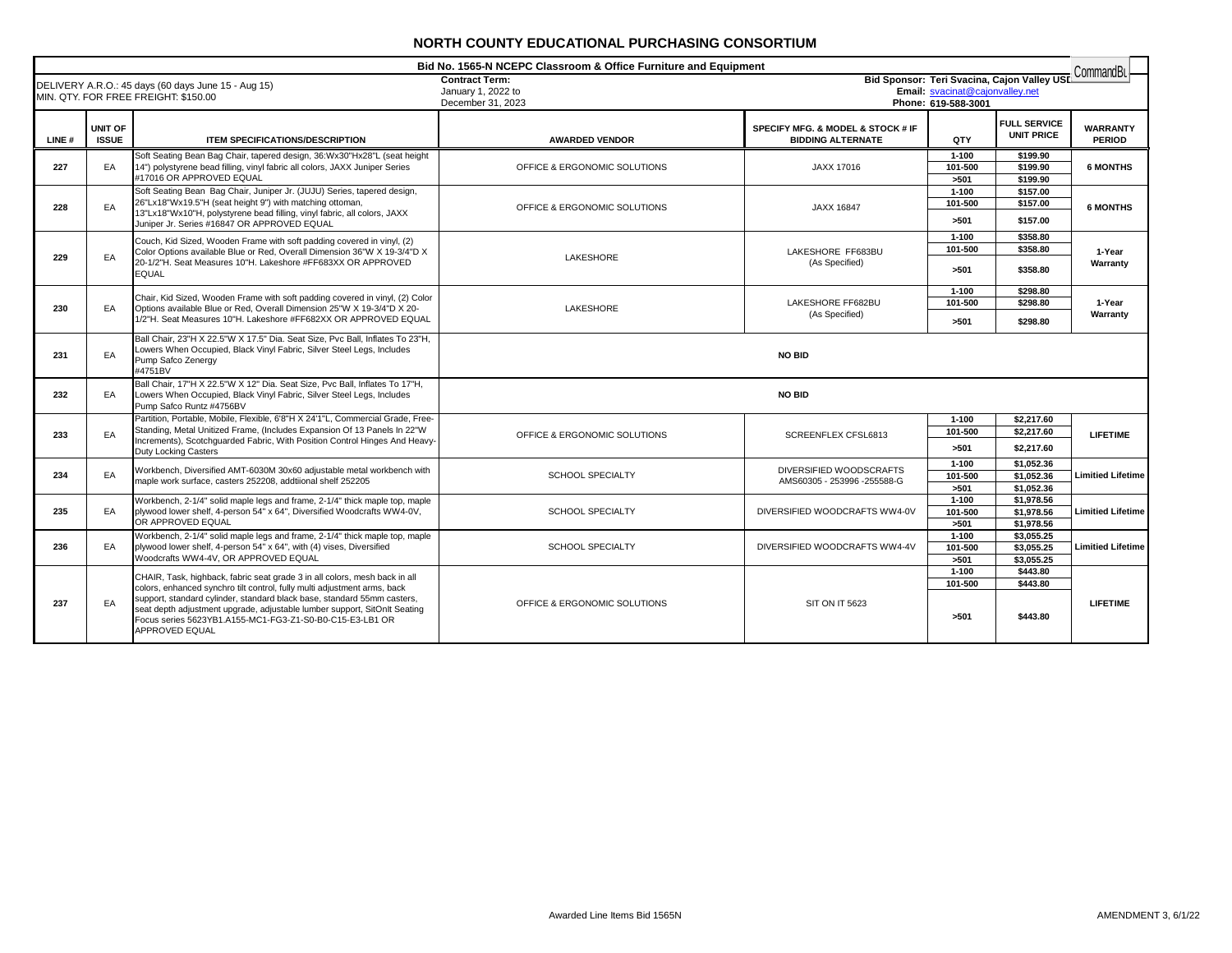# NORTH COUNTY EDUCATIONAL PURCHASING CONSORTIUM

**Bid No. 1565-N NCEPC Classroom & Office Furniture and Equipment**

DELIVERY A.R.O.: 45 days (60 days June 15 - Aug 15)
MIN. QTY. FOR FREE FREIGHT: $150.00

**Contract Term:**
January 1, 2022 to
December 31, 2023

**Bid Sponsor: Teri Svacina, Cajon Valley USD**
**Email:** svacinat@cajonvalley.net
**Phone: 619-588-3001**

CommandBu

| LINE # | UNIT OF ISSUE | ITEM SPECIFICATIONS/DESCRIPTION | AWARDED VENDOR | SPECIFY MFG. & MODEL & STOCK # IF BIDDING ALTERNATE | QTY | FULL SERVICE UNIT PRICE | WARRANTY PERIOD |
|---|---|---|---|---|---|---|---|
| 227 | EA | Soft Seating Bean Bag Chair, tapered design, 36:Wx30"Hx28"L (seat height 14") polystyrene bead filling, vinyl fabric all colors, JAXX Juniper Series #17016 OR APPROVED EQUAL | OFFICE & ERGONOMIC SOLUTIONS | JAXX 17016 | 1-100 | $199.90 | 6 MONTHS |
| | | | | | 101-500 | $199.90 | |
| | | | | | >501 | $199.90 | |
| 228 | EA | Soft Seating Bean Bag Chair, Juniper Jr. (JUJU) Series, tapered design, 26"Lx18"Wx19.5"H (seat height 9") with matching ottoman, 13"Lx18"Wx10"H, polystyrene bead filling, vinyl fabric, all colors, JAXX Juniper Jr. Series #16847 OR APPROVED EQUAL | OFFICE & ERGONOMIC SOLUTIONS | JAXX 16847 | 1-100 | $157.00 | 6 MONTHS |
| | | | | | 101-500 | $157.00 | |
| | | | | | >501 | $157.00 | |
| 229 | EA | Couch, Kid Sized, Wooden Frame with soft padding covered in vinyl, (2) Color Options available Blue or Red, Overall Dimension 36"W X 19-3/4"D X 20-1/2"H. Seat Measures 10"H. Lakeshore #FF683XX OR APPROVED EQUAL | LAKESHORE | LAKESHORE FF683BU (As Specified) | 1-100 | $358.80 | 1-Year Warranty |
| | | | | | 101-500 | $358.80 | |
| | | | | | >501 | $358.80 | |
| 230 | EA | Chair, Kid Sized, Wooden Frame with soft padding covered in vinyl, (2) Color Options available Blue or Red, Overall Dimension 25"W X 19-3/4"D X 20-1/2"H. Seat Measures 10"H. Lakeshore #FF682XX OR APPROVED EQUAL | LAKESHORE | LAKESHORE FF682BU (As Specified) | 1-100 | $298.80 | 1-Year Warranty |
| | | | | | 101-500 | $298.80 | |
| | | | | | >501 | $298.80 | |
| 231 | EA | Ball Chair, 23"H X 22.5"W X 17.5" Dia. Seat Size, Pvc Ball, Inflates To 23"H, Lowers When Occupied, Black Vinyl Fabric, Silver Steel Legs, Includes Pump Safco Zenergy #4751BV | NO BID | | | | |
| 232 | EA | Ball Chair, 17"H X 22.5"W X 12" Dia. Seat Size, Pvc Ball, Inflates To 17"H, Lowers When Occupied, Black Vinyl Fabric, Silver Steel Legs, Includes Pump Safco Runtz #4756BV | NO BID | | | | |
| 233 | EA | Partition, Portable, Mobile, Flexible, 6'8"H X 24'1"L, Commercial Grade, Free-Standing, Metal Unitized Frame, (Includes Expansion Of 13 Panels In 22"W Increments), Scotchguarded Fabric, With Position Control Hinges And Heavy-Duty Locking Casters | OFFICE & ERGONOMIC SOLUTIONS | SCREENFLEX CFSL6813 | 1-100 | $2,217.60 | LIFETIME |
| | | | | | 101-500 | $2,217.60 | |
| | | | | | >501 | $2,217.60 | |
| 234 | EA | Workbench, Diversified AMT-6030M 30x60 adjustable metal workbench with maple work surface, casters 252208, addtiional shelf 252205 | SCHOOL SPECIALTY | DIVERSIFIED WOODSCRAFTS AMS60305 - 253996 -255588-G | 1-100 | $1,052.36 | Limitied Lifetime |
| | | | | | 101-500 | $1,052.36 | |
| | | | | | >501 | $1,052.36 | |
| 235 | EA | Workbench, 2-1/4" solid maple legs and frame, 2-1/4" thick maple top, maple plywood lower shelf, 4-person 54" x 64", Diversified Woodcrafts WW4-0V, OR APPROVED EQUAL | SCHOOL SPECIALTY | DIVERSIFIED WOODCRAFTS WW4-0V | 1-100 | $1,978.56 | Limitied Lifetime |
| | | | | | 101-500 | $1,978.56 | |
| | | | | | >501 | $1,978.56 | |
| 236 | EA | Workbench, 2-1/4" solid maple legs and frame, 2-1/4" thick maple top, maple plywood lower shelf, 4-person 54" x 64", with (4) vises, Diversified Woodcrafts WW4-4V, OR APPROVED EQUAL | SCHOOL SPECIALTY | DIVERSIFIED WOODCRAFTS WW4-4V | 1-100 | $3,055.25 | Limitied Lifetime |
| | | | | | 101-500 | $3,055.25 | |
| | | | | | >501 | $3,055.25 | |
| 237 | EA | CHAIR, Task, highback, fabric seat grade 3 in all colors, mesh back in all colors, enhanced synchro tilt control, fully multi adjustment arms, back support, standard cylinder, standard black base, standard 55mm casters, seat depth adjustment upgrade, adjustable lumber support, SitOnIt Seating Focus series 5623YB1.A155-MC1-FG3-Z1-S0-B0-C15-E3-LB1 OR APPROVED EQUAL | OFFICE & ERGONOMIC SOLUTIONS | SIT ON IT 5623 | 1-100 | $443.80 | LIFETIME |
| | | | | | 101-500 | $443.80 | |
| | | | | | >501 | $443.80 | |

Awarded Line Items Bid 1565N

AMENDMENT 3, 6/1/22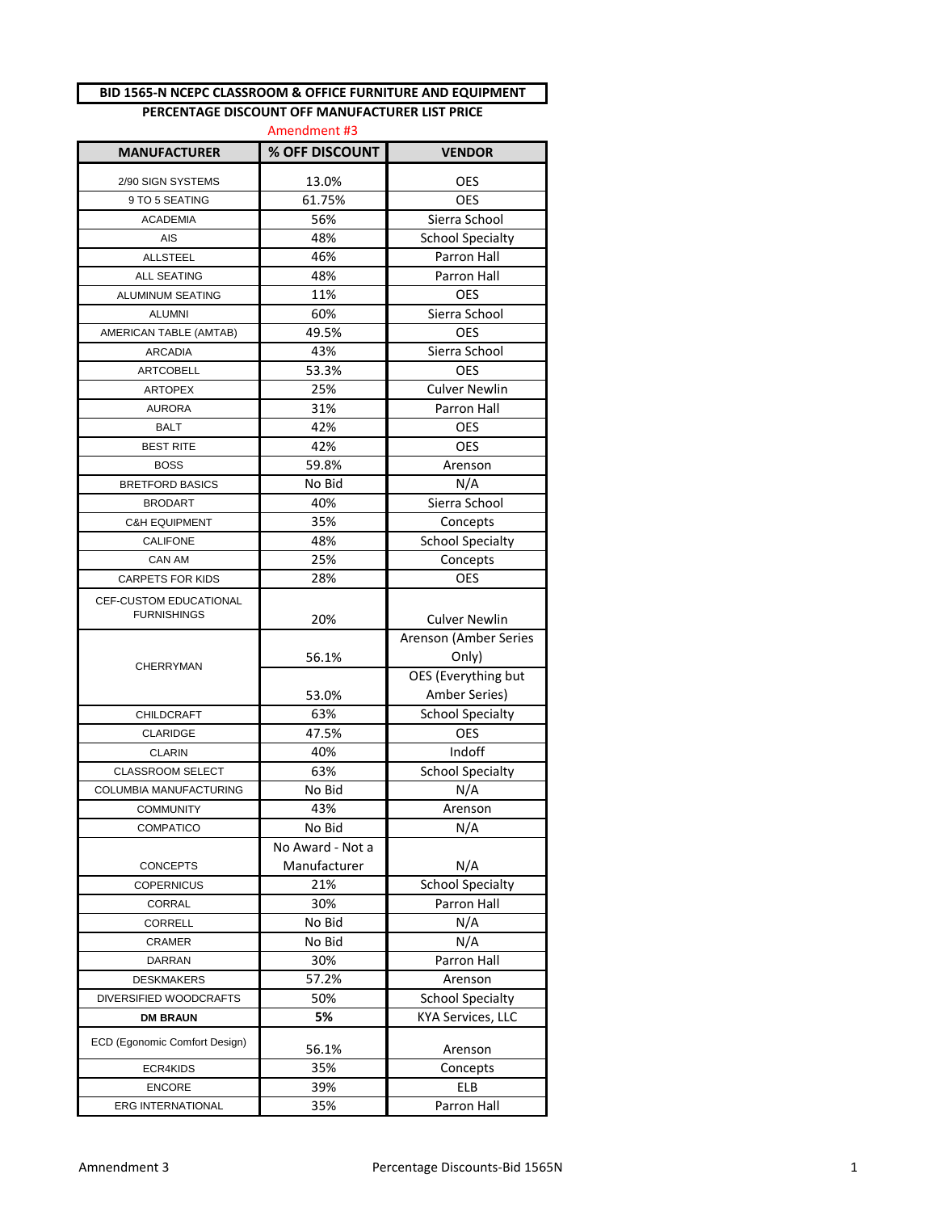**BID 1565-N NCEPC CLASSROOM & OFFICE FURNITURE AND EQUIPMENT**

**PERCENTAGE DISCOUNT OFF MANUFACTURER LIST PRICE**

Amendment #3

| MANUFACTURER | % OFF DISCOUNT | VENDOR |
|---|---|---|
| 2/90 SIGN SYSTEMS | 13.0% | OES |
| 9 TO 5 SEATING | 61.75% | OES |
| ACADEMIA | 56% | Sierra School |
| AIS | 48% | School Specialty |
| ALLSTEEL | 46% | Parron Hall |
| ALL SEATING | 48% | Parron Hall |
| ALUMINUM SEATING | 11% | OES |
| ALUMNI | 60% | Sierra School |
| AMERICAN TABLE (AMTAB) | 49.5% | OES |
| ARCADIA | 43% | Sierra School |
| ARTCOBELL | 53.3% | OES |
| ARTOPEX | 25% | Culver Newlin |
| AURORA | 31% | Parron Hall |
| BALT | 42% | OES |
| BEST RITE | 42% | OES |
| BOSS | 59.8% | Arenson |
| BRETFORD BASICS | No Bid | N/A |
| BRODART | 40% | Sierra School |
| C&H EQUIPMENT | 35% | Concepts |
| CALIFONE | 48% | School Specialty |
| CAN AM | 25% | Concepts |
| CARPETS FOR KIDS | 28% | OES |
| CEF-CUSTOM EDUCATIONAL FURNISHINGS | 20% | Culver Newlin |
| CHERRYMAN | 56.1% | Arenson (Amber Series Only) |
| | 53.0% | OES (Everything but Amber Series) |
| CHILDCRAFT | 63% | School Specialty |
| CLARIDGE | 47.5% | OES |
| CLARIN | 40% | Indoff |
| CLASSROOM SELECT | 63% | School Specialty |
| COLUMBIA MANUFACTURING | No Bid | N/A |
| COMMUNITY | 43% | Arenson |
| COMPATICO | No Bid | N/A |
| CONCEPTS | No Award - Not a Manufacturer | N/A |
| COPERNICUS | 21% | School Specialty |
| CORRAL | 30% | Parron Hall |
| CORRELL | No Bid | N/A |
| CRAMER | No Bid | N/A |
| DARRAN | 30% | Parron Hall |
| DESKMAKERS | 57.2% | Arenson |
| DIVERSIFIED WOODCRAFTS | 50% | School Specialty |
| **DM BRAUN** | **5%** | KYA Services, LLC |
| ECD (Egonomic Comfort Design) | 56.1% | Arenson |
| ECR4KIDS | 35% | Concepts |
| ENCORE | 39% | ELB |
| ERG INTERNATIONAL | 35% | Parron Hall |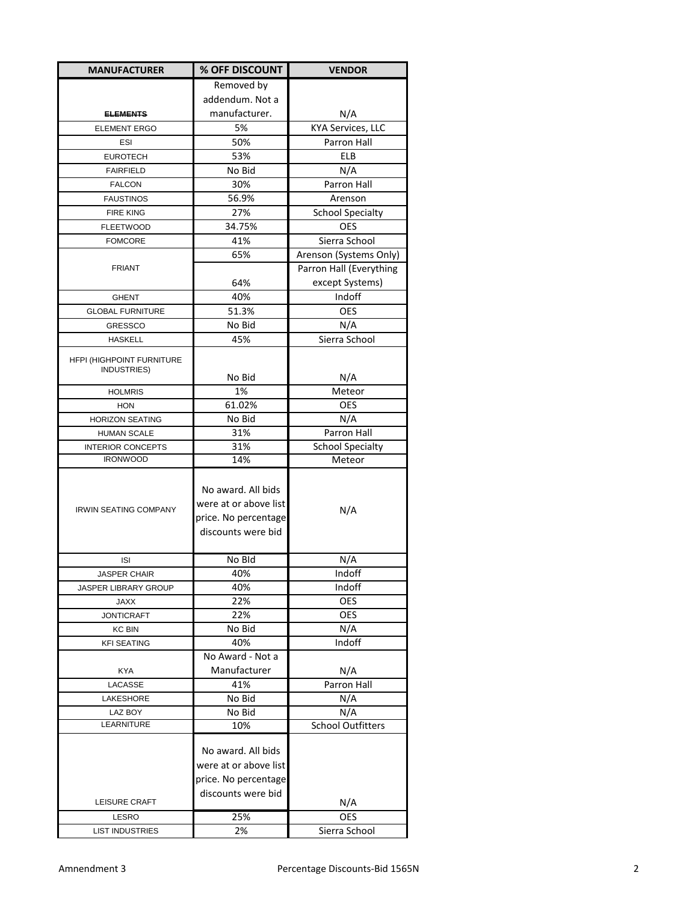| MANUFACTURER | % OFF DISCOUNT | VENDOR |
|---|---|---|
| ~~ELEMENTS~~ | Removed by addendum. Not a manufacturer. | N/A |
| ELEMENT ERGO | 5% | KYA Services, LLC |
| ESI | 50% | Parron Hall |
| EUROTECH | 53% | ELB |
| FAIRFIELD | No Bid | N/A |
| FALCON | 30% | Parron Hall |
| FAUSTINOS | 56.9% | Arenson |
| FIRE KING | 27% | School Specialty |
| FLEETWOOD | 34.75% | OES |
| FOMCORE | 41% | Sierra School |
| FRIANT | 65% | Arenson (Systems Only) |
| | 64% | Parron Hall (Everything except Systems) |
| GHENT | 40% | Indoff |
| GLOBAL FURNITURE | 51.3% | OES |
| GRESSCO | No Bid | N/A |
| HASKELL | 45% | Sierra School |
| HFPI (HIGHPOINT FURNITURE INDUSTRIES) | No Bid | N/A |
| HOLMRIS | 1% | Meteor |
| HON | 61.02% | OES |
| HORIZON SEATING | No Bid | N/A |
| HUMAN SCALE | 31% | Parron Hall |
| INTERIOR CONCEPTS | 31% | School Specialty |
| IRONWOOD | 14% | Meteor |
| IRWIN SEATING COMPANY | No award. All bids were at or above list price. No percentage discounts were bid | N/A |
| ISI | No BId | N/A |
| JASPER CHAIR | 40% | Indoff |
| JASPER LIBRARY GROUP | 40% | Indoff |
| JAXX | 22% | OES |
| JONTICRAFT | 22% | OES |
| KC BIN | No Bid | N/A |
| KFI SEATING | 40% | Indoff |
| KYA | No Award - Not a Manufacturer | N/A |
| LACASSE | 41% | Parron Hall |
| LAKESHORE | No Bid | N/A |
| LAZ BOY | No Bid | N/A |
| LEARNITURE | 10% | School Outfitters |
| LEISURE CRAFT | No award. All bids were at or above list price. No percentage discounts were bid | N/A |
| LESRO | 25% | OES |
| LIST INDUSTRIES | 2% | Sierra School |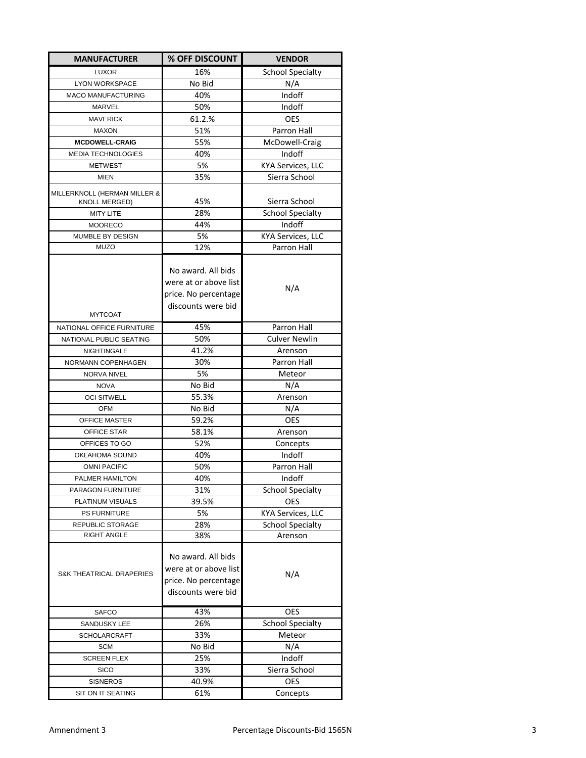| MANUFACTURER | % OFF DISCOUNT | VENDOR |
|---|---|---|
| LUXOR | 16% | School Specialty |
| LYON WORKSPACE | No Bid | N/A |
| MACO MANUFACTURING | 40% | Indoff |
| MARVEL | 50% | Indoff |
| MAVERICK | 61.2.% | OES |
| MAXON | 51% | Parron Hall |
| **MCDOWELL-CRAIG** | 55% | McDowell-Craig |
| MEDIA TECHNOLOGIES | 40% | Indoff |
| METWEST | 5% | KYA Services, LLC |
| MIEN | 35% | Sierra School |
| MILLERKNOLL (HERMAN MILLER & KNOLL MERGED) | 45% | Sierra School |
| MITY LITE | 28% | School Specialty |
| MOORECO | 44% | Indoff |
| MUMBLE BY DESIGN | 5% | KYA Services, LLC |
| MUZO | 12% | Parron Hall |
| MYTCOAT | No award. All bids were at or above list price. No percentage discounts were bid | N/A |
| NATIONAL OFFICE FURNITURE | 45% | Parron Hall |
| NATIONAL PUBLIC SEATING | 50% | Culver Newlin |
| NIGHTINGALE | 41.2% | Arenson |
| NORMANN COPENHAGEN | 30% | Parron Hall |
| NORVA NIVEL | 5% | Meteor |
| NOVA | No Bid | N/A |
| OCI SITWELL | 55.3% | Arenson |
| OFM | No Bid | N/A |
| OFFICE MASTER | 59.2% | OES |
| OFFICE STAR | 58.1% | Arenson |
| OFFICES TO GO | 52% | Concepts |
| OKLAHOMA SOUND | 40% | Indoff |
| OMNI PACIFIC | 50% | Parron Hall |
| PALMER HAMILTON | 40% | Indoff |
| PARAGON FURNITURE | 31% | School Specialty |
| PLATINUM VISUALS | 39.5% | OES |
| PS FURNITURE | 5% | KYA Services, LLC |
| REPUBLIC STORAGE | 28% | School Specialty |
| RIGHT ANGLE | 38% | Arenson |
| S&K THEATRICAL DRAPERIES | No award. All bids were at or above list price. No percentage discounts were bid | N/A |
| SAFCO | 43% | OES |
| SANDUSKY LEE | 26% | School Specialty |
| SCHOLARCRAFT | 33% | Meteor |
| SCM | No Bid | N/A |
| SCREEN FLEX | 25% | Indoff |
| SICO | 33% | Sierra School |
| SISNEROS | 40.9% | OES |
| SIT ON IT SEATING | 61% | Concepts |

Amnendment 3 Percentage Discounts-Bid 1565N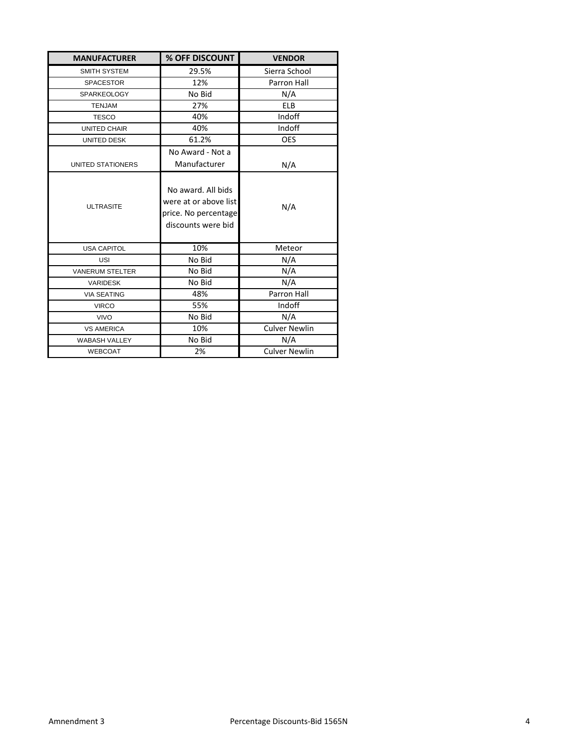| MANUFACTURER | % OFF DISCOUNT | VENDOR |
|---|---|---|
| SMITH SYSTEM | 29.5% | Sierra School |
| SPACESTOR | 12% | Parron Hall |
| SPARKEOLOGY | No Bid | N/A |
| TENJAM | 27% | ELB |
| TESCO | 40% | Indoff |
| UNITED CHAIR | 40% | Indoff |
| UNITED DESK | 61.2% | OES |
| UNITED STATIONERS | No Award - Not a Manufacturer | N/A |
| ULTRASITE | No award. All bids were at or above list price. No percentage discounts were bid | N/A |
| USA CAPITOL | 10% | Meteor |
| USI | No Bid | N/A |
| VANERUM STELTER | No Bid | N/A |
| VARIDESK | No Bid | N/A |
| VIA SEATING | 48% | Parron Hall |
| VIRCO | 55% | Indoff |
| VIVO | No Bid | N/A |
| VS AMERICA | 10% | Culver Newlin |
| WABASH VALLEY | No Bid | N/A |
| WEBCOAT | 2% | Culver Newlin |